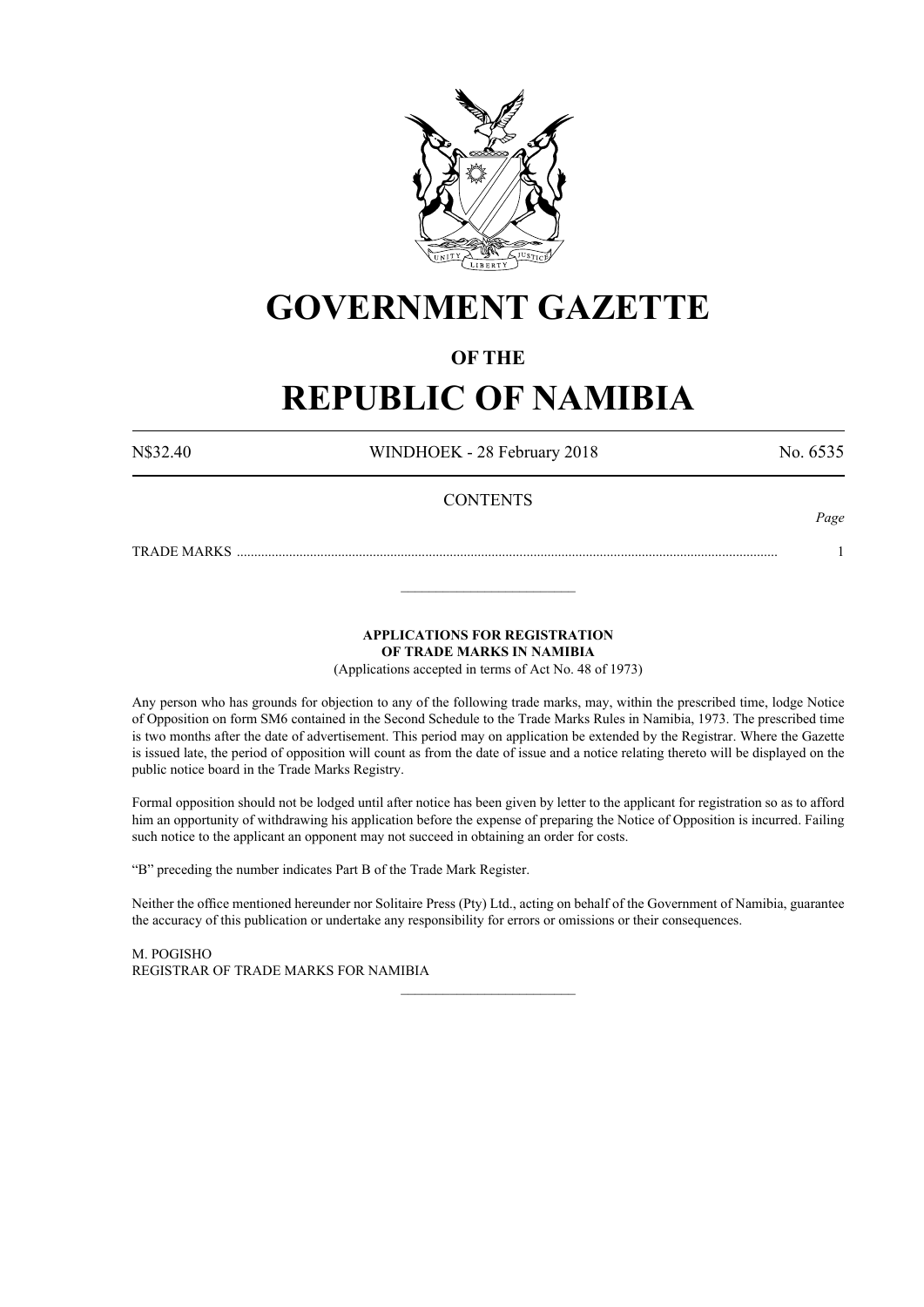# GOVERNMENT GAZETTE

## OF THE

# REPUBLIC OF NAMIBIA

N$32.40 WINDHOEK - 28 February 2018 No. 6535

CONTENTS

| | *Page* |
|---|---|
| TRADE MARKS ........................................................................................................................................................ | 1 |

---

**APPLICATIONS FOR REGISTRATION OF TRADE MARKS IN NAMIBIA**

(Applications accepted in terms of Act No. 48 of 1973)

Any person who has grounds for objection to any of the following trade marks, may, within the prescribed time, lodge Notice of Opposition on form SM6 contained in the Second Schedule to the Trade Marks Rules in Namibia, 1973. The prescribed time is two months after the date of advertisement. This period may on application be extended by the Registrar. Where the Gazette is issued late, the period of opposition will count as from the date of issue and a notice relating thereto will be displayed on the public notice board in the Trade Marks Registry.

Formal opposition should not be lodged until after notice has been given by letter to the applicant for registration so as to afford him an opportunity of withdrawing his application before the expense of preparing the Notice of Opposition is incurred. Failing such notice to the applicant an opponent may not succeed in obtaining an order for costs.

"B" preceding the number indicates Part B of the Trade Mark Register.

Neither the office mentioned hereunder nor Solitaire Press (Pty) Ltd., acting on behalf of the Government of Namibia, guarantee the accuracy of this publication or undertake any responsibility for errors or omissions or their consequences.

M. POGISHO
REGISTRAR OF TRADE MARKS FOR NAMIBIA

---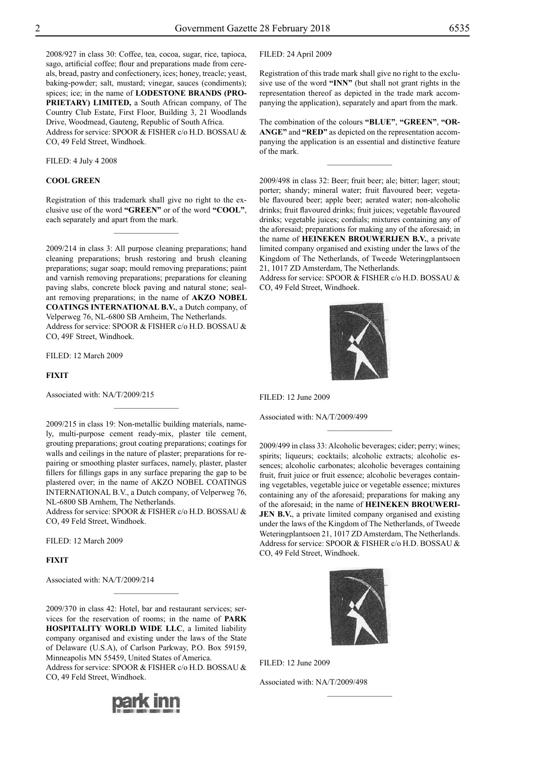2008/927 in class 30: Coffee, tea, cocoa, sugar, rice, tapioca, sago, artificial coffee; flour and preparations made from cereals, bread, pastry and confectionery, ices; honey, treacle; yeast, baking-powder; salt, mustard; vinegar, sauces (condiments); spices; ice; in the name of **LODESTONE BRANDS (PROPRIETARY) LIMITED,** a South African company, of The Country Club Estate, First Floor, Building 3, 21 Woodlands Drive, Woodmead, Gauteng, Republic of South Africa.
Address for service: SPOOR & FISHER c/o H.D. BOSSAU & CO, 49 Feld Street, Windhoek.

FILED: 4 July 4 2008

**COOL GREEN**

Registration of this trademark shall give no right to the exclusive use of the word **"GREEN"** or of the word **"COOL"**, each separately and apart from the mark.

---

2009/214 in class 3: All purpose cleaning preparations; hand cleaning preparations; brush restoring and brush cleaning preparations; sugar soap; mould removing preparations; paint and varnish removing preparations; preparations for cleaning paving slabs, concrete block paving and natural stone; sealant removing preparations; in the name of **AKZO NOBEL COATINGS INTERNATIONAL B.V.**, a Dutch company, of Velperweg 76, NL-6800 SB Arnheim, The Netherlands.
Address for service: SPOOR & FISHER c/o H.D. BOSSAU & CO, 49F Street, Windhoek.

FILED: 12 March 2009

**FIXIT**

Associated with: NA/T/2009/215

---

2009/215 in class 19: Non-metallic building materials, namely, multi-purpose cement ready-mix, plaster tile cement, grouting preparations; grout coating preparations; coatings for walls and ceilings in the nature of plaster; preparations for repairing or smoothing plaster surfaces, namely, plaster, plaster fillers for fillings gaps in any surface preparing the gap to be plastered over; in the name of AKZO NOBEL COATINGS INTERNATIONAL B.V., a Dutch company, of Velperweg 76, NL-6800 SB Arnhem, The Netherlands.
Address for service: SPOOR & FISHER c/o H.D. BOSSAU & CO, 49 Feld Street, Windhoek.

FILED: 12 March 2009

**FIXIT**

Associated with: NA/T/2009/214

---

2009/370 in class 42: Hotel, bar and restaurant services; services for the reservation of rooms; in the name of **PARK HOSPITALITY WORLD WIDE LLC**, a limited liability company organised and existing under the laws of the State of Delaware (U.S.A), of Carlson Parkway, P.O. Box 59159, Minneapolis MN 55459, United States of America.
Address for service: SPOOR & FISHER c/o H.D. BOSSAU & CO, 49 Feld Street, Windhoek.

park inn

FILED: 24 April 2009

Registration of this trade mark shall give no right to the exclusive use of the word **"INN"** (but shall not grant rights in the representation thereof as depicted in the trade mark accompanying the application), separately and apart from the mark.

The combination of the colours **"BLUE"**, **"GREEN"**, **"ORANGE"** and **"RED"** as depicted on the representation accompanying the application is an essential and distinctive feature of the mark.

---

2009/498 in class 32: Beer; fruit beer; ale; bitter; lager; stout; porter; shandy; mineral water; fruit flavoured beer; vegetable flavoured beer; apple beer; aerated water; non-alcoholic drinks; fruit flavoured drinks; fruit juices; vegetable flavoured drinks; vegetable juices; cordials; mixtures containing any of the aforesaid; preparations for making any of the aforesaid; in the name of **HEINEKEN BROUWERIJEN B.V.**, a private limited company organised and existing under the laws of the Kingdom of The Netherlands, of Tweede Weteringplantsoen 21, 1017 ZD Amsterdam, The Netherlands.
Address for service: SPOOR & FISHER c/o H.D. BOSSAU & CO, 49 Feld Street, Windhoek.

FILED: 12 June 2009

Associated with: NA/T/2009/499

---

2009/499 in class 33: Alcoholic beverages; cider; perry; wines; spirits; liqueurs; cocktails; alcoholic extracts; alcoholic essences; alcoholic carbonates; alcoholic beverages containing fruit, fruit juice or fruit essence; alcoholic beverages containing vegetables, vegetable juice or vegetable essence; mixtures containing any of the aforesaid; preparations for making any of the aforesaid; in the name of **HEINEKEN BROUWERIJEN B.V.**, a private limited company organised and existing under the laws of the Kingdom of The Netherlands, of Tweede Weteringplantsoen 21, 1017 ZD Amsterdam, The Netherlands.
Address for service: SPOOR & FISHER c/o H.D. BOSSAU & CO, 49 Feld Street, Windhoek.

FILED: 12 June 2009

Associated with: NA/T/2009/498

---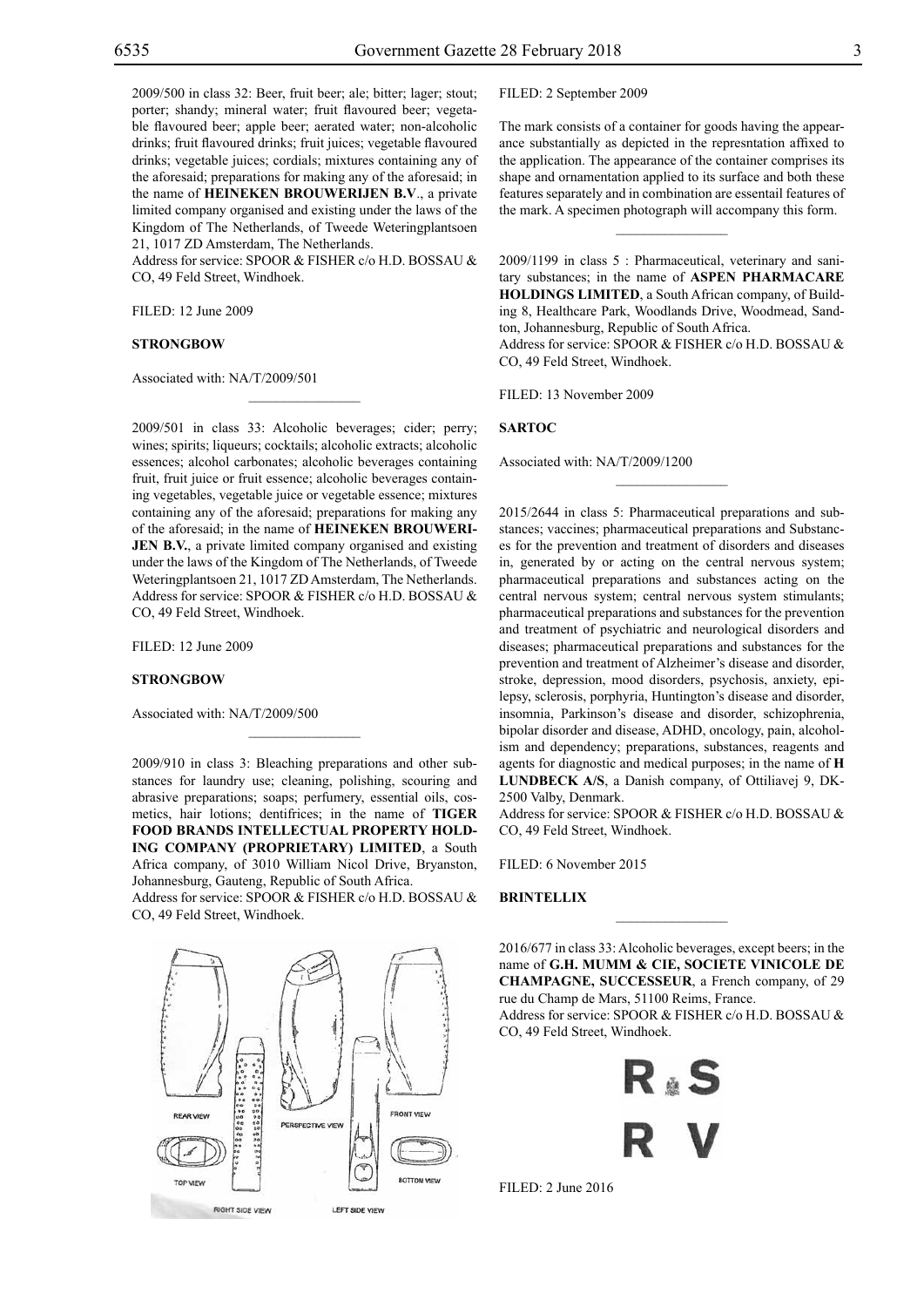2009/500 in class 32: Beer, fruit beer; ale; bitter; lager; stout; porter; shandy; mineral water; fruit flavoured beer; vegetable flavoured beer; apple beer; aerated water; non-alcoholic drinks; fruit flavoured drinks; fruit juices; vegetable flavoured drinks; vegetable juices; cordials; mixtures containing any of the aforesaid; preparations for making any of the aforesaid; in the name of **HEINEKEN BROUWERIJEN B.V**., a private limited company organised and existing under the laws of the Kingdom of The Netherlands, of Tweede Weteringplantsoen 21, 1017 ZD Amsterdam, The Netherlands.
Address for service: SPOOR & FISHER c/o H.D. BOSSAU & CO, 49 Feld Street, Windhoek.

FILED: 12 June 2009

**STRONGBOW**

Associated with: NA/T/2009/501

---

2009/501 in class 33: Alcoholic beverages; cider; perry; wines; spirits; liqueurs; cocktails; alcoholic extracts; alcoholic essences; alcohol carbonates; alcoholic beverages containing fruit, fruit juice or fruit essence; alcoholic beverages containing vegetables, vegetable juice or vegetable essence; mixtures containing any of the aforesaid; preparations for making any of the aforesaid; in the name of **HEINEKEN BROUWERIJEN B.V.**, a private limited company organised and existing under the laws of the Kingdom of The Netherlands, of Tweede Weteringplantsoen 21, 1017 ZD Amsterdam, The Netherlands.
Address for service: SPOOR & FISHER c/o H.D. BOSSAU & CO, 49 Feld Street, Windhoek.

FILED: 12 June 2009

**STRONGBOW**

Associated with: NA/T/2009/500

---

2009/910 in class 3: Bleaching preparations and other substances for laundry use; cleaning, polishing, scouring and abrasive preparations; soaps; perfumery, essential oils, cosmetics, hair lotions; dentifrices; in the name of **TIGER FOOD BRANDS INTELLECTUAL PROPERTY HOLDING COMPANY (PROPRIETARY) LIMITED**, a South Africa company, of 3010 William Nicol Drive, Bryanston, Johannesburg, Gauteng, Republic of South Africa.
Address for service: SPOOR & FISHER c/o H.D. BOSSAU & CO, 49 Feld Street, Windhoek.

REAR VIEW PERSPECTIVE VIEW FRONT VIEW TOP VIEW BOTTOM VIEW RIGHT SIDE VIEW LEFT SIDE VIEW

FILED: 2 September 2009

The mark consists of a container for goods having the appearance substantially as depicted in the represntation affixed to the application. The appearance of the container comprises its shape and ornamentation applied to its surface and both these features separately and in combination are essentail features of the mark. A specimen photograph will accompany this form.

---

2009/1199 in class 5 : Pharmaceutical, veterinary and sanitary substances; in the name of **ASPEN PHARMACARE HOLDINGS LIMITED**, a South African company, of Building 8, Healthcare Park, Woodlands Drive, Woodmead, Sandton, Johannesburg, Republic of South Africa.
Address for service: SPOOR & FISHER c/o H.D. BOSSAU & CO, 49 Feld Street, Windhoek.

FILED: 13 November 2009

**SARTOC**

Associated with: NA/T/2009/1200

---

2015/2644 in class 5: Pharmaceutical preparations and substances; vaccines; pharmaceutical preparations and Substances for the prevention and treatment of disorders and diseases in, generated by or acting on the central nervous system; pharmaceutical preparations and substances acting on the central nervous system; central nervous system stimulants; pharmaceutical preparations and substances for the prevention and treatment of psychiatric and neurological disorders and diseases; pharmaceutical preparations and substances for the prevention and treatment of Alzheimer's disease and disorder, stroke, depression, mood disorders, psychosis, anxiety, epilepsy, sclerosis, porphyria, Huntington's disease and disorder, insomnia, Parkinson's disease and disorder, schizophrenia, bipolar disorder and disease, ADHD, oncology, pain, alcoholism and dependency; preparations, substances, reagents and agents for diagnostic and medical purposes; in the name of **H LUNDBECK A/S**, a Danish company, of Ottiliavej 9, DK-2500 Valby, Denmark.
Address for service: SPOOR & FISHER c/o H.D. BOSSAU & CO, 49 Feld Street, Windhoek.

FILED: 6 November 2015

**BRINTELLIX**

---

2016/677 in class 33: Alcoholic beverages, except beers; in the name of **G.H. MUMM & CIE, SOCIETE VINICOLE DE CHAMPAGNE, SUCCESSEUR**, a French company, of 29 rue du Champ de Mars, 51100 Reims, France.
Address for service: SPOOR & FISHER c/o H.D. BOSSAU & CO, 49 Feld Street, Windhoek.

R S
R V

FILED: 2 June 2016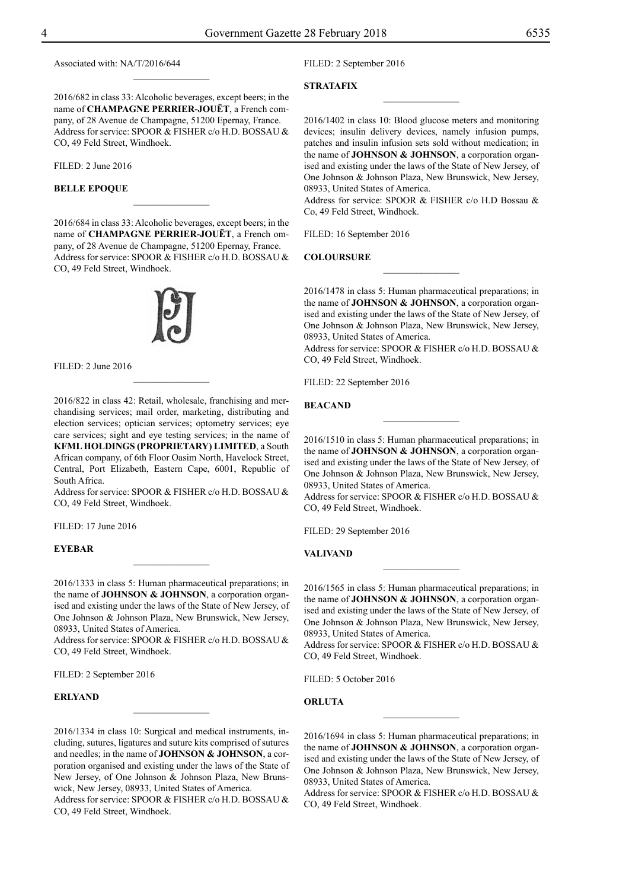Associated with: NA/T/2016/644

---

2016/682 in class 33: Alcoholic beverages, except beers; in the name of **CHAMPAGNE PERRIER-JOUËT**, a French company, of 28 Avenue de Champagne, 51200 Epernay, France. Address for service: SPOOR & FISHER c/o H.D. BOSSAU & CO, 49 Feld Street, Windhoek.

FILED: 2 June 2016

**BELLE EPOQUE**

---

2016/684 in class 33: Alcoholic beverages, except beers; in the name of **CHAMPAGNE PERRIER-JOUËT**, a French ompany, of 28 Avenue de Champagne, 51200 Epernay, France. Address for service: SPOOR & FISHER c/o H.D. BOSSAU & CO, 49 Feld Street, Windhoek.

FILED: 2 June 2016

---

2016/822 in class 42: Retail, wholesale, franchising and merchandising services; mail order, marketing, distributing and election services; optician services; optometry services; eye care services; sight and eye testing services; in the name of **KFML HOLDINGS (PROPRIETARY) LIMITED**, a South African company, of 6th Floor Oasim North, Havelock Street, Central, Port Elizabeth, Eastern Cape, 6001, Republic of South Africa.
Address for service: SPOOR & FISHER c/o H.D. BOSSAU & CO, 49 Feld Street, Windhoek.

FILED: 17 June 2016

**EYEBAR**

---

2016/1333 in class 5: Human pharmaceutical preparations; in the name of **JOHNSON & JOHNSON**, a corporation organised and existing under the laws of the State of New Jersey, of One Johnson & Johnson Plaza, New Brunswick, New Jersey, 08933, United States of America.
Address for service: SPOOR & FISHER c/o H.D. BOSSAU & CO, 49 Feld Street, Windhoek.

FILED: 2 September 2016

**ERLYAND**

---

2016/1334 in class 10: Surgical and medical instruments, including, sutures, ligatures and suture kits comprised of sutures and needles; in the name of **JOHNSON & JOHNSON**, a corporation organised and existing under the laws of the State of New Jersey, of One Johnson & Johnson Plaza, New Brunswick, New Jersey, 08933, United States of America.
Address for service: SPOOR & FISHER c/o H.D. BOSSAU & CO, 49 Feld Street, Windhoek.

FILED: 2 September 2016

**STRATAFIX**

---

2016/1402 in class 10: Blood glucose meters and monitoring devices; insulin delivery devices, namely infusion pumps, patches and insulin infusion sets sold without medication; in the name of **JOHNSON & JOHNSON**, a corporation organised and existing under the laws of the State of New Jersey, of One Johnson & Johnson Plaza, New Brunswick, New Jersey, 08933, United States of America.
Address for service: SPOOR & FISHER c/o H.D Bossau & Co, 49 Feld Street, Windhoek.

FILED: 16 September 2016

**COLOURSURE**

---

2016/1478 in class 5: Human pharmaceutical preparations; in the name of **JOHNSON & JOHNSON**, a corporation organised and existing under the laws of the State of New Jersey, of One Johnson & Johnson Plaza, New Brunswick, New Jersey, 08933, United States of America.
Address for service: SPOOR & FISHER c/o H.D. BOSSAU & CO, 49 Feld Street, Windhoek.

FILED: 22 September 2016

**BEACAND**

---

2016/1510 in class 5: Human pharmaceutical preparations; in the name of **JOHNSON & JOHNSON**, a corporation organised and existing under the laws of the State of New Jersey, of One Johnson & Johnson Plaza, New Brunswick, New Jersey, 08933, United States of America.
Address for service: SPOOR & FISHER c/o H.D. BOSSAU & CO, 49 Feld Street, Windhoek.

FILED: 29 September 2016

**VALIVAND**

---

2016/1565 in class 5: Human pharmaceutical preparations; in the name of **JOHNSON & JOHNSON**, a corporation organised and existing under the laws of the State of New Jersey, of One Johnson & Johnson Plaza, New Brunswick, New Jersey, 08933, United States of America.
Address for service: SPOOR & FISHER c/o H.D. BOSSAU & CO, 49 Feld Street, Windhoek.

FILED: 5 October 2016

**ORLUTA**

---

2016/1694 in class 5: Human pharmaceutical preparations; in the name of **JOHNSON & JOHNSON**, a corporation organised and existing under the laws of the State of New Jersey, of One Johnson & Johnson Plaza, New Brunswick, New Jersey, 08933, United States of America.
Address for service: SPOOR & FISHER c/o H.D. BOSSAU & CO, 49 Feld Street, Windhoek.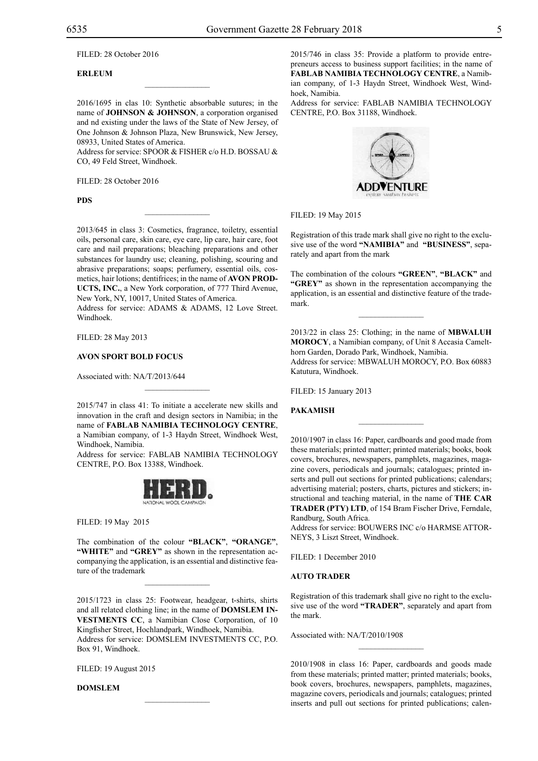FILED: 28 October 2016

**ERLEUM**

---

2016/1695 in clas 10: Synthetic absorbable sutures; in the name of **JOHNSON & JOHNSON**, a corporation organised and nd existing under the laws of the State of New Jersey, of One Johnson & Johnson Plaza, New Brunswick, New Jersey, 08933, United States of America.
Address for service: SPOOR & FISHER c/o H.D. BOSSAU & CO, 49 Feld Street, Windhoek.

FILED: 28 October 2016

**PDS**

---

2013/645 in class 3: Cosmetics, fragrance, toiletry, essential oils, personal care, skin care, eye care, lip care, hair care, foot care and nail preparations; bleaching preparations and other substances for laundry use; cleaning, polishing, scouring and abrasive preparations; soaps; perfumery, essential oils, cosmetics, hair lotions; dentifrices; in the name of **AVON PRODUCTS, INC.**, a New York corporation, of 777 Third Avenue, New York, NY, 10017, United States of America.
Address for service: ADAMS & ADAMS, 12 Love Street. Windhoek.

FILED: 28 May 2013

**AVON SPORT BOLD FOCUS**

Associated with: NA/T/2013/644

---

2015/747 in class 41: To initiate a accelerate new skills and innovation in the craft and design sectors in Namibia; in the name of **FABLAB NAMIBIA TECHNOLOGY CENTRE**, a Namibian company, of 1-3 Haydn Street, Windhoek West, Windhoek, Namibia.
Address for service: FABLAB NAMIBIA TECHNOLOGY CENTRE, P.O. Box 13388, Windhoek.

FILED: 19 May 2015

The combination of the colour **"BLACK"**, **"ORANGE"**, **"WHITE"** and **"GREY"** as shown in the representation accompanying the application, is an essential and distinctive feature of the trademark

---

2015/1723 in class 25: Footwear, headgear, t-shirts, shirts and all related clothing line; in the name of **DOMSLEM INVESTMENTS CC**, a Namibian Close Corporation, of 10 Kingfisher Street, Hochlandpark, Windhoek, Namibia.
Address for service: DOMSLEM INVESTMENTS CC, P.O. Box 91, Windhoek.

FILED: 19 August 2015

**DOMSLEM**

---

2015/746 in class 35: Provide a platform to provide entrepreneurs access to business support facilities; in the name of **FABLAB NAMIBIA TECHNOLOGY CENTRE**, a Namibian company, of 1-3 Haydn Street, Windhoek West, Windhoek, Namibia.
Address for service: FABLAB NAMIBIA TECHNOLOGY CENTRE, P.O. Box 31188, Windhoek.

FILED: 19 May 2015

Registration of this trade mark shall give no right to the exclusive use of the word **"NAMIBIA"** and **"BUSINESS"**, separately and apart from the mark

The combination of the colours **"GREEN"**, **"BLACK"** and **"GREY"** as shown in the representation accompanying the application, is an essential and distinctive feature of the trademark.

---

2013/22 in class 25: Clothing; in the name of **MBWALUH MOROCY**, a Namibian company, of Unit 8 Accasia Camelthorn Garden, Dorado Park, Windhoek, Namibia.
Address for service: MBWALUH MOROCY, P.O. Box 60883 Katutura, Windhoek.

FILED: 15 January 2013

**PAKAMISH**

---

2010/1907 in class 16: Paper, cardboards and good made from these materials; printed matter; printed materials; books, book covers, brochures, newspapers, pamphlets, magazines, magazine covers, periodicals and journals; catalogues; printed inserts and pull out sections for printed publications; calendars; advertising material; posters, charts, pictures and stickers; instructional and teaching material, in the name of **THE CAR TRADER (PTY) LTD**, of 154 Bram Fischer Drive, Ferndale, Randburg, South Africa.
Address for service: BOUWERS INC c/o HARMSE ATTORNEYS, 3 Liszt Street, Windhoek.

FILED: 1 December 2010

**AUTO TRADER**

Registration of this trademark shall give no right to the exclusive use of the word **"TRADER"**, separately and apart from the mark.

Associated with: NA/T/2010/1908

---

2010/1908 in class 16: Paper, cardboards and goods made from these materials; printed matter; printed materials; books, book covers, brochures, newspapers, pamphlets, magazines, magazine covers, periodicals and journals; catalogues; printed inserts and pull out sections for printed publications; calen-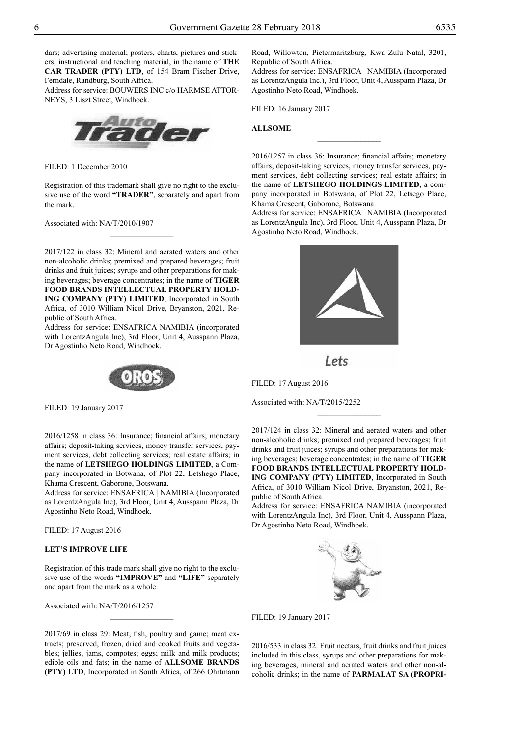dars; advertising material; posters, charts, pictures and stickers; instructional and teaching material, in the name of **THE CAR TRADER (PTY) LTD**, of 154 Bram Fischer Drive, Ferndale, Randburg, South Africa.

Address for service: BOUWERS INC c/o HARMSE ATTORNEYS, 3 Liszt Street, Windhoek.

FILED: 1 December 2010

Registration of this trademark shall give no right to the exclusive use of the word **"TRADER"**, separately and apart from the mark.

Associated with: NA/T/2010/1907

---

2017/122 in class 32: Mineral and aerated waters and other non-alcoholic drinks; premixed and prepared beverages; fruit drinks and fruit juices; syrups and other preparations for making beverages; beverage concentrates; in the name of **TIGER FOOD BRANDS INTELLECTUAL PROPERTY HOLDING COMPANY (PTY) LIMITED**, Incorporated in South Africa, of 3010 William Nicol Drive, Bryanston, 2021, Republic of South Africa.

Address for service: ENSAFRICA NAMIBIA (incorporated with LorentzAngula Inc), 3rd Floor, Unit 4, Ausspann Plaza, Dr Agostinho Neto Road, Windhoek.

FILED: 19 January 2017

---

2016/1258 in class 36: Insurance; financial affairs; monetary affairs; deposit-taking services, money transfer services, payment services, debt collecting services; real estate affairs; in the name of **LETSHEGO HOLDINGS LIMITED**, a Company incorporated in Botwana, of Plot 22, Letshego Place, Khama Crescent, Gaborone, Botswana.

Address for service: ENSAFRICA | NAMIBIA (Incorporated as LorentzAngula Inc), 3rd Floor, Unit 4, Ausspann Plaza, Dr Agostinho Neto Road, Windhoek.

FILED: 17 August 2016

**LET'S IMPROVE LIFE**

Registration of this trade mark shall give no right to the exclusive use of the words **"IMPROVE"** and **"LIFE"** separately and apart from the mark as a whole.

Associated with: NA/T/2016/1257

---

2017/69 in class 29: Meat, fish, poultry and game; meat extracts; preserved, frozen, dried and cooked fruits and vegetables; jellies, jams, compotes; eggs; milk and milk products; edible oils and fats; in the name of **ALLSOME BRANDS (PTY) LTD**, Incorporated in South Africa, of 266 Ohrtmann Road, Willowton, Pietermaritzburg, Kwa Zulu Natal, 3201, Republic of South Africa.

Address for service: ENSAFRICA | NAMIBIA (Incorporated as LorentzAngula Inc.), 3rd Floor, Unit 4, Ausspann Plaza, Dr Agostinho Neto Road, Windhoek.

FILED: 16 January 2017

**ALLSOME**

---

2016/1257 in class 36: Insurance; financial affairs; monetary affairs; deposit-taking services, money transfer services, payment services, debt collecting services; real estate affairs; in the name of **LETSHEGO HOLDINGS LIMITED**, a company incorporated in Botswana, of Plot 22, Letsego Place, Khama Crescent, Gaborone, Botswana.

Address for service: ENSAFRICA | NAMIBIA (Incorporated as LorentzAngula Inc), 3rd Floor, Unit 4, Ausspann Plaza, Dr Agostinho Neto Road, Windhoek.

FILED: 17 August 2016

Associated with: NA/T/2015/2252

---

2017/124 in class 32: Mineral and aerated waters and other non-alcoholic drinks; premixed and prepared beverages; fruit drinks and fruit juices; syrups and other preparations for making beverages; beverage concentrates; in the name of **TIGER FOOD BRANDS INTELLECTUAL PROPERTY HOLDING COMPANY (PTY) LIMITED**, Incorporated in South Africa, of 3010 William Nicol Drive, Bryanston, 2021, Republic of South Africa.

Address for service: ENSAFRICA NAMIBIA (incorporated with LorentzAngula Inc), 3rd Floor, Unit 4, Ausspann Plaza, Dr Agostinho Neto Road, Windhoek.

FILED: 19 January 2017

---

2016/533 in class 32: Fruit nectars, fruit drinks and fruit juices included in this class, syrups and other preparations for making beverages, mineral and aerated waters and other non-alcoholic drinks; in the name of **PARMALAT SA (PROPRI-**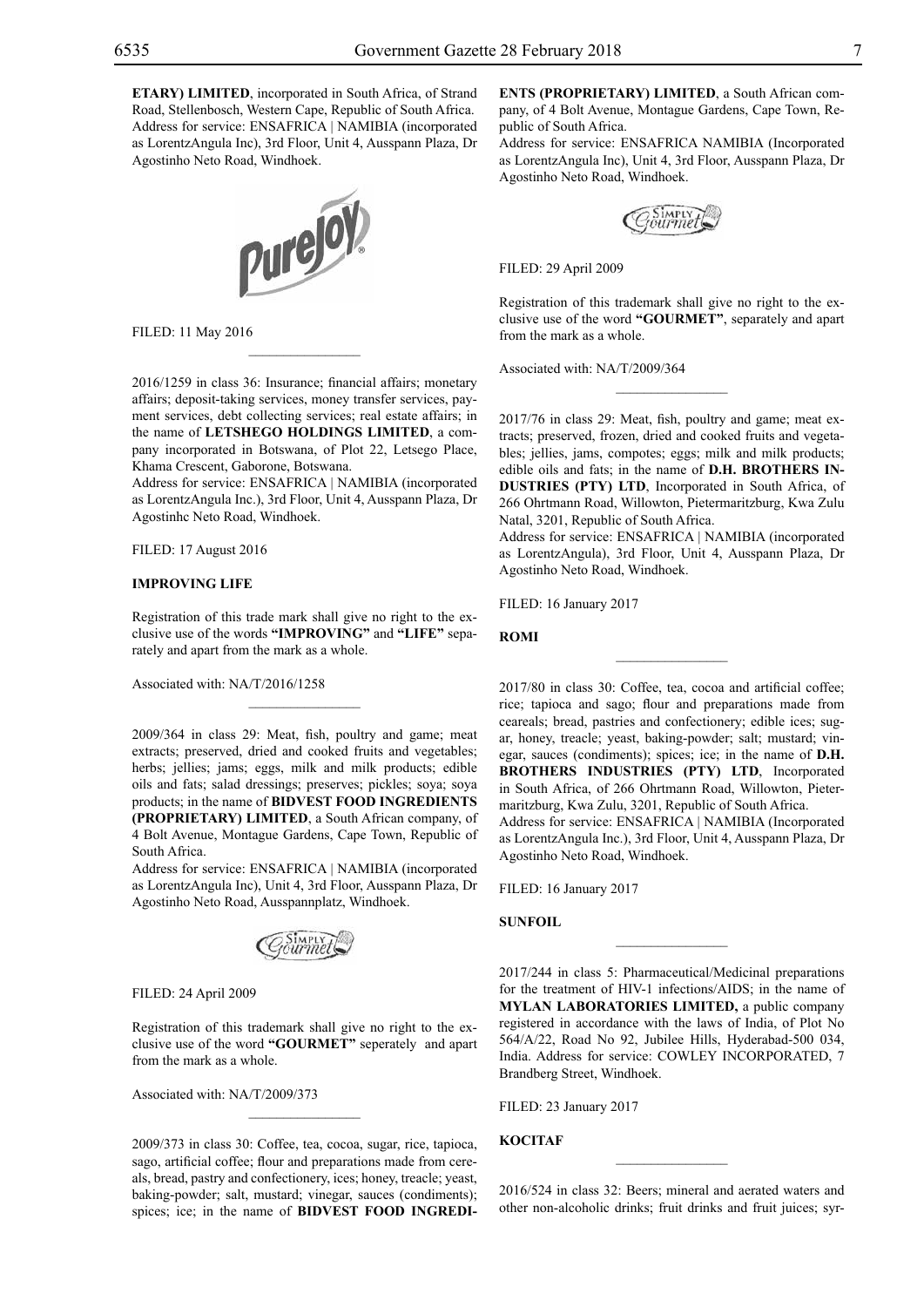**ETARY) LIMITED**, incorporated in South Africa, of Strand Road, Stellenbosch, Western Cape, Republic of South Africa. Address for service: ENSAFRICA | NAMIBIA (incorporated as LorentzAngula Inc), 3rd Floor, Unit 4, Ausspann Plaza, Dr Agostinho Neto Road, Windhoek.

FILED: 11 May 2016

---

2016/1259 in class 36: Insurance; financial affairs; monetary affairs; deposit-taking services, money transfer services, payment services, debt collecting services; real estate affairs; in the name of **LETSHEGO HOLDINGS LIMITED**, a company incorporated in Botswana, of Plot 22, Letsego Place, Khama Crescent, Gaborone, Botswana.
Address for service: ENSAFRICA | NAMIBIA (incorporated as LorentzAngula Inc.), 3rd Floor, Unit 4, Ausspann Plaza, Dr Agostinhc Neto Road, Windhoek.

FILED: 17 August 2016

**IMPROVING LIFE**

Registration of this trade mark shall give no right to the exclusive use of the words **"IMPROVING"** and **"LIFE"** separately and apart from the mark as a whole.

Associated with: NA/T/2016/1258

---

2009/364 in class 29: Meat, fish, poultry and game; meat extracts; preserved, dried and cooked fruits and vegetables; herbs; jellies; jams; eggs, milk and milk products; edible oils and fats; salad dressings; preserves; pickles; soya; soya products; in the name of **BIDVEST FOOD INGREDIENTS (PROPRIETARY) LIMITED**, a South African company, of 4 Bolt Avenue, Montague Gardens, Cape Town, Republic of South Africa.
Address for service: ENSAFRICA | NAMIBIA (incorporated as LorentzAngula Inc), Unit 4, 3rd Floor, Ausspann Plaza, Dr Agostinho Neto Road, Ausspannplatz, Windhoek.

FILED: 24 April 2009

Registration of this trademark shall give no right to the exclusive use of the word **"GOURMET"** seperately and apart from the mark as a whole.

Associated with: NA/T/2009/373

---

2009/373 in class 30: Coffee, tea, cocoa, sugar, rice, tapioca, sago, artificial coffee; flour and preparations made from cereals, bread, pastry and confectionery, ices; honey, treacle; yeast, baking-powder; salt, mustard; vinegar, sauces (condiments); spices; ice; in the name of **BIDVEST FOOD INGREDIENTS (PROPRIETARY) LIMITED**, a South African company, of 4 Bolt Avenue, Montague Gardens, Cape Town, Republic of South Africa.
Address for service: ENSAFRICA NAMIBIA (Incorporated as LorentzAngula Inc), Unit 4, 3rd Floor, Ausspann Plaza, Dr Agostinho Neto Road, Windhoek.

FILED: 29 April 2009

Registration of this trademark shall give no right to the exclusive use of the word **"GOURMET"**, separately and apart from the mark as a whole.

Associated with: NA/T/2009/364

---

2017/76 in class 29: Meat, fish, poultry and game; meat extracts; preserved, frozen, dried and cooked fruits and vegetables; jellies, jams, compotes; eggs; milk and milk products; edible oils and fats; in the name of **D.H. BROTHERS INDUSTRIES (PTY) LTD**, Incorporated in South Africa, of 266 Ohrtmann Road, Willowton, Pietermaritzburg, Kwa Zulu Natal, 3201, Republic of South Africa.
Address for service: ENSAFRICA | NAMIBIA (incorporated as LorentzAngula), 3rd Floor, Unit 4, Ausspann Plaza, Dr Agostinho Neto Road, Windhoek.

FILED: 16 January 2017

**ROMI**

---

2017/80 in class 30: Coffee, tea, cocoa and artificial coffee; rice; tapioca and sago; flour and preparations made from ceareals; bread, pastries and confectionery; edible ices; sugar, honey, treacle; yeast, baking-powder; salt; mustard; vinegar, sauces (condiments); spices; ice; in the name of **D.H. BROTHERS INDUSTRIES (PTY) LTD**, Incorporated in South Africa, of 266 Ohrtmann Road, Willowton, Pietermaritzburg, Kwa Zulu, 3201, Republic of South Africa.
Address for service: ENSAFRICA | NAMIBIA (Incorporated as LorentzAngula Inc.), 3rd Floor, Unit 4, Ausspann Plaza, Dr Agostinho Neto Road, Windhoek.

FILED: 16 January 2017

**SUNFOIL**

---

2017/244 in class 5: Pharmaceutical/Medicinal preparations for the treatment of HIV-1 infections/AIDS; in the name of **MYLAN LABORATORIES LIMITED,** a public company registered in accordance with the laws of India, of Plot No 564/A/22, Road No 92, Jubilee Hills, Hyderabad-500 034, India. Address for service: COWLEY INCORPORATED, 7 Brandberg Street, Windhoek.

FILED: 23 January 2017

**KOCITAF**

---

2016/524 in class 32: Beers; mineral and aerated waters and other non-alcoholic drinks; fruit drinks and fruit juices; syr-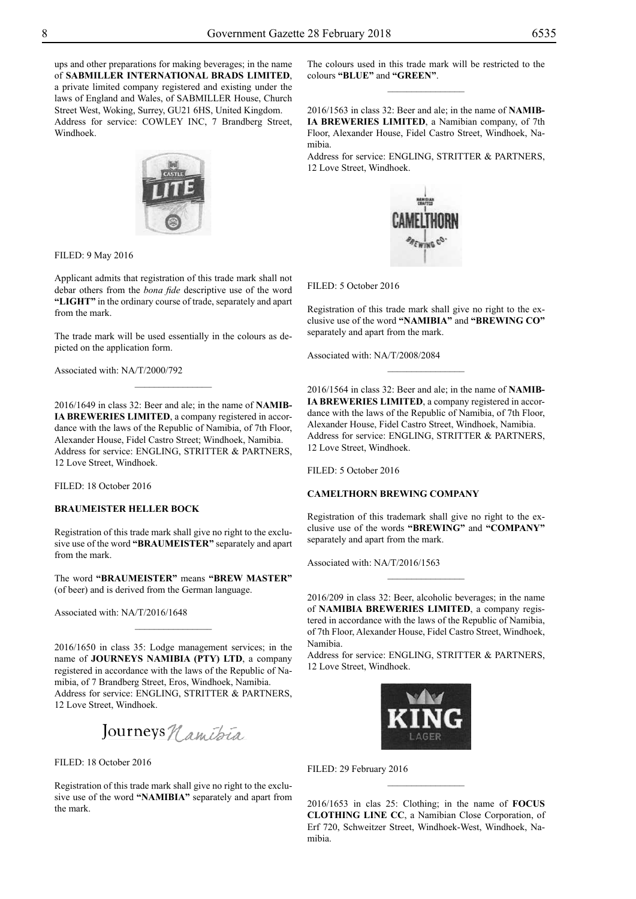ups and other preparations for making beverages; in the name of **SABMILLER INTERNATIONAL BRADS LIMITED**, a private limited company registered and existing under the laws of England and Wales, of SABMILLER House, Church Street West, Woking, Surrey, GU21 6HS, United Kingdom. Address for service: COWLEY INC, 7 Brandberg Street, Windhoek.

FILED: 9 May 2016

Applicant admits that registration of this trade mark shall not debar others from the *bona fide* descriptive use of the word **"LIGHT"** in the ordinary course of trade, separately and apart from the mark.

The trade mark will be used essentially in the colours as depicted on the application form.

Associated with: NA/T/2000/792

---

2016/1649 in class 32: Beer and ale; in the name of **NAMIBIA BREWERIES LIMITED**, a company registered in accordance with the laws of the Republic of Namibia, of 7th Floor, Alexander House, Fidel Castro Street; Windhoek, Namibia. Address for service: ENGLING, STRITTER & PARTNERS, 12 Love Street, Windhoek.

FILED: 18 October 2016

**BRAUMEISTER HELLER BOCK**

Registration of this trade mark shall give no right to the exclusive use of the word **"BRAUMEISTER"** separately and apart from the mark.

The word **"BRAUMEISTER"** means **"BREW MASTER"** (of beer) and is derived from the German language.

Associated with: NA/T/2016/1648

---

2016/1650 in class 35: Lodge management services; in the name of **JOURNEYS NAMIBIA (PTY) LTD**, a company registered in accordance with the laws of the Republic of Namibia, of 7 Brandberg Street, Eros, Windhoek, Namibia. Address for service: ENGLING, STRITTER & PARTNERS, 12 Love Street, Windhoek.

FILED: 18 October 2016

Registration of this trade mark shall give no right to the exclusive use of the word **"NAMIBIA"** separately and apart from the mark.

The colours used in this trade mark will be restricted to the colours **"BLUE"** and **"GREEN"**.

---

2016/1563 in class 32: Beer and ale; in the name of **NAMIBIA BREWERIES LIMITED**, a Namibian company, of 7th Floor, Alexander House, Fidel Castro Street, Windhoek, Namibia.
Address for service: ENGLING, STRITTER & PARTNERS, 12 Love Street, Windhoek.

FILED: 5 October 2016

Registration of this trade mark shall give no right to the exclusive use of the word **"NAMIBIA"** and **"BREWING CO"** separately and apart from the mark.

Associated with: NA/T/2008/2084

---

2016/1564 in class 32: Beer and ale; in the name of **NAMIBIA BREWERIES LIMITED**, a company registered in accordance with the laws of the Republic of Namibia, of 7th Floor, Alexander House, Fidel Castro Street, Windhoek, Namibia. Address for service: ENGLING, STRITTER & PARTNERS, 12 Love Street, Windhoek.

FILED: 5 October 2016

**CAMELTHORN BREWING COMPANY**

Registration of this trademark shall give no right to the exclusive use of the words **"BREWING"** and **"COMPANY"** separately and apart from the mark.

Associated with: NA/T/2016/1563

---

2016/209 in class 32: Beer, alcoholic beverages; in the name of **NAMIBIA BREWERIES LIMITED**, a company registered in accordance with the laws of the Republic of Namibia, of 7th Floor, Alexander House, Fidel Castro Street, Windhoek, Namibia.
Address for service: ENGLING, STRITTER & PARTNERS, 12 Love Street, Windhoek.

FILED: 29 February 2016

---

2016/1653 in clas 25: Clothing; in the name of **FOCUS CLOTHING LINE CC**, a Namibian Close Corporation, of Erf 720, Schweitzer Street, Windhoek-West, Windhoek, Namibia.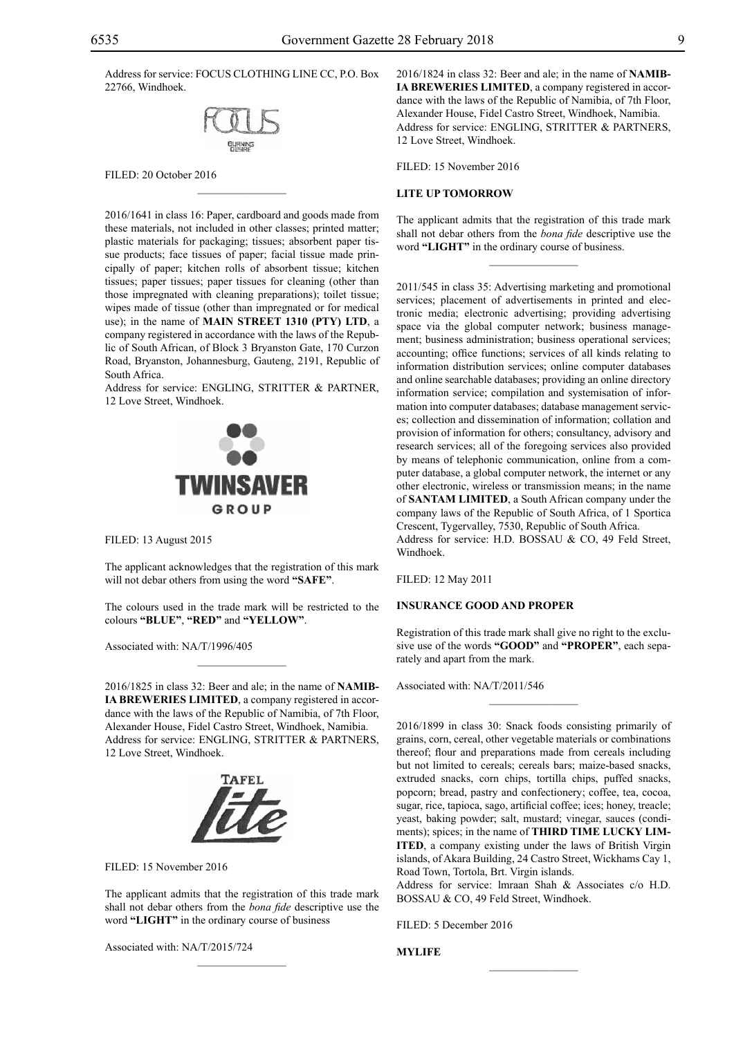Address for service: FOCUS CLOTHING LINE CC, P.O. Box 22766, Windhoek.

FILED: 20 October 2016

---

2016/1641 in class 16: Paper, cardboard and goods made from these materials, not included in other classes; printed matter; plastic materials for packaging; tissues; absorbent paper tissue products; face tissues of paper; facial tissue made principally of paper; kitchen rolls of absorbent tissue; kitchen tissues; paper tissues; paper tissues for cleaning (other than those impregnated with cleaning preparations); toilet tissue; wipes made of tissue (other than impregnated or for medical use); in the name of **MAIN STREET 1310 (PTY) LTD**, a company registered in accordance with the laws of the Republic of South African, of Block 3 Bryanston Gate, 170 Curzon Road, Bryanston, Johannesburg, Gauteng, 2191, Republic of South Africa.
Address for service: ENGLING, STRITTER & PARTNER, 12 Love Street, Windhoek.

FILED: 13 August 2015

The applicant acknowledges that the registration of this mark will not debar others from using the word **"SAFE"**.

The colours used in the trade mark will be restricted to the colours **"BLUE"**, **"RED"** and **"YELLOW"**.

Associated with: NA/T/1996/405

---

2016/1825 in class 32: Beer and ale; in the name of **NAMIBIA BREWERIES LIMITED**, a company registered in accordance with the laws of the Republic of Namibia, of 7th Floor, Alexander House, Fidel Castro Street, Windhoek, Namibia.
Address for service: ENGLING, STRITTER & PARTNERS, 12 Love Street, Windhoek.

FILED: 15 November 2016

The applicant admits that the registration of this trade mark shall not debar others from the *bona fide* descriptive use the word **"LIGHT"** in the ordinary course of business

Associated with: NA/T/2015/724

---

2016/1824 in class 32: Beer and ale; in the name of **NAMIBIA BREWERIES LIMITED**, a company registered in accordance with the laws of the Republic of Namibia, of 7th Floor, Alexander House, Fidel Castro Street, Windhoek, Namibia.
Address for service: ENGLING, STRITTER & PARTNERS, 12 Love Street, Windhoek.

FILED: 15 November 2016

**LITE UP TOMORROW**

The applicant admits that the registration of this trade mark shall not debar others from the *bona fide* descriptive use the word **"LIGHT"** in the ordinary course of business.

---

2011/545 in class 35: Advertising marketing and promotional services; placement of advertisements in printed and electronic media; electronic advertising; providing advertising space via the global computer network; business management; business administration; business operational services; accounting; office functions; services of all kinds relating to information distribution services; online computer databases and online searchable databases; providing an online directory information service; compilation and systemisation of information into computer databases; database management services; collection and dissemination of information; collation and provision of information for others; consultancy, advisory and research services; all of the foregoing services also provided by means of telephonic communication, online from a computer database, a global computer network, the internet or any other electronic, wireless or transmission means; in the name of **SANTAM LIMITED**, a South African company under the company laws of the Republic of South Africa, of 1 Sportica Crescent, Tygervalley, 7530, Republic of South Africa.
Address for service: H.D. BOSSAU & CO, 49 Feld Street, Windhoek.

FILED: 12 May 2011

**INSURANCE GOOD AND PROPER**

Registration of this trade mark shall give no right to the exclusive use of the words **"GOOD"** and **"PROPER"**, each separately and apart from the mark.

Associated with: NA/T/2011/546

---

2016/1899 in class 30: Snack foods consisting primarily of grains, corn, cereal, other vegetable materials or combinations thereof; flour and preparations made from cereals including but not limited to cereals; cereals bars; maize-based snacks, extruded snacks, corn chips, tortilla chips, puffed snacks, popcorn; bread, pastry and confectionery; coffee, tea, cocoa, sugar, rice, tapioca, sago, artificial coffee; ices; honey, treacle; yeast, baking powder; salt, mustard; vinegar, sauces (condiments); spices; in the name of **THIRD TIME LUCKY LIMITED**, a company existing under the laws of British Virgin islands, of Akara Building, 24 Castro Street, Wickhams Cay 1, Road Town, Tortola, Brt. Virgin islands.
Address for service: lmraan Shah & Associates c/o H.D. BOSSAU & CO, 49 Feld Street, Windhoek.

FILED: 5 December 2016

**MYLIFE**

---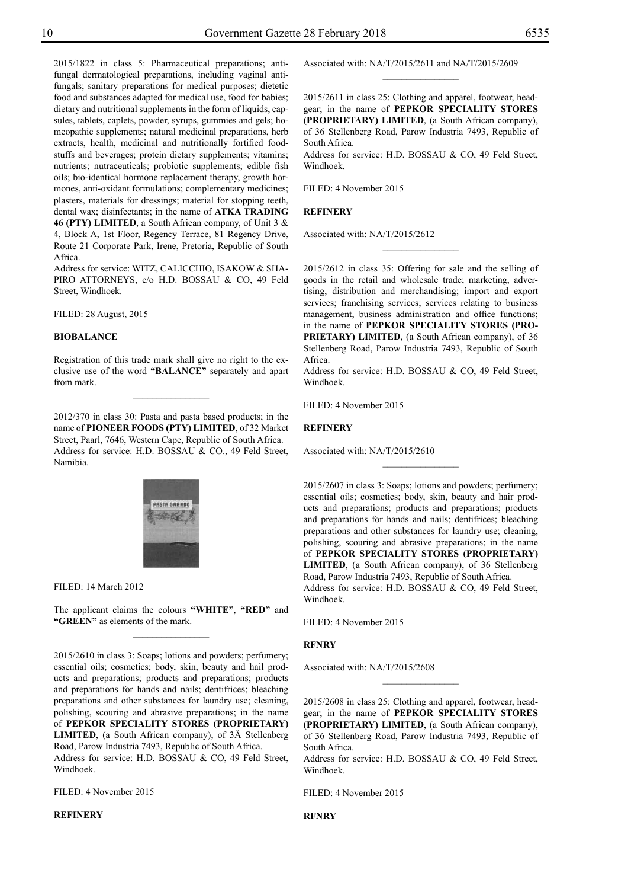2015/1822 in class 5: Pharmaceutical preparations; anti-fungal dermatological preparations, including vaginal anti-fungals; sanitary preparations for medical purposes; dietetic food and substances adapted for medical use, food for babies; dietary and nutritional supplements in the form of liquids, capsules, tablets, caplets, powder, syrups, gummies and gels; homeopathic supplements; natural medicinal preparations, herb extracts, health, medicinal and nutritionally fortified foodstuffs and beverages; protein dietary supplements; vitamins; nutrients; nutraceuticals; probiotic supplements; edible fish oils; bio-identical hormone replacement therapy, growth hormones, anti-oxidant formulations; complementary medicines; plasters, materials for dressings; material for stopping teeth, dental wax; disinfectants; in the name of **ATKA TRADING 46 (PTY) LIMITED**, a South African company, of Unit 3 & 4, Block A, 1st Floor, Regency Terrace, 81 Regency Drive, Route 21 Corporate Park, Irene, Pretoria, Republic of South Africa.

Address for service: WITZ, CALICCHIO, ISAKOW & SHAPIRO ATTORNEYS, c/o H.D. BOSSAU & CO, 49 Feld Street, Windhoek.

FILED: 28 August, 2015

**BIOBALANCE**

Registration of this trade mark shall give no right to the exclusive use of the word **"BALANCE"** separately and apart from mark.

---

2012/370 in class 30: Pasta and pasta based products; in the name of **PIONEER FOODS (PTY) LIMITED**, of 32 Market Street, Paarl, 7646, Western Cape, Republic of South Africa.

Address for service: H.D. BOSSAU & CO., 49 Feld Street, Namibia.

FILED: 14 March 2012

The applicant claims the colours **"WHITE"**, **"RED"** and **"GREEN"** as elements of the mark.

---

2015/2610 in class 3: Soaps; lotions and powders; perfumery; essential oils; cosmetics; body, skin, beauty and hail products and preparations; products and preparations; products and preparations for hands and nails; dentifrices; bleaching preparations and other substances for laundry use; cleaning, polishing, scouring and abrasive preparations; in the name of **PEPKOR SPECIALITY STORES (PROPRIETARY) LIMITED**, (a South African company), of 3Ä Stellenberg Road, Parow Industria 7493, Republic of South Africa.

Address for service: H.D. BOSSAU & CO, 49 Feld Street, Windhoek.

FILED: 4 November 2015

**REFINERY**

Associated with: NA/T/2015/2611 and NA/T/2015/2609

---

2015/2611 in class 25: Clothing and apparel, footwear, headgear; in the name of **PEPKOR SPECIALITY STORES (PROPRIETARY) LIMITED**, (a South African company), of 36 Stellenberg Road, Parow Industria 7493, Republic of South Africa.

Address for service: H.D. BOSSAU & CO, 49 Feld Street, Windhoek.

FILED: 4 November 2015

**REFINERY**

Associated with: NA/T/2015/2612

---

2015/2612 in class 35: Offering for sale and the selling of goods in the retail and wholesale trade; marketing, advertising, distribution and merchandising; import and export services; franchising services; services relating to business management, business administration and office functions; in the name of **PEPKOR SPECIALITY STORES (PROPRIETARY) LIMITED**, (a South African company), of 36 Stellenberg Road, Parow Industria 7493, Republic of South Africa.

Address for service: H.D. BOSSAU & CO, 49 Feld Street, Windhoek.

FILED: 4 November 2015

**REFINERY**

Associated with: NA/T/2015/2610

---

2015/2607 in class 3: Soaps; lotions and powders; perfumery; essential oils; cosmetics; body, skin, beauty and hair products and preparations; products and preparations; products and preparations for hands and nails; dentifrices; bleaching preparations and other substances for laundry use; cleaning, polishing, scouring and abrasive preparations; in the name of **PEPKOR SPECIALITY STORES (PROPRIETARY) LIMITED**, (a South African company), of 36 Stellenberg Road, Parow Industria 7493, Republic of South Africa.

Address for service: H.D. BOSSAU & CO, 49 Feld Street, Windhoek.

FILED: 4 November 2015

**RFNRY**

Associated with: NA/T/2015/2608

---

2015/2608 in class 25: Clothing and apparel, footwear, headgear; in the name of **PEPKOR SPECIALITY STORES (PROPRIETARY) LIMITED**, (a South African company), of 36 Stellenberg Road, Parow Industria 7493, Republic of South Africa.

Address for service: H.D. BOSSAU & CO, 49 Feld Street, Windhoek.

FILED: 4 November 2015

**RFNRY**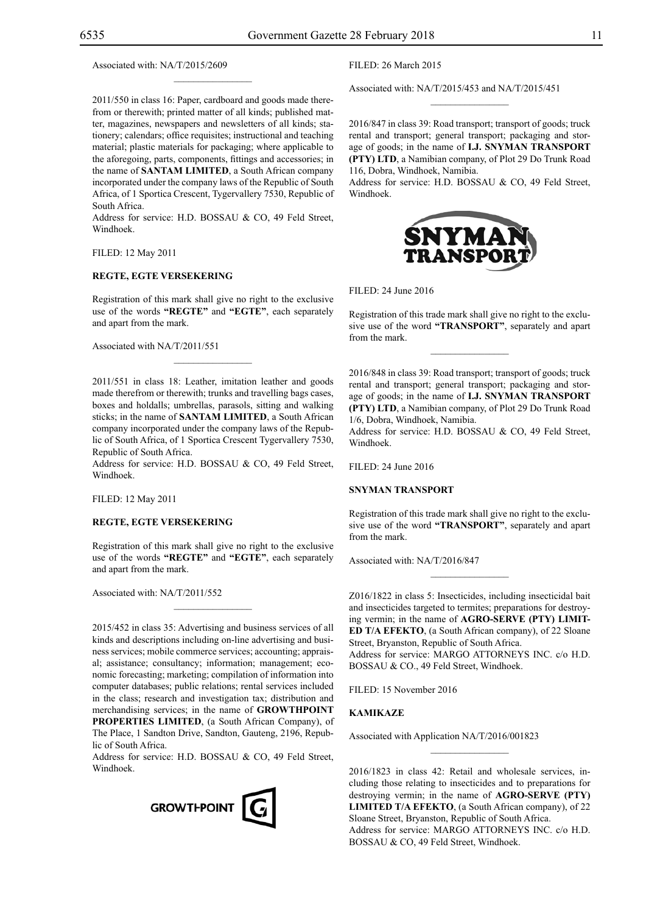Associated with: NA/T/2015/2609

---

2011/550 in class 16: Paper, cardboard and goods made therefrom or therewith; printed matter of all kinds; published matter, magazines, newspapers and newsletters of all kinds; stationery; calendars; office requisites; instructional and teaching material; plastic materials for packaging; where applicable to the aforegoing, parts, components, fittings and accessories; in the name of **SANTAM LIMITED**, a South African company incorporated under the company laws of the Republic of South Africa, of 1 Sportica Crescent, Tygervallery 7530, Republic of South Africa.
Address for service: H.D. BOSSAU & CO, 49 Feld Street, Windhoek.

FILED: 12 May 2011

**REGTE, EGTE VERSEKERING**

Registration of this mark shall give no right to the exclusive use of the words **"REGTE"** and **"EGTE"**, each separately and apart from the mark.

Associated with NA/T/2011/551

---

2011/551 in class 18: Leather, imitation leather and goods made therefrom or therewith; trunks and travelling bags cases, boxes and holdalls; umbrellas, parasols, sitting and walking sticks; in the name of **SANTAM LIMITED**, a South African company incorporated under the company laws of the Republic of South Africa, of 1 Sportica Crescent Tygervallery 7530, Republic of South Africa.
Address for service: H.D. BOSSAU & CO, 49 Feld Street, Windhoek.

FILED: 12 May 2011

**REGTE, EGTE VERSEKERING**

Registration of this mark shall give no right to the exclusive use of the words **"REGTE"** and **"EGTE"**, each separately and apart from the mark.

Associated with: NA/T/2011/552

---

2015/452 in class 35: Advertising and business services of all kinds and descriptions including on-line advertising and business services; mobile commerce services; accounting; appraisal; assistance; consultancy; information; management; economic forecasting; marketing; compilation of information into computer databases; public relations; rental services included in the class; research and investigation tax; distribution and merchandising services; in the name of **GROWTHPOINT PROPERTIES LIMITED**, (a South African Company), of The Place, 1 Sandton Drive, Sandton, Gauteng, 2196, Republic of South Africa.
Address for service: H.D. BOSSAU & CO, 49 Feld Street, Windhoek.

GROWTHPOINT

FILED: 26 March 2015

Associated with: NA/T/2015/453 and NA/T/2015/451

---

2016/847 in class 39: Road transport; transport of goods; truck rental and transport; general transport; packaging and storage of goods; in the name of **I.J. SNYMAN TRANSPORT (PTY) LTD**, a Namibian company, of Plot 29 Do Trunk Road 116, Dobra, Windhoek, Namibia.
Address for service: H.D. BOSSAU & CO, 49 Feld Street, Windhoek.

SNYMAN TRANSPORT

FILED: 24 June 2016

Registration of this trade mark shall give no right to the exclusive use of the word **"TRANSPORT"**, separately and apart from the mark.

---

2016/848 in class 39: Road transport; transport of goods; truck rental and transport; general transport; packaging and storage of goods; in the name of **I.J. SNYMAN TRANSPORT (PTY) LTD**, a Namibian company, of Plot 29 Do Trunk Road 1/6, Dobra, Windhoek, Namibia.
Address for service: H.D. BOSSAU & CO, 49 Feld Street, Windhoek.

FILED: 24 June 2016

**SNYMAN TRANSPORT**

Registration of this trade mark shall give no right to the exclusive use of the word **"TRANSPORT"**, separately and apart from the mark.

Associated with: NA/T/2016/847

---

Z016/1822 in class 5: Insecticides, including insecticidal bait and insecticides targeted to termites; preparations for destroying vermin; in the name of **AGRO-SERVE (PTY) LIMITED T/A EFEKTO**, (a South African company), of 22 Sloane Street, Bryanston, Republic of South Africa.
Address for service: MARGO ATTORNEYS INC. c/o H.D. BOSSAU & CO., 49 Feld Street, Windhoek.

FILED: 15 November 2016

**KAMIKAZE**

Associated with Application NA/T/2016/001823

---

2016/1823 in class 42: Retail and wholesale services, including those relating to insecticides and to preparations for destroying vermin; in the name of **AGRO-SERVE (PTY) LIMITED T/A EFEKTO**, (a South African company), of 22 Sloane Street, Bryanston, Republic of South Africa.
Address for service: MARGO ATTORNEYS INC. c/o H.D. BOSSAU & CO, 49 Feld Street, Windhoek.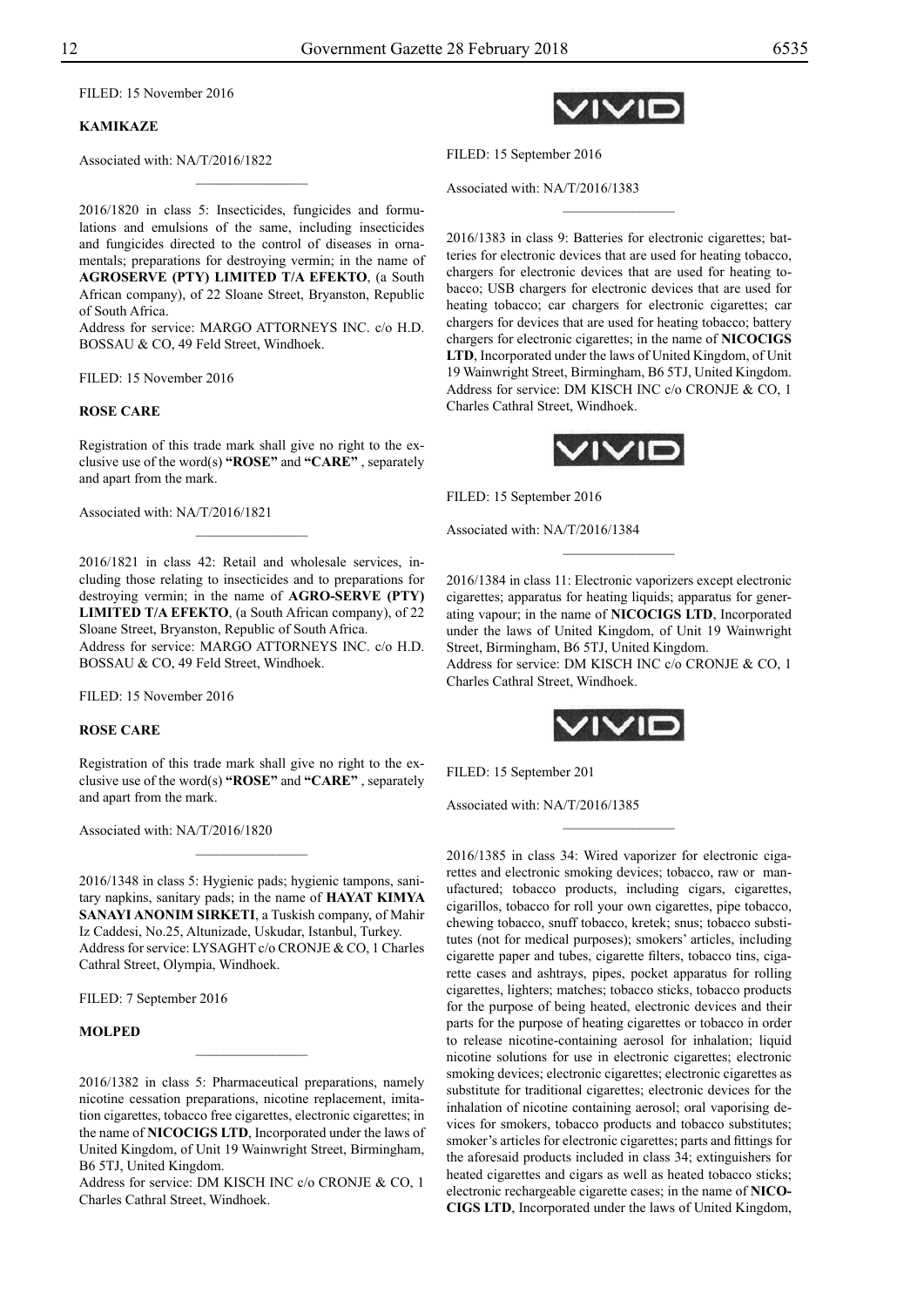FILED: 15 November 2016

**KAMIKAZE**

Associated with: NA/T/2016/1822

---

2016/1820 in class 5: Insecticides, fungicides and formulations and emulsions of the same, including insecticides and fungicides directed to the control of diseases in ornamentals; preparations for destroying vermin; in the name of **AGROSERVE (PTY) LIMITED T/A EFEKTO**, (a South African company), of 22 Sloane Street, Bryanston, Republic of South Africa.
Address for service: MARGO ATTORNEYS INC. c/o H.D. BOSSAU & CO, 49 Feld Street, Windhoek.

FILED: 15 November 2016

**ROSE CARE**

Registration of this trade mark shall give no right to the exclusive use of the word(s) **"ROSE"** and **"CARE"** , separately and apart from the mark.

Associated with: NA/T/2016/1821

---

2016/1821 in class 42: Retail and wholesale services, including those relating to insecticides and to preparations for destroying vermin; in the name of **AGRO-SERVE (PTY) LIMITED T/A EFEKTO**, (a South African company), of 22 Sloane Street, Bryanston, Republic of South Africa.
Address for service: MARGO ATTORNEYS INC. c/o H.D. BOSSAU & CO, 49 Feld Street, Windhoek.

FILED: 15 November 2016

**ROSE CARE**

Registration of this trade mark shall give no right to the exclusive use of the word(s) **"ROSE"** and **"CARE"** , separately and apart from the mark.

Associated with: NA/T/2016/1820

---

2016/1348 in class 5: Hygienic pads; hygienic tampons, sanitary napkins, sanitary pads; in the name of **HAYAT KIMYA SANAYI ANONIM SIRKETI**, a Tuskish company, of Mahir Iz Caddesi, No.25, Altunizade, Uskudar, Istanbul, Turkey.
Address for service: LYSAGHT c/o CRONJE & CO, 1 Charles Cathral Street, Olympia, Windhoek.

FILED: 7 September 2016

**MOLPED**

---

2016/1382 in class 5: Pharmaceutical preparations, namely nicotine cessation preparations, nicotine replacement, imitation cigarettes, tobacco free cigarettes, electronic cigarettes; in the name of **NICOCIGS LTD**, Incorporated under the laws of United Kingdom, of Unit 19 Wainwright Street, Birmingham, B6 5TJ, United Kingdom.
Address for service: DM KISCH INC c/o CRONJE & CO, 1 Charles Cathral Street, Windhoek.

VIVID

FILED: 15 September 2016

Associated with: NA/T/2016/1383

---

2016/1383 in class 9: Batteries for electronic cigarettes; batteries for electronic devices that are used for heating tobacco, chargers for electronic devices that are used for heating tobacco; USB chargers for electronic devices that are used for heating tobacco; car chargers for electronic cigarettes; car chargers for devices that are used for heating tobacco; battery chargers for electronic cigarettes; in the name of **NICOCIGS LTD**, Incorporated under the laws of United Kingdom, of Unit 19 Wainwright Street, Birmingham, B6 5TJ, United Kingdom.
Address for service: DM KISCH INC c/o CRONJE & CO, 1 Charles Cathral Street, Windhoek.

VIVID

FILED: 15 September 2016

Associated with: NA/T/2016/1384

---

2016/1384 in class 11: Electronic vaporizers except electronic cigarettes; apparatus for heating liquids; apparatus for generating vapour; in the name of **NICOCIGS LTD**, Incorporated under the laws of United Kingdom, of Unit 19 Wainwright Street, Birmingham, B6 5TJ, United Kingdom.
Address for service: DM KISCH INC c/o CRONJE & CO, 1 Charles Cathral Street, Windhoek.

VIVID

FILED: 15 September 201

Associated with: NA/T/2016/1385

---

2016/1385 in class 34: Wired vaporizer for electronic cigarettes and electronic smoking devices; tobacco, raw or manufactured; tobacco products, including cigars, cigarettes, cigarillos, tobacco for roll your own cigarettes, pipe tobacco, chewing tobacco, snuff tobacco, kretek; snus; tobacco substitutes (not for medical purposes); smokers' articles, including cigarette paper and tubes, cigarette filters, tobacco tins, cigarette cases and ashtrays, pipes, pocket apparatus for rolling cigarettes, lighters; matches; tobacco sticks, tobacco products for the purpose of being heated, electronic devices and their parts for the purpose of heating cigarettes or tobacco in order to release nicotine-containing aerosol for inhalation; liquid nicotine solutions for use in electronic cigarettes; electronic smoking devices; electronic cigarettes; electronic cigarettes as substitute for traditional cigarettes; electronic devices for the inhalation of nicotine containing aerosol; oral vaporising devices for smokers, tobacco products and tobacco substitutes; smoker's articles for electronic cigarettes; parts and fittings for the aforesaid products included in class 34; extinguishers for heated cigarettes and cigars as well as heated tobacco sticks; electronic rechargeable cigarette cases; in the name of **NICOCIGS LTD**, Incorporated under the laws of United Kingdom,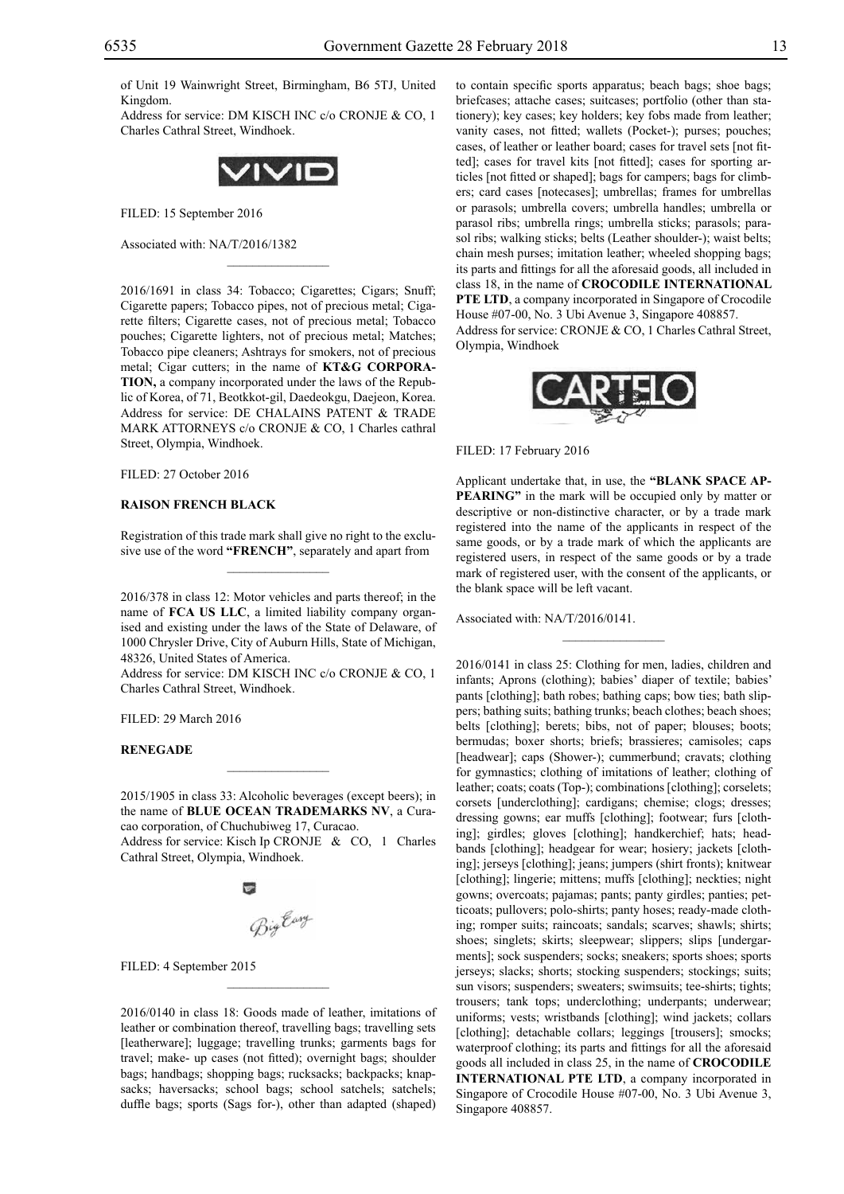of Unit 19 Wainwright Street, Birmingham, B6 5TJ, United Kingdom.
Address for service: DM KISCH INC c/o CRONJE & CO, 1 Charles Cathral Street, Windhoek.

FILED: 15 September 2016

Associated with: NA/T/2016/1382

---

2016/1691 in class 34: Tobacco; Cigarettes; Cigars; Snuff; Cigarette papers; Tobacco pipes, not of precious metal; Cigarette filters; Cigarette cases, not of precious metal; Tobacco pouches; Cigarette lighters, not of precious metal; Matches; Tobacco pipe cleaners; Ashtrays for smokers, not of precious metal; Cigar cutters; in the name of **KT&G CORPORATION,** a company incorporated under the laws of the Republic of Korea, of 71, Beotkkot-gil, Daedeokgu, Daejeon, Korea.
Address for service: DE CHALAINS PATENT & TRADE MARK ATTORNEYS c/o CRONJE & CO, 1 Charles cathral Street, Olympia, Windhoek.

FILED: 27 October 2016

**RAISON FRENCH BLACK**

Registration of this trade mark shall give no right to the exclusive use of the word **"FRENCH"**, separately and apart from

---

2016/378 in class 12: Motor vehicles and parts thereof; in the name of **FCA US LLC**, a limited liability company organised and existing under the laws of the State of Delaware, of 1000 Chrysler Drive, City of Auburn Hills, State of Michigan, 48326, United States of America.
Address for service: DM KISCH INC c/o CRONJE & CO, 1 Charles Cathral Street, Windhoek.

FILED: 29 March 2016

**RENEGADE**

---

2015/1905 in class 33: Alcoholic beverages (except beers); in the name of **BLUE OCEAN TRADEMARKS NV**, a Curacao corporation, of Chuchubiweg 17, Curacao.
Address for service: Kisch Ip CRONJE & CO, 1 Charles Cathral Street, Olympia, Windhoek.

FILED: 4 September 2015

---

2016/0140 in class 18: Goods made of leather, imitations of leather or combination thereof, travelling bags; travelling sets [leatherware]; luggage; travelling trunks; garments bags for travel; make- up cases (not fitted); overnight bags; shoulder bags; handbags; shopping bags; rucksacks; backpacks; knapsacks; haversacks; school bags; school satchels; satchels; duffle bags; sports (Sags for-), other than adapted (shaped) to contain specific sports apparatus; beach bags; shoe bags; briefcases; attache cases; suitcases; portfolio (other than stationery); key cases; key holders; key fobs made from leather; vanity cases, not fitted; wallets (Pocket-); purses; pouches; cases, of leather or leather board; cases for travel sets [not fitted]; cases for travel kits [not fitted]; cases for sporting articles [not fitted or shaped]; bags for campers; bags for climbers; card cases [notecases]; umbrellas; frames for umbrellas or parasols; umbrella covers; umbrella handles; umbrella or parasol ribs; umbrella rings; umbrella sticks; parasols; parasol ribs; walking sticks; belts (Leather shoulder-); waist belts; chain mesh purses; imitation leather; wheeled shopping bags; its parts and fittings for all the aforesaid goods, all included in class 18, in the name of **CROCODILE INTERNATIONAL PTE LTD**, a company incorporated in Singapore of Crocodile House #07-00, No. 3 Ubi Avenue 3, Singapore 408857.
Address for service: CRONJE & CO, 1 Charles Cathral Street, Olympia, Windhoek

FILED: 17 February 2016

Applicant undertake that, in use, the **"BLANK SPACE APPEARING"** in the mark will be occupied only by matter or descriptive or non-distinctive character, or by a trade mark registered into the name of the applicants in respect of the same goods, or by a trade mark of which the applicants are registered users, in respect of the same goods or by a trade mark of registered user, with the consent of the applicants, or the blank space will be left vacant.

Associated with: NA/T/2016/0141.

---

2016/0141 in class 25: Clothing for men, ladies, children and infants; Aprons (clothing); babies' diaper of textile; babies' pants [clothing]; bath robes; bathing caps; bow ties; bath slippers; bathing suits; bathing trunks; beach clothes; beach shoes; belts [clothing]; berets; bibs, not of paper; blouses; boots; bermudas; boxer shorts; briefs; brassieres; camisoles; caps [headwear]; caps (Shower-); cummerbund; cravats; clothing for gymnastics; clothing of imitations of leather; clothing of leather; coats; coats (Top-); combinations [clothing]; corselets; corsets [underclothing]; cardigans; chemise; clogs; dresses; dressing gowns; ear muffs [clothing]; footwear; furs [clothing]; girdles; gloves [clothing]; handkerchief; hats; headbands [clothing]; headgear for wear; hosiery; jackets [clothing]; jerseys [clothing]; jeans; jumpers (shirt fronts); knitwear [clothing]; lingerie; mittens; muffs [clothing]; neckties; night gowns; overcoats; pajamas; pants; panty girdles; panties; petticoats; pullovers; polo-shirts; panty hoses; ready-made clothing; romper suits; raincoats; sandals; scarves; shawls; shirts; shoes; singlets; skirts; sleepwear; slippers; slips [undergarments]; sock suspenders; socks; sneakers; sports shoes; sports jerseys; slacks; shorts; stocking suspenders; stockings; suits; sun visors; suspenders; sweaters; swimsuits; tee-shirts; tights; trousers; tank tops; underclothing; underpants; underwear; uniforms; vests; wristbands [clothing]; wind jackets; collars [clothing]; detachable collars; leggings [trousers]; smocks; waterproof clothing; its parts and fittings for all the aforesaid goods all included in class 25, in the name of **CROCODILE INTERNATIONAL PTE LTD**, a company incorporated in Singapore of Crocodile House #07-00, No. 3 Ubi Avenue 3, Singapore 408857.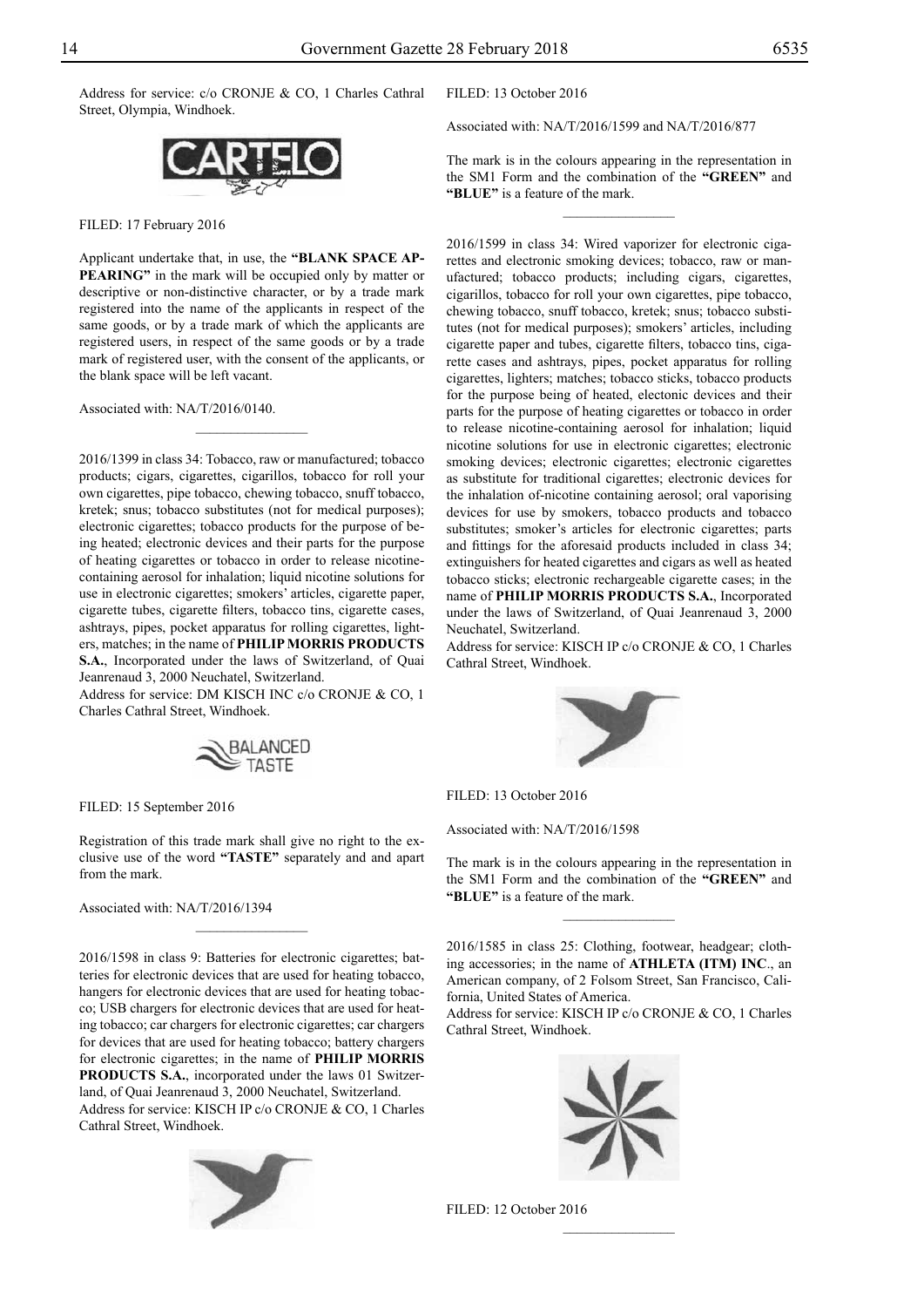Address for service: c/o CRONJE & CO, 1 Charles Cathral Street, Olympia, Windhoek.

FILED: 17 February 2016

Applicant undertake that, in use, the **"BLANK SPACE APPEARING"** in the mark will be occupied only by matter or descriptive or non-distinctive character, or by a trade mark registered into the name of the applicants in respect of the same goods, or by a trade mark of which the applicants are registered users, in respect of the same goods or by a trade mark of registered user, with the consent of the applicants, or the blank space will be left vacant.

Associated with: NA/T/2016/0140.

---

2016/1399 in class 34: Tobacco, raw or manufactured; tobacco products; cigars, cigarettes, cigarillos, tobacco for roll your own cigarettes, pipe tobacco, chewing tobacco, snuff tobacco, kretek; snus; tobacco substitutes (not for medical purposes); electronic cigarettes; tobacco products for the purpose of being heated; electronic devices and their parts for the purpose of heating cigarettes or tobacco in order to release nicotine-containing aerosol for inhalation; liquid nicotine solutions for use in electronic cigarettes; smokers' articles, cigarette paper, cigarette tubes, cigarette filters, tobacco tins, cigarette cases, ashtrays, pipes, pocket apparatus for rolling cigarettes, lighters, matches; in the name of **PHILIP MORRIS PRODUCTS S.A.**, Incorporated under the laws of Switzerland, of Quai Jeanrenaud 3, 2000 Neuchatel, Switzerland.
Address for service: DM KISCH INC c/o CRONJE & CO, 1 Charles Cathral Street, Windhoek.

FILED: 15 September 2016

Registration of this trade mark shall give no right to the exclusive use of the word **"TASTE"** separately and and apart from the mark.

Associated with: NA/T/2016/1394

---

2016/1598 in class 9: Batteries for electronic cigarettes; batteries for electronic devices that are used for heating tobacco, hangers for electronic devices that are used for heating tobacco; USB chargers for electronic devices that are used for heating tobacco; car chargers for electronic cigarettes; car chargers for devices that are used for heating tobacco; battery chargers for electronic cigarettes; in the name of **PHILIP MORRIS PRODUCTS S.A.**, incorporated under the laws 01 Switzerland, of Quai Jeanrenaud 3, 2000 Neuchatel, Switzerland.
Address for service: KISCH IP c/o CRONJE & CO, 1 Charles Cathral Street, Windhoek.

FILED: 13 October 2016

Associated with: NA/T/2016/1599 and NA/T/2016/877

The mark is in the colours appearing in the representation in the SM1 Form and the combination of the **"GREEN"** and **"BLUE"** is a feature of the mark.

---

2016/1599 in class 34: Wired vaporizer for electronic cigarettes and electronic smoking devices; tobacco, raw or manufactured; tobacco products; including cigars, cigarettes, cigarillos, tobacco for roll your own cigarettes, pipe tobacco, chewing tobacco, snuff tobacco, kretek; snus; tobacco substitutes (not for medical purposes); smokers' articles, including cigarette paper and tubes, cigarette filters, tobacco tins, cigarette cases and ashtrays, pipes, pocket apparatus for rolling cigarettes, lighters; matches; tobacco sticks, tobacco products for the purpose being of heated, electonic devices and their parts for the purpose of heating cigarettes or tobacco in order to release nicotine-containing aerosol for inhalation; liquid nicotine solutions for use in electronic cigarettes; electronic smoking devices; electronic cigarettes; electronic cigarettes as substitute for traditional cigarettes; electronic devices for the inhalation of-nicotine containing aerosol; oral vaporising devices for use by smokers, tobacco products and tobacco substitutes; smoker's articles for electronic cigarettes; parts and fittings for the aforesaid products included in class 34; extinguishers for heated cigarettes and cigars as well as heated tobacco sticks; electronic rechargeable cigarette cases; in the name of **PHILIP MORRIS PRODUCTS S.A.**, Incorporated under the laws of Switzerland, of Quai Jeanrenaud 3, 2000 Neuchatel, Switzerland.
Address for service: KISCH IP c/o CRONJE & CO, 1 Charles Cathral Street, Windhoek.

FILED: 13 October 2016

Associated with: NA/T/2016/1598

The mark is in the colours appearing in the representation in the SM1 Form and the combination of the **"GREEN"** and **"BLUE"** is a feature of the mark.

---

2016/1585 in class 25: Clothing, footwear, headgear; clothing accessories; in the name of **ATHLETA (ITM) INC**., an American company, of 2 Folsom Street, San Francisco, California, United States of America.
Address for service: KISCH IP c/o CRONJE & CO, 1 Charles Cathral Street, Windhoek.

FILED: 12 October 2016

---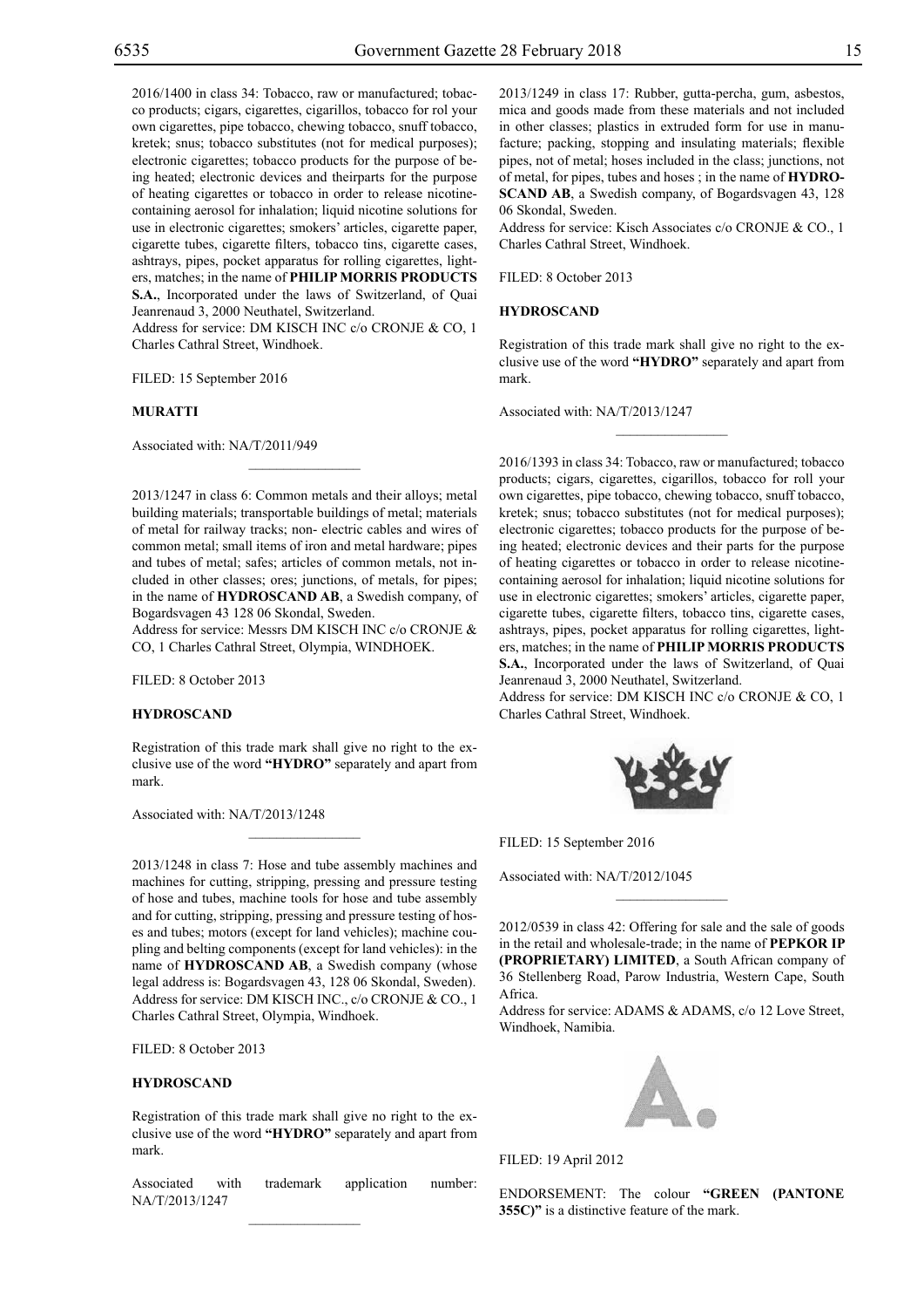2016/1400 in class 34: Tobacco, raw or manufactured; tobacco products; cigars, cigarettes, cigarillos, tobacco for rol your own cigarettes, pipe tobacco, chewing tobacco, snuff tobacco, kretek; snus; tobacco substitutes (not for medical purposes); electronic cigarettes; tobacco products for the purpose of being heated; electronic devices and theirparts for the purpose of heating cigarettes or tobacco in order to release nicotine-containing aerosol for inhalation; liquid nicotine solutions for use in electronic cigarettes; smokers' articles, cigarette paper, cigarette tubes, cigarette filters, tobacco tins, cigarette cases, ashtrays, pipes, pocket apparatus for rolling cigarettes, lighters, matches; in the name of **PHILIP MORRIS PRODUCTS S.A.**, Incorporated under the laws of Switzerland, of Quai Jeanrenaud 3, 2000 Neuthatel, Switzerland.
Address for service: DM KISCH INC c/o CRONJE & CO, 1 Charles Cathral Street, Windhoek.

FILED: 15 September 2016

**MURATTI**

Associated with: NA/T/2011/949

________________

2013/1247 in class 6: Common metals and their alloys; metal building materials; transportable buildings of metal; materials of metal for railway tracks; non- electric cables and wires of common metal; small items of iron and metal hardware; pipes and tubes of metal; safes; articles of common metals, not included in other classes; ores; junctions, of metals, for pipes; in the name of **HYDROSCAND AB**, a Swedish company, of Bogardsvagen 43 128 06 Skondal, Sweden.
Address for service: Messrs DM KISCH INC c/o CRONJE & CO, 1 Charles Cathral Street, Olympia, WINDHOEK.

FILED: 8 October 2013

**HYDROSCAND**

Registration of this trade mark shall give no right to the exclusive use of the word **"HYDRO"** separately and apart from mark.

Associated with: NA/T/2013/1248

________________

2013/1248 in class 7: Hose and tube assembly machines and machines for cutting, stripping, pressing and pressure testing of hose and tubes, machine tools for hose and tube assembly and for cutting, stripping, pressing and pressure testing of hoses and tubes; motors (except for land vehicles); machine coupling and belting components (except for land vehicles): in the name of **HYDROSCAND AB**, a Swedish company (whose legal address is: Bogardsvagen 43, 128 06 Skondal, Sweden). Address for service: DM KISCH INC., c/o CRONJE & CO., 1 Charles Cathral Street, Olympia, Windhoek.

FILED: 8 October 2013

**HYDROSCAND**

Registration of this trade mark shall give no right to the exclusive use of the word **"HYDRO"** separately and apart from mark.

Associated with trademark application number: NA/T/2013/1247

________________

2013/1249 in class 17: Rubber, gutta-percha, gum, asbestos, mica and goods made from these materials and not included in other classes; plastics in extruded form for use in manufacture; packing, stopping and insulating materials; flexible pipes, not of metal; hoses included in the class; junctions, not of metal, for pipes, tubes and hoses ; in the name of **HYDROSCAND AB**, a Swedish company, of Bogardsvagen 43, 128 06 Skondal, Sweden.
Address for service: Kisch Associates c/o CRONJE & CO., 1 Charles Cathral Street, Windhoek.

FILED: 8 October 2013

**HYDROSCAND**

Registration of this trade mark shall give no right to the exclusive use of the word **"HYDRO"** separately and apart from mark.

Associated with: NA/T/2013/1247

________________

2016/1393 in class 34: Tobacco, raw or manufactured; tobacco products; cigars, cigarettes, cigarillos, tobacco for roll your own cigarettes, pipe tobacco, chewing tobacco, snuff tobacco, kretek; snus; tobacco substitutes (not for medical purposes); electronic cigarettes; tobacco products for the purpose of being heated; electronic devices and their parts for the purpose of heating cigarettes or tobacco in order to release nicotine-containing aerosol for inhalation; liquid nicotine solutions for use in electronic cigarettes; smokers' articles, cigarette paper, cigarette tubes, cigarette filters, tobacco tins, cigarette cases, ashtrays, pipes, pocket apparatus for rolling cigarettes, lighters, matches; in the name of **PHILIP MORRIS PRODUCTS S.A.**, Incorporated under the laws of Switzerland, of Quai Jeanrenaud 3, 2000 Neuthatel, Switzerland.
Address for service: DM KISCH INC c/o CRONJE & CO, 1 Charles Cathral Street, Windhoek.

FILED: 15 September 2016

Associated with: NA/T/2012/1045

________________

2012/0539 in class 42: Offering for sale and the sale of goods in the retail and wholesale-trade; in the name of **PEPKOR IP (PROPRIETARY) LIMITED**, a South African company of 36 Stellenberg Road, Parow Industria, Western Cape, South Africa.
Address for service: ADAMS & ADAMS, c/o 12 Love Street, Windhoek, Namibia.

FILED: 19 April 2012

ENDORSEMENT: The colour **"GREEN (PANTONE 355C)"** is a distinctive feature of the mark.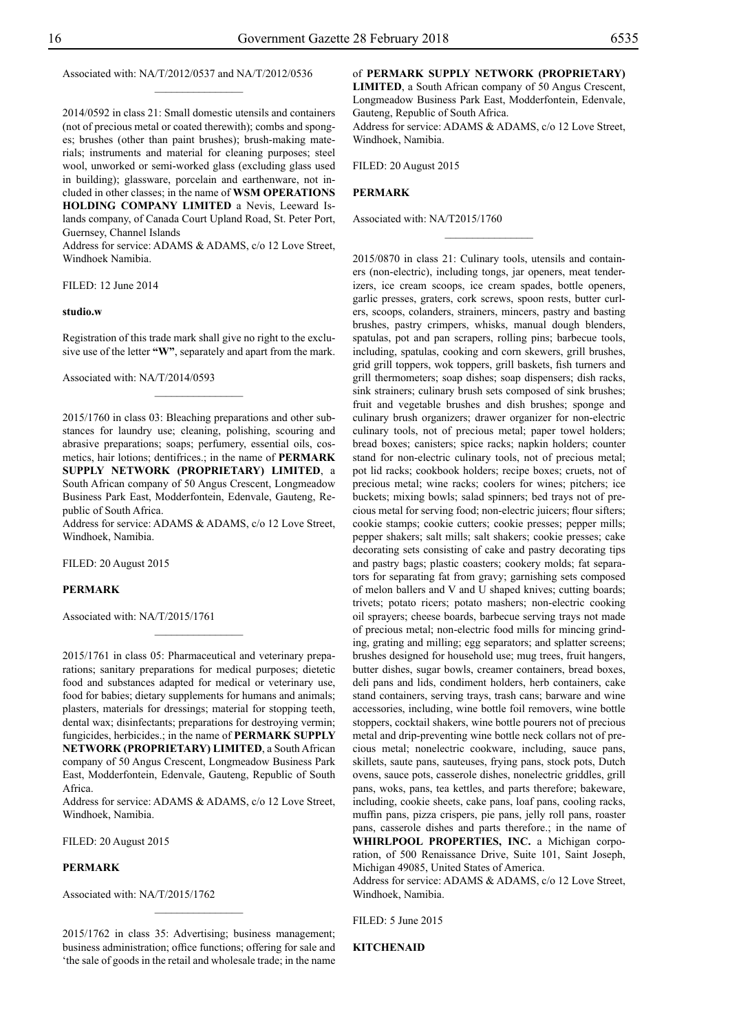Associated with: NA/T/2012/0537 and NA/T/2012/0536

2014/0592 in class 21: Small domestic utensils and containers (not of precious metal or coated therewith); combs and sponges; brushes (other than paint brushes); brush-making materials; instruments and material for cleaning purposes; steel wool, unworked or semi-worked glass (excluding glass used in building); glassware, porcelain and earthenware, not included in other classes; in the name of **WSM OPERATIONS HOLDING COMPANY LIMITED** a Nevis, Leeward Islands company, of Canada Court Upland Road, St. Peter Port, Guernsey, Channel Islands

Address for service: ADAMS & ADAMS, c/o 12 Love Street, Windhoek Namibia.

FILED: 12 June 2014

**studio.w**

Registration of this trade mark shall give no right to the exclusive use of the letter **"W"**, separately and apart from the mark.

Associated with: NA/T/2014/0593

2015/1760 in class 03: Bleaching preparations and other substances for laundry use; cleaning, polishing, scouring and abrasive preparations; soaps; perfumery, essential oils, cosmetics, hair lotions; dentifrices.; in the name of **PERMARK SUPPLY NETWORK (PROPRIETARY) LIMITED**, a South African company of 50 Angus Crescent, Longmeadow Business Park East, Modderfontein, Edenvale, Gauteng, Republic of South Africa.

Address for service: ADAMS & ADAMS, c/o 12 Love Street, Windhoek, Namibia.

FILED: 20 August 2015

**PERMARK**

Associated with: NA/T/2015/1761

2015/1761 in class 05: Pharmaceutical and veterinary preparations; sanitary preparations for medical purposes; dietetic food and substances adapted for medical or veterinary use, food for babies; dietary supplements for humans and animals; plasters, materials for dressings; material for stopping teeth, dental wax; disinfectants; preparations for destroying vermin; fungicides, herbicides.; in the name of **PERMARK SUPPLY NETWORK (PROPRIETARY) LIMITED**, a South African company of 50 Angus Crescent, Longmeadow Business Park East, Modderfontein, Edenvale, Gauteng, Republic of South Africa.

Address for service: ADAMS & ADAMS, c/o 12 Love Street, Windhoek, Namibia.

FILED: 20 August 2015

**PERMARK**

Associated with: NA/T/2015/1762

2015/1762 in class 35: Advertising; business management; business administration; office functions; offering for sale and 'the sale of goods in the retail and wholesale trade; in the name of **PERMARK SUPPLY NETWORK (PROPRIETARY) LIMITED**, a South African company of 50 Angus Crescent, Longmeadow Business Park East, Modderfontein, Edenvale, Gauteng, Republic of South Africa.

Address for service: ADAMS & ADAMS, c/o 12 Love Street, Windhoek, Namibia.

FILED: 20 August 2015

**PERMARK**

Associated with: NA/T2015/1760

2015/0870 in class 21: Culinary tools, utensils and containers (non-electric), including tongs, jar openers, meat tenderizers, ice cream scoops, ice cream spades, bottle openers, garlic presses, graters, cork screws, spoon rests, butter curlers, scoops, colanders, strainers, mincers, pastry and basting brushes, pastry crimpers, whisks, manual dough blenders, spatulas, pot and pan scrapers, rolling pins; barbecue tools, including, spatulas, cooking and corn skewers, grill brushes, grid grill toppers, wok toppers, grill baskets, fish turners and grill thermometers; soap dishes; soap dispensers; dish racks, sink strainers; culinary brush sets composed of sink brushes; fruit and vegetable brushes and dish brushes; sponge and culinary brush organizers; drawer organizer for non-electric culinary tools, not of precious metal; paper towel holders; bread boxes; canisters; spice racks; napkin holders; counter stand for non-electric culinary tools, not of precious metal; pot lid racks; cookbook holders; recipe boxes; cruets, not of precious metal; wine racks; coolers for wines; pitchers; ice buckets; mixing bowls; salad spinners; bed trays not of precious metal for serving food; non-electric juicers; flour sifters; cookie stamps; cookie cutters; cookie presses; pepper mills; pepper shakers; salt mills; salt shakers; cookie presses; cake decorating sets consisting of cake and pastry decorating tips and pastry bags; plastic coasters; cookery molds; fat separators for separating fat from gravy; garnishing sets composed of melon ballers and V and U shaped knives; cutting boards; trivets; potato ricers; potato mashers; non-electric cooking oil sprayers; cheese boards, barbecue serving trays not made of precious metal; non-electric food mills for mincing grinding, grating and milling; egg separators; and splatter screens; brushes designed for household use; mug trees, fruit hangers, butter dishes, sugar bowls, creamer containers, bread boxes, deli pans and lids, condiment holders, herb containers, cake stand containers, serving trays, trash cans; barware and wine accessories, including, wine bottle foil removers, wine bottle stoppers, cocktail shakers, wine bottle pourers not of precious metal and drip-preventing wine bottle neck collars not of precious metal; nonelectric cookware, including, sauce pans, skillets, saute pans, sauteuses, frying pans, stock pots, Dutch ovens, sauce pots, casserole dishes, nonelectric griddles, grill pans, woks, pans, tea kettles, and parts therefore; bakeware, including, cookie sheets, cake pans, loaf pans, cooling racks, muffin pans, pizza crispers, pie pans, jelly roll pans, roaster pans, casserole dishes and parts therefore.; in the name of **WHIRLPOOL PROPERTIES, INC.** a Michigan corporation, of 500 Renaissance Drive, Suite 101, Saint Joseph, Michigan 49085, United States of America.

Address for service: ADAMS & ADAMS, c/o 12 Love Street, Windhoek, Namibia.

FILED: 5 June 2015

**KITCHENAID**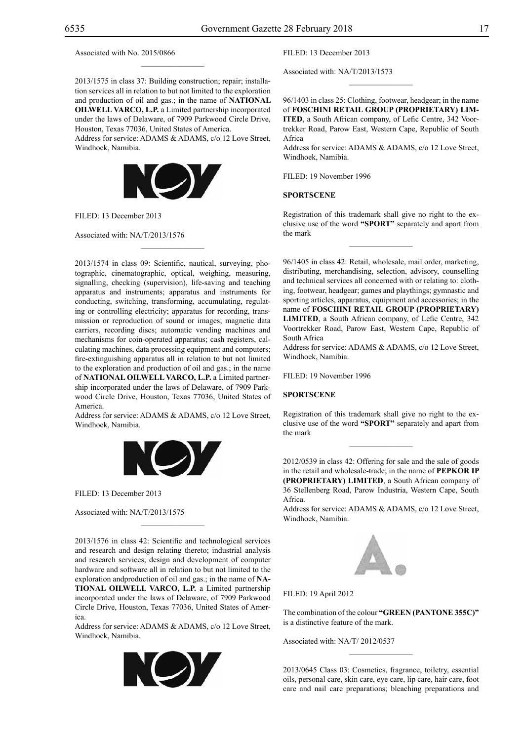Associated with No. 2015/0866

---

2013/1575 in class 37: Building construction; repair; installation services all in relation to but not limited to the exploration and production of oil and gas.; in the name of **NATIONAL OILWELL VARCO, L.P.** a Limited partnership incorporated under the laws of Delaware, of 7909 Parkwood Circle Drive, Houston, Texas 77036, United States of America.
Address for service: ADAMS & ADAMS, c/o 12 Love Street, Windhoek, Namibia.

FILED: 13 December 2013

Associated with: NA/T/2013/1576

---

2013/1574 in class 09: Scientific, nautical, surveying, photographic, cinematographic, optical, weighing, measuring, signalling, checking (supervision), life-saving and teaching apparatus and instruments; apparatus and instruments for conducting, switching, transforming, accumulating, regulating or controlling electricity; apparatus for recording, transmission or reproduction of sound or images; magnetic data carriers, recording discs; automatic vending machines and mechanisms for coin-operated apparatus; cash registers, calculating machines, data processing equipment and computers; fire-extinguishing apparatus all in relation to but not limited to the exploration and production of oil and gas.; in the name of **NATIONAL OILWELL VARCO, L.P.** a Limited partnership incorporated under the laws of Delaware, of 7909 Parkwood Circle Drive, Houston, Texas 77036, United States of America.
Address for service: ADAMS & ADAMS, c/o 12 Love Street, Windhoek, Namibia.

FILED: 13 December 2013

Associated with: NA/T/2013/1575

---

2013/1576 in class 42: Scientific and technological services and research and design relating thereto; industrial analysis and research services; design and development of computer hardware and software all in relation to but not limited to the exploration andproduction of oil and gas.; in the name of **NATIONAL OILWELL VARCO, L.P.** a Limited partnership incorporated under the laws of Delaware, of 7909 Parkwood Circle Drive, Houston, Texas 77036, United States of America.
Address for service: ADAMS & ADAMS, c/o 12 Love Street, Windhoek, Namibia.

FILED: 13 December 2013

Associated with: NA/T/2013/1573

---

96/1403 in class 25: Clothing, footwear, headgear; in the name of **FOSCHINI RETAIL GROUP (PROPRIETARY) LIMITED**, a South African company, of Lefic Centre, 342 Voortrekker Road, Parow East, Western Cape, Republic of South Africa
Address for service: ADAMS & ADAMS, c/o 12 Love Street, Windhoek, Namibia.

FILED: 19 November 1996

**SPORTSCENE**

Registration of this trademark shall give no right to the exclusive use of the word **"SPORT"** separately and apart from the mark

---

96/1405 in class 42: Retail, wholesale, mail order, marketing, distributing, merchandising, selection, advisory, counselling and technical services all concerned with or relating to: clothing, footwear, headgear; games and playthings; gymnastic and sporting articles, apparatus, equipment and accessories; in the name of **FOSCHINI RETAIL GROUP (PROPRIETARY) LIMITED**, a South African company, of Lefic Centre, 342 Voortrekker Road, Parow East, Western Cape, Republic of South Africa
Address for service: ADAMS & ADAMS, c/o 12 Love Street, Windhoek, Namibia.

FILED: 19 November 1996

**SPORTSCENE**

Registration of this trademark shall give no right to the exclusive use of the word **"SPORT"** separately and apart from the mark

---

2012/0539 in class 42: Offering for sale and the sale of goods in the retail and wholesale-trade; in the name of **PEPKOR IP (PROPRIETARY) LIMITED**, a South African company of 36 Stellenberg Road, Parow Industria, Western Cape, South Africa.
Address for service: ADAMS & ADAMS, c/o 12 Love Street, Windhoek, Namibia.

FILED: 19 April 2012

The combination of the colour **"GREEN (PANTONE 355C)"** is a distinctive feature of the mark.

Associated with: NA/T/ 2012/0537

---

2013/0645 Class 03: Cosmetics, fragrance, toiletry, essential oils, personal care, skin care, eye care, lip care, hair care, foot care and nail care preparations; bleaching preparations and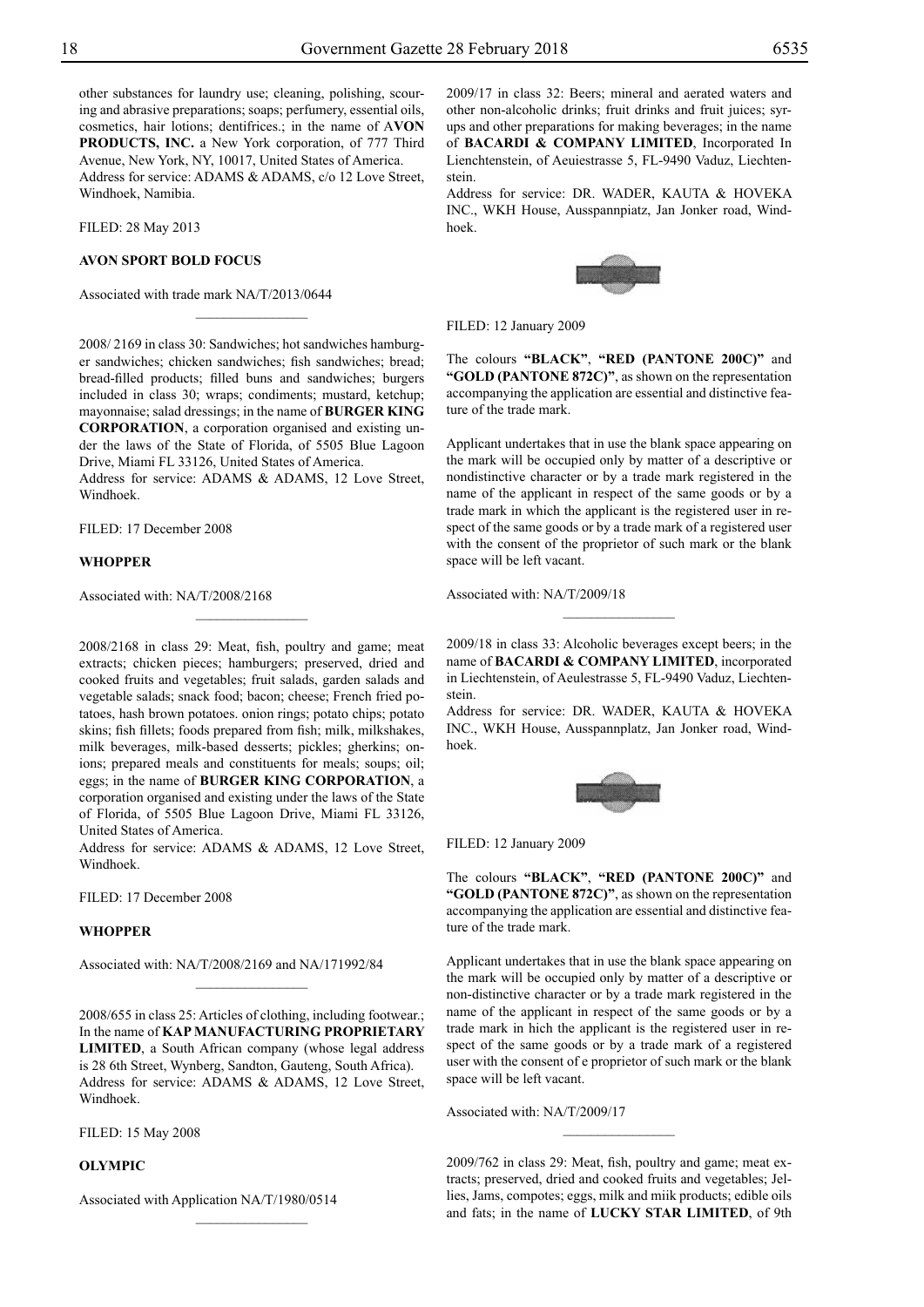other substances for laundry use; cleaning, polishing, scouring and abrasive preparations; soaps; perfumery, essential oils, cosmetics, hair lotions; dentifrices.; in the name of **AVON PRODUCTS, INC.** a New York corporation, of 777 Third Avenue, New York, NY, 10017, United States of America.
Address for service: ADAMS & ADAMS, c/o 12 Love Street, Windhoek, Namibia.

FILED: 28 May 2013

**AVON SPORT BOLD FOCUS**

Associated with trade mark NA/T/2013/0644

________________

2008/ 2169 in class 30: Sandwiches; hot sandwiches hamburger sandwiches; chicken sandwiches; fish sandwiches; bread; bread-filled products; filled buns and sandwiches; burgers included in class 30; wraps; condiments; mustard, ketchup; mayonnaise; salad dressings; in the name of **BURGER KING CORPORATION**, a corporation organised and existing under the laws of the State of Florida, of 5505 Blue Lagoon Drive, Miami FL 33126, United States of America.
Address for service: ADAMS & ADAMS, 12 Love Street, Windhoek.

FILED: 17 December 2008

**WHOPPER**

Associated with: NA/T/2008/2168

________________

2008/2168 in class 29: Meat, fish, poultry and game; meat extracts; chicken pieces; hamburgers; preserved, dried and cooked fruits and vegetables; fruit salads, garden salads and vegetable salads; snack food; bacon; cheese; French fried potatoes, hash brown potatoes. onion rings; potato chips; potato skins; fish fillets; foods prepared from fish; milk, milkshakes, milk beverages, milk-based desserts; pickles; gherkins; onions; prepared meals and constituents for meals; soups; oil; eggs; in the name of **BURGER KING CORPORATION**, a corporation organised and existing under the laws of the State of Florida, of 5505 Blue Lagoon Drive, Miami FL 33126, United States of America.
Address for service: ADAMS & ADAMS, 12 Love Street, Windhoek.

FILED: 17 December 2008

**WHOPPER**

Associated with: NA/T/2008/2169 and NA/171992/84

________________

2008/655 in class 25: Articles of clothing, including footwear.; In the name of **KAP MANUFACTURING PROPRIETARY LIMITED**, a South African company (whose legal address is 28 6th Street, Wynberg, Sandton, Gauteng, South Africa).
Address for service: ADAMS & ADAMS, 12 Love Street, Windhoek.

FILED: 15 May 2008

**OLYMPIC**

Associated with Application NA/T/1980/0514

________________

2009/17 in class 32: Beers; mineral and aerated waters and other non-alcoholic drinks; fruit drinks and fruit juices; syrups and other preparations for making beverages; in the name of **BACARDI & COMPANY LIMITED**, Incorporated In Lienchtenstein, of Aeuiestrasse 5, FL-9490 Vaduz, Liechtenstein.
Address for service: DR. WADER, KAUTA & HOVEKA INC., WKH House, Ausspannpiatz, Jan Jonker road, Windhoek.

FILED: 12 January 2009

The colours **"BLACK"**, **"RED (PANTONE 200C)"** and **"GOLD (PANTONE 872C)"**, as shown on the representation accompanying the application are essential and distinctive feature of the trade mark.

Applicant undertakes that in use the blank space appearing on the mark will be occupied only by matter of a descriptive or nondistinctive character or by a trade mark registered in the name of the applicant in respect of the same goods or by a trade mark in which the applicant is the registered user in respect of the same goods or by a trade mark of a registered user with the consent of the proprietor of such mark or the blank space will be left vacant.

Associated with: NA/T/2009/18

________________

2009/18 in class 33: Alcoholic beverages except beers; in the name of **BACARDI & COMPANY LIMITED**, incorporated in Liechtenstein, of Aeulestrasse 5, FL-9490 Vaduz, Liechtenstein.
Address for service: DR. WADER, KAUTA & HOVEKA INC., WKH House, Ausspannplatz, Jan Jonker road, Windhoek.

FILED: 12 January 2009

The colours **"BLACK"**, **"RED (PANTONE 200C)"** and **"GOLD (PANTONE 872C)"**, as shown on the representation accompanying the application are essential and distinctive feature of the trade mark.

Applicant undertakes that in use the blank space appearing on the mark will be occupied only by matter of a descriptive or non-distinctive character or by a trade mark registered in the name of the applicant in respect of the same goods or by a trade mark in hich the applicant is the registered user in respect of the same goods or by a trade mark of a registered user with the consent of e proprietor of such mark or the blank space will be left vacant.

Associated with: NA/T/2009/17

________________

2009/762 in class 29: Meat, fish, poultry and game; meat extracts; preserved, dried and cooked fruits and vegetables; Jellies, Jams, compotes; eggs, milk and miik products; edible oils and fats; in the name of **LUCKY STAR LIMITED**, of 9th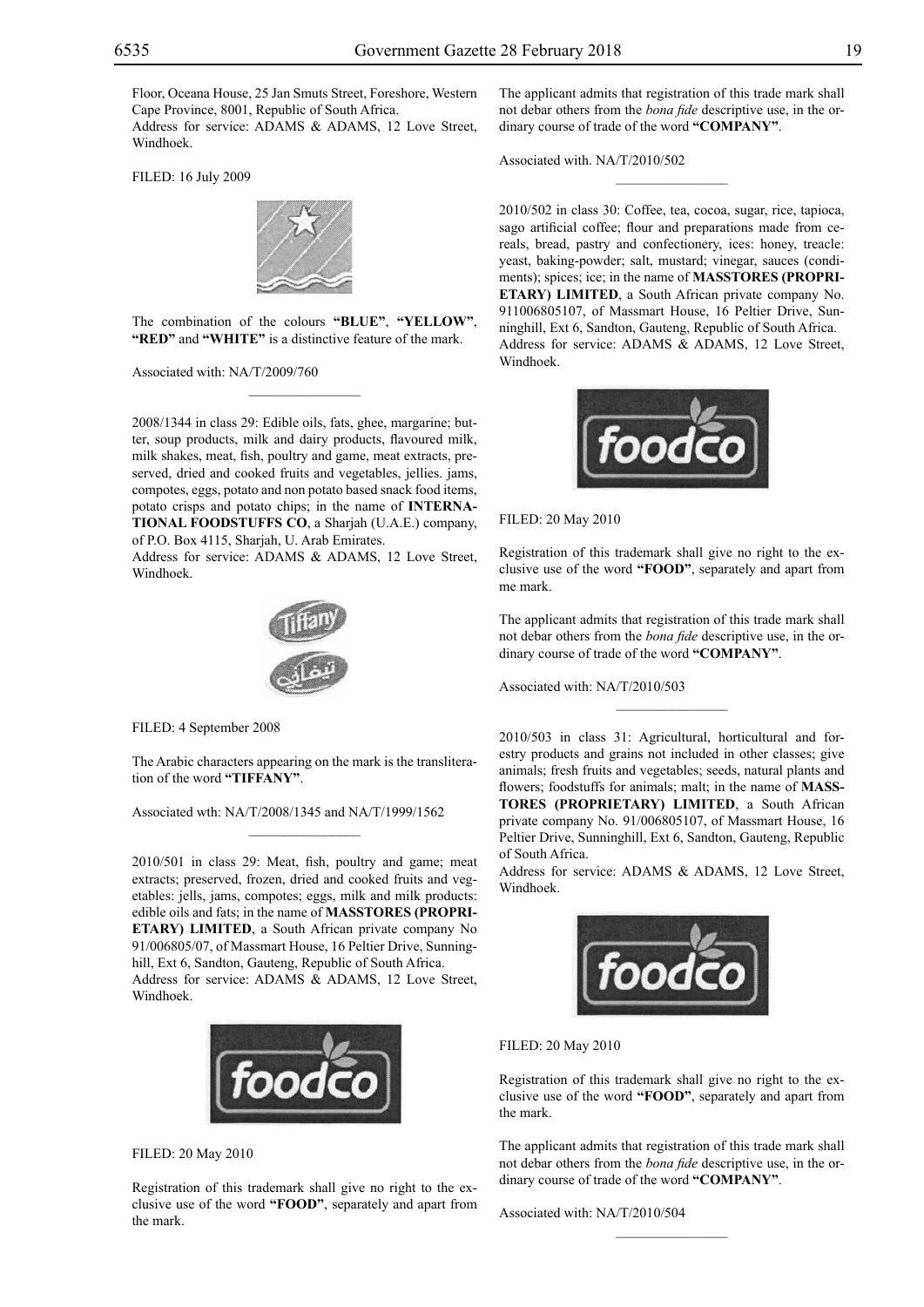Floor, Oceana House, 25 Jan Smuts Street, Foreshore, Western Cape Province, 8001, Republic of South Africa.
Address for service: ADAMS & ADAMS, 12 Love Street, Windhoek.

FILED: 16 July 2009

The combination of the colours **"BLUE"**, **"YELLOW"**, **"RED"** and **"WHITE"** is a distinctive feature of the mark.

Associated with: NA/T/2009/760

---

2008/1344 in class 29: Edible oils, fats, ghee, margarine; butter, soup products, milk and dairy products, flavoured milk, milk shakes, meat, fish, poultry and game, meat extracts, preserved, dried and cooked fruits and vegetables, jellies. jams, compotes, eggs, potato and non potato based snack food items, potato crisps and potato chips; in the name of **INTERNATIONAL FOODSTUFFS CO**, a Sharjah (U.A.E.) company, of P.O. Box 4115, Sharjah, U. Arab Emirates.
Address for service: ADAMS & ADAMS, 12 Love Street, Windhoek.

FILED: 4 September 2008

The Arabic characters appearing on the mark is the transliteration of the word **"TIFFANY"**.

Associated wth: NA/T/2008/1345 and NA/T/1999/1562

---

2010/501 in class 29: Meat, fish, poultry and game; meat extracts; preserved, frozen, dried and cooked fruits and vegetables: jells, jams, compotes; eggs, milk and milk products: edible oils and fats; in the name of **MASSTORES (PROPRIETARY) LIMITED**, a South African private company No 91/006805/07, of Massmart House, 16 Peltier Drive, Sunninghill, Ext 6, Sandton, Gauteng, Republic of South Africa.
Address for service: ADAMS & ADAMS, 12 Love Street, Windhoek.

FILED: 20 May 2010

Registration of this trademark shall give no right to the exclusive use of the word **"FOOD"**, separately and apart from the mark.

The applicant admits that registration of this trade mark shall not debar others from the *bona fide* descriptive use, in the ordinary course of trade of the word **"COMPANY"**.

Associated with. NA/T/2010/502

---

2010/502 in class 30: Coffee, tea, cocoa, sugar, rice, tapioca, sago artificial coffee; flour and preparations made from cereals, bread, pastry and confectionery, ices: honey, treacle: yeast, baking-powder; salt, mustard; vinegar, sauces (condiments); spices; ice; in the name of **MASSTORES (PROPRIETARY) LIMITED**, a South African private company No. 911006805107, of Massmart House, 16 Peltier Drive, Sunninghill, Ext 6, Sandton, Gauteng, Republic of South Africa.
Address for service: ADAMS & ADAMS, 12 Love Street, Windhoek.

FILED: 20 May 2010

Registration of this trademark shall give no right to the exclusive use of the word **"FOOD"**, separately and apart from me mark.

The applicant admits that registration of this trade mark shall not debar others from the *bona fide* descriptive use, in the ordinary course of trade of the word **"COMPANY"**.

Associated with: NA/T/2010/503

---

2010/503 in class 31: Agricultural, horticultural and forestry products and grains not included in other classes; give animals; fresh fruits and vegetables; seeds, natural plants and flowers; foodstuffs for animals; malt; in the name of **MASSTORES (PROPRIETARY) LIMITED**, a South African private company No. 91/006805107, of Massmart House, 16 Peltier Drive, Sunninghill, Ext 6, Sandton, Gauteng, Republic of South Africa.
Address for service: ADAMS & ADAMS, 12 Love Street, Windhoek.

FILED: 20 May 2010

Registration of this trademark shall give no right to the exclusive use of the word **"FOOD"**, separately and apart from the mark.

The applicant admits that registration of this trade mark shall not debar others from the *bona fide* descriptive use, in the ordinary course of trade of the word **"COMPANY"**.

Associated with: NA/T/2010/504

---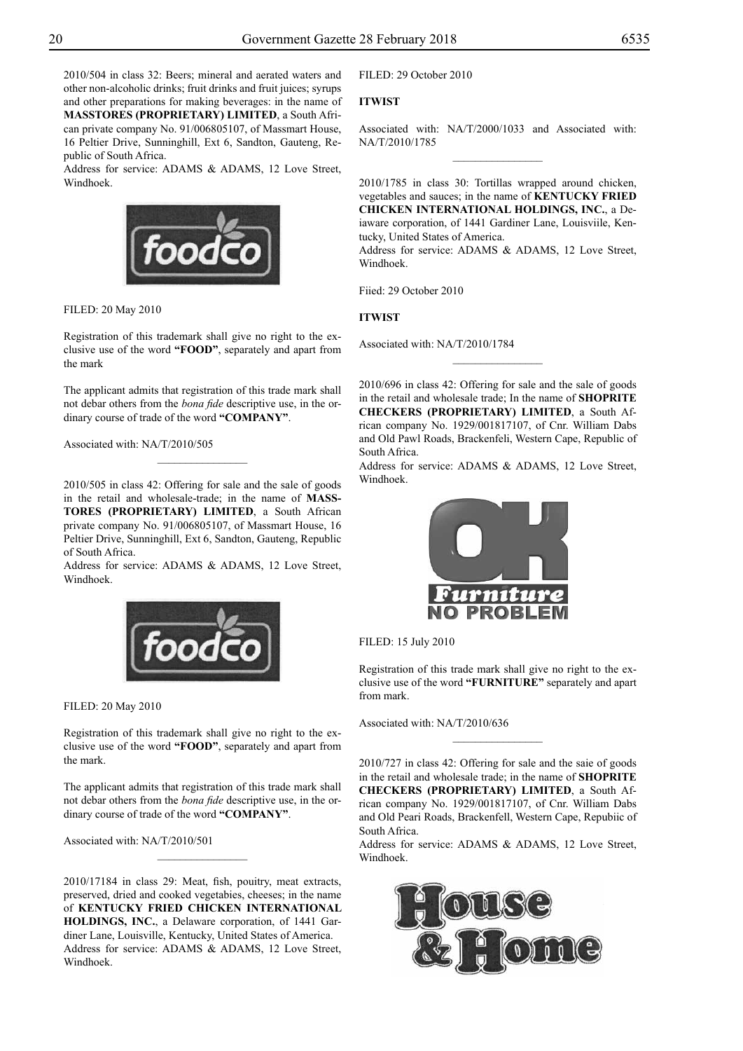2010/504 in class 32: Beers; mineral and aerated waters and other non-alcoholic drinks; fruit drinks and fruit juices; syrups and other preparations for making beverages: in the name of **MASSTORES (PROPRIETARY) LIMITED**, a South African private company No. 91/006805107, of Massmart House, 16 Peltier Drive, Sunninghill, Ext 6, Sandton, Gauteng, Republic of South Africa.

Address for service: ADAMS & ADAMS, 12 Love Street, Windhoek.

FILED: 20 May 2010

Registration of this trademark shall give no right to the exclusive use of the word **"FOOD"**, separately and apart from the mark

The applicant admits that registration of this trade mark shall not debar others from the *bona fide* descriptive use, in the ordinary course of trade of the word **"COMPANY"**.

Associated with: NA/T/2010/505

2010/505 in class 42: Offering for sale and the sale of goods in the retail and wholesale-trade; in the name of **MASSTORES (PROPRIETARY) LIMITED**, a South African private company No. 91/006805107, of Massmart House, 16 Peltier Drive, Sunninghill, Ext 6, Sandton, Gauteng, Republic of South Africa.

Address for service: ADAMS & ADAMS, 12 Love Street, Windhoek.

FILED: 20 May 2010

Registration of this trademark shall give no right to the exclusive use of the word **"FOOD"**, separately and apart from the mark.

The applicant admits that registration of this trade mark shall not debar others from the *bona fide* descriptive use, in the ordinary course of trade of the word **"COMPANY"**.

Associated with: NA/T/2010/501

2010/17184 in class 29: Meat, fish, pouitry, meat extracts, preserved, dried and cooked vegetabies, cheeses; in the name of **KENTUCKY FRIED CHICKEN INTERNATIONAL HOLDINGS, INC.**, a Delaware corporation, of 1441 Gardiner Lane, Louisville, Kentucky, United States of America.

Address for service: ADAMS & ADAMS, 12 Love Street, Windhoek.

FILED: 29 October 2010

**ITWIST**

Associated with: NA/T/2000/1033 and Associated with: NA/T/2010/1785

2010/1785 in class 30: Tortillas wrapped around chicken, vegetables and sauces; in the name of **KENTUCKY FRIED CHICKEN INTERNATIONAL HOLDINGS, INC.**, a Deiaware corporation, of 1441 Gardiner Lane, Louisviile, Kentucky, United States of America.

Address for service: ADAMS & ADAMS, 12 Love Street, Windhoek.

Fiied: 29 October 2010

**ITWIST**

Associated with: NA/T/2010/1784

2010/696 in class 42: Offering for sale and the sale of goods in the retail and wholesale trade; In the name of **SHOPRITE CHECKERS (PROPRIETARY) LIMITED**, a South African company No. 1929/001817107, of Cnr. William Dabs and Old Pawl Roads, Brackenfeli, Western Cape, Republic of South Africa.

Address for service: ADAMS & ADAMS, 12 Love Street, Windhoek.

FILED: 15 July 2010

Registration of this trade mark shall give no right to the exclusive use of the word **"FURNITURE"** separately and apart from mark.

Associated with: NA/T/2010/636

2010/727 in class 42: Offering for sale and the saie of goods in the retail and wholesale trade; in the name of **SHOPRITE CHECKERS (PROPRIETARY) LIMITED**, a South African company No. 1929/001817107, of Cnr. William Dabs and Old Peari Roads, Brackenfell, Western Cape, Repubiic of South Africa.

Address for service: ADAMS & ADAMS, 12 Love Street, Windhoek.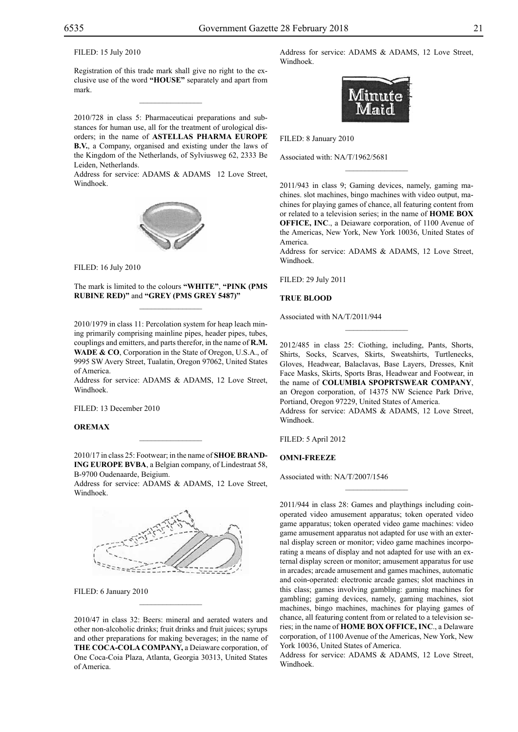FILED: 15 July 2010

Registration of this trade mark shall give no right to the exclusive use of the word **"HOUSE"** separately and apart from mark.

---

2010/728 in class 5: Pharmaceuticai preparations and substances for human use, all for the treatment of urological disorders; in the name of **ASTELLAS PHARMA EUROPE B.V.**, a Company, organised and existing under the laws of the Kingdom of the Netherlands, of Sylviusweg 62, 2333 Be Leiden, Netherlands.
Address for service: ADAMS & ADAMS 12 Love Street, Windhoek.

FILED: 16 July 2010

The mark is limited to the colours **"WHITE"**, **"PINK (PMS RUBINE RED)"** and **"GREY (PMS GREY 5487)"**

---

2010/1979 in class 11: Percolation system for heap leach mining primarily comprising mainline pipes, header pipes, tubes, couplings and emitters, and parts therefor, in the name of **R.M. WADE & CO**, Corporation in the State of Oregon, U.S.A., of 9995 SW Avery Street, Tualatin, Oregon 97062, United States of America.
Address for service: ADAMS & ADAMS, 12 Love Street, Windhoek.

FILED: 13 December 2010

**OREMAX**

---

2010/17 in class 25: Footwear; in the name of **SHOE BRANDING EUROPE BVBA**, a Belgian company, of Lindestraat 58, B-9700 Oudenaarde, Beigium.
Address for service: ADAMS & ADAMS, 12 Love Street, Windhoek.

FILED: 6 January 2010

---

2010/47 in class 32: Beers: mineral and aerated waters and other non-alcoholic drinks; fruit drinks and fruit juices; syrups and other preparations for making beverages; in the name of **THE COCA-COLA COMPANY,** a Deiaware corporation, of One Coca-Coia Plaza, Atlanta, Georgia 30313, United States of America.
Address for service: ADAMS & ADAMS, 12 Love Street, Windhoek.

Minute Maid

FILED: 8 January 2010

Associated with: NA/T/1962/5681

---

2011/943 in class 9; Gaming devices, namely, gaming machines. slot machines, bingo machines with video output, machines for playing games of chance, all featuring content from or related to a television series; in the name of **HOME BOX OFFICE, INC**., a Deiaware corporation, of 1100 Avenue of the Americas, New York, New York 10036, United States of America.
Address for service: ADAMS & ADAMS, 12 Love Street, Windhoek.

FILED: 29 July 2011

**TRUE BLOOD**

Associated with NA/T/2011/944

---

2012/485 in class 25: Ciothing, including, Pants, Shorts, Shirts, Socks, Scarves, Skirts, Sweatshirts, Turtlenecks, Gloves, Headwear, Balaclavas, Base Layers, Dresses, Knit Face Masks, Skirts, Sports Bras, Headwear and Footwear, in the name of **COLUMBIA SPOPRTSWEAR COMPANY**, an Oregon corporation, of 14375 NW Science Park Drive, Portiand, Oregon 97229, United States of America.
Address for service: ADAMS & ADAMS, 12 Love Street, Windhoek.

FILED: 5 April 2012

**OMNI-FREEZE**

Associated with: NA/T/2007/1546

---

2011/944 in class 28: Games and playthings including coin-operated video amusement apparatus; token operated video game apparatus; token operated video game machines: video game amusement apparatus not adapted for use with an external display screen or monitor; video game machines incorporating a means of display and not adapted for use with an external display screen or monitor; amusement apparatus for use in arcades; arcade amusement and games machines, automatic and coin-operated: electronic arcade games; slot machines in this class; games involving gambling: gaming machines for gambling; gaming devices, namely, gaming machines, siot machines, bingo machines, machines for playing games of chance, all featuring content from or related to a television series; in the name of **HOME BOX OFFICE, INC**., a Delaware corporation, of 1100 Avenue of the Americas, New York, New York 10036, United States of America.
Address for service: ADAMS & ADAMS, 12 Love Street, Windhoek.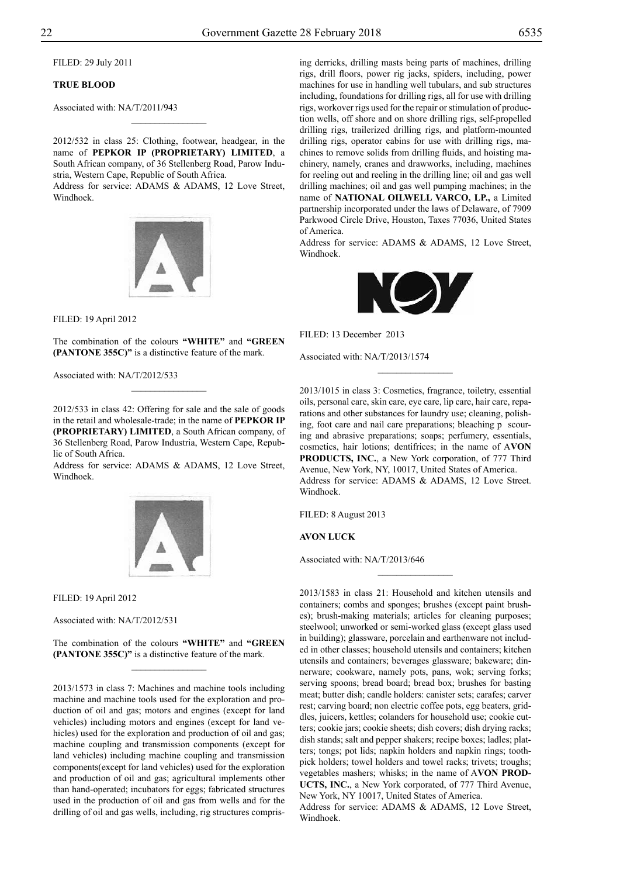FILED: 29 July 2011

**TRUE BLOOD**

Associated with: NA/T/2011/943

---

2012/532 in class 25: Clothing, footwear, headgear, in the name of **PEPKOR IP (PROPRIETARY) LIMITED**, a South African company, of 36 Stellenberg Road, Parow Industria, Western Cape, Republic of South Africa.
Address for service: ADAMS & ADAMS, 12 Love Street, Windhoek.

FILED: 19 April 2012

The combination of the colours **"WHITE"** and **"GREEN (PANTONE 355C)"** is a distinctive feature of the mark.

Associated with: NA/T/2012/533

---

2012/533 in class 42: Offering for sale and the sale of goods in the retail and wholesale-trade; in the name of **PEPKOR IP (PROPRIETARY) LIMITED**, a South African company, of 36 Stellenberg Road, Parow Industria, Western Cape, Republic of South Africa.
Address for service: ADAMS & ADAMS, 12 Love Street, Windhoek.

FILED: 19 April 2012

Associated with: NA/T/2012/531

The combination of the colours **"WHITE"** and **"GREEN (PANTONE 355C)"** is a distinctive feature of the mark.

---

2013/1573 in class 7: Machines and machine tools including machine and machine tools used for the exploration and production of oil and gas; motors and engines (except for land vehicles) including motors and engines (except for land vehicles) used for the exploration and production of oil and gas; machine coupling and transmission components (except for land vehicles) including machine coupling and transmission components(except for land vehicles) used for the exploration and production of oil and gas; agricultural implements other than hand-operated; incubators for eggs; fabricated structures used in the production of oil and gas from wells and for the drilling of oil and gas wells, including, rig structures comprising derricks, drilling masts being parts of machines, drilling rigs, drill floors, power rig jacks, spiders, including, power machines for use in handling well tubulars, and sub structures including, foundations for drilling rigs, all for use with drilling rigs, workover rigs used for the repair or stimulation of production wells, off shore and on shore drilling rigs, self-propelled drilling rigs, trailerized drilling rigs, and platform-mounted drilling rigs, operator cabins for use with drilling rigs, machines to remove solids from drilling fluids, and hoisting machinery, namely, cranes and drawworks, including, machines for reeling out and reeling in the drilling line; oil and gas well drilling machines; oil and gas well pumping machines; in the name of **NATIONAL OILWELL VARCO, LP.,** a Limited partnership incorporated under the laws of Delaware, of 7909 Parkwood Circle Drive, Houston, Taxes 77036, United States of America.
Address for service: ADAMS & ADAMS, 12 Love Street, Windhoek.

FILED: 13 December 2013

Associated with: NA/T/2013/1574

---

2013/1015 in class 3: Cosmetics, fragrance, toiletry, essential oils, personal care, skin care, eye care, lip care, hair care, reparations and other substances for laundry use; cleaning, polishing, foot care and nail care preparations; bleaching p scouring and abrasive preparations; soaps; perfumery, essentials, cosmetics, hair lotions; dentifrices; in the name of A**VON PRODUCTS, INC.**, a New York corporation, of 777 Third Avenue, New York, NY, 10017, United States of America.
Address for service: ADAMS & ADAMS, 12 Love Street. Windhoek.

FILED: 8 August 2013

**AVON LUCK**

Associated with: NA/T/2013/646

---

2013/1583 in class 21: Household and kitchen utensils and containers; combs and sponges; brushes (except paint brushes); brush-making materials; articles for cleaning purposes; steelwool; unworked or semi-worked glass (except glass used in building); glassware, porcelain and earthenware not included in other classes; household utensils and containers; kitchen utensils and containers; beverages glassware; bakeware; dinnerware; cookware, namely pots, pans, wok; serving forks; serving spoons; bread board; bread box; brushes for basting meat; butter dish; candle holders: canister sets; carafes; carver rest; carving board; non electric coffee pots, egg beaters, griddles, juicers, kettles; colanders for household use; cookie cutters; cookie jars; cookie sheets; dish covers; dish drying racks; dish stands; salt and pepper shakers; recipe boxes; ladles; platters; tongs; pot lids; napkin holders and napkin rings; toothpick holders; towel holders and towel racks; trivets; troughs; vegetables mashers; whisks; in the name of A**VON PRODUCTS, INC.**, a New York corporated, of 777 Third Avenue, New York, NY 10017, United States of America.
Address for service: ADAMS & ADAMS, 12 Love Street, Windhoek.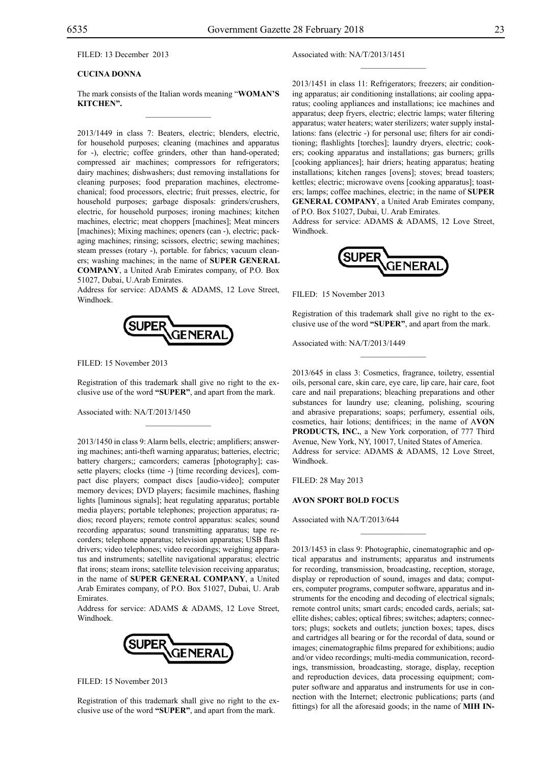FILED: 13 December 2013

**CUCINA DONNA**

The mark consists of the Italian words meaning "**WOMAN'S KITCHEN".**

---

2013/1449 in class 7: Beaters, electric; blenders, electric, for household purposes; cleaning (machines and apparatus for -), electric; coffee grinders, other than hand-operated; compressed air machines; compressors for refrigerators; dairy machines; dishwashers; dust removing installations for cleaning purposes; food preparation machines, electromechanical; food processors, electric; fruit presses, electric, for household purposes; garbage disposals: grinders/crushers, electric, for household purposes; ironing machines; kitchen machines, electric; meat choppers [machines]; Meat mincers [machines); Mixing machines; openers (can -), electric; packaging machines; rinsing; scissors, electric; sewing machines; steam presses (rotary -), portable. for fabrics; vacuum cleaners; washing machines; in the name of **SUPER GENERAL COMPANY**, a United Arab Emirates company, of P.O. Box 51027, Dubai, U.Arab Emirates.

Address for service: ADAMS & ADAMS, 12 Love Street, Windhoek.

SUPER GENERAL

FILED: 15 November 2013

Registration of this trademark shall give no right to the exclusive use of the word **"SUPER"**, and apart from the mark.

Associated with: NA/T/2013/1450

---

2013/1450 in class 9: Alarm bells, electric; amplifiers; answering machines; anti-theft warning apparatus; batteries, electric; battery chargers;; camcorders; cameras [photography]; cassette players; clocks (time -) [time recording devices], compact disc players; compact discs [audio-video]; computer memory devices; DVD players; facsimile machines, flashing lights [luminous signals]; heat regulating apparatus; portable media players; portable telephones; projection apparatus; radios; record players; remote control apparatus: scales; sound recording apparatus; sound transmitting apparatus; tape recorders; telephone apparatus; television apparatus; USB flash drivers; video telephones; video recordings; weighing apparatus and instruments; satellite navigational apparatus; electric flat irons; steam irons; satellite television receiving apparatus; in the name of **SUPER GENERAL COMPANY**, a United Arab Emirates company, of P.O. Box 51027, Dubai, U. Arab Emirates.

Address for service: ADAMS & ADAMS, 12 Love Street, Windhoek.

SUPER GENERAL

FILED: 15 November 2013

Registration of this trademark shall give no right to the exclusive use of the word **"SUPER"**, and apart from the mark.

Associated with: NA/T/2013/1451

---

2013/1451 in class 11: Refrigerators; freezers; air conditioning apparatus; air conditioning installations; air cooling apparatus; cooling appliances and installations; ice machines and apparatus; deep fryers, electric; electric lamps; water filtering apparatus; water heaters; water sterilizers; water supply installations: fans (electric -) for personal use; filters for air conditioning; flashlights [torches]; laundry dryers, electric; cookers; cooking apparatus and installations; gas burners; grills [cooking appliances]; hair driers; heating apparatus; heating installations; kitchen ranges [ovens]; stoves; bread toasters; kettles; electric; microwave ovens [cooking apparatus]; toasters; lamps; coffee machines, electric; in the name of **SUPER GENERAL COMPANY**, a United Arab Emirates company, of P.O. Box 51027, Dubai, U. Arab Emirates.

Address for service: ADAMS & ADAMS, 12 Love Street, Windhoek.

SUPER GENERAL

FILED: 15 November 2013

Registration of this trademark shall give no right to the exclusive use of the word **"SUPER"**, and apart from the mark.

Associated with: NA/T/2013/1449

---

2013/645 in class 3: Cosmetics, fragrance, toiletry, essential oils, personal care, skin care, eye care, lip care, hair care, foot care and nail preparations; bleaching preparations and other substances for laundry use; cleaning, polishing, scouring and abrasive preparations; soaps; perfumery, essential oils, cosmetics, hair lotions; dentifrices; in the name of A**VON PRODUCTS, INC.**, a New York corporation, of 777 Third Avenue, New York, NY, 10017, United States of America.

Address for service: ADAMS & ADAMS, 12 Love Street, Windhoek.

FILED: 28 May 2013

**AVON SPORT BOLD FOCUS**

Associated with NA/T/2013/644

---

2013/1453 in class 9: Photographic, cinematographic and optical apparatus and instruments; apparatus and instruments for recording, transmission, broadcasting, reception, storage, display or reproduction of sound, images and data; computers, computer programs, computer software, apparatus and instruments for the encoding and decoding of electrical signals; remote control units; smart cards; encoded cards, aerials; satellite dishes; cables; optical fibres; switches; adapters; connectors; plugs; sockets and outlets; junction boxes; tapes, discs and cartridges all bearing or for the recordal of data, sound or images; cinematographic films prepared for exhibitions; audio and/or video recordings; multi-media communication, recordings, transmission, broadcasting, storage, display, reception and reproduction devices, data processing equipment; computer software and apparatus and instruments for use in connection with the Internet; electronic publications; parts (and fittings) for all the aforesaid goods; in the name of **MIH IN-**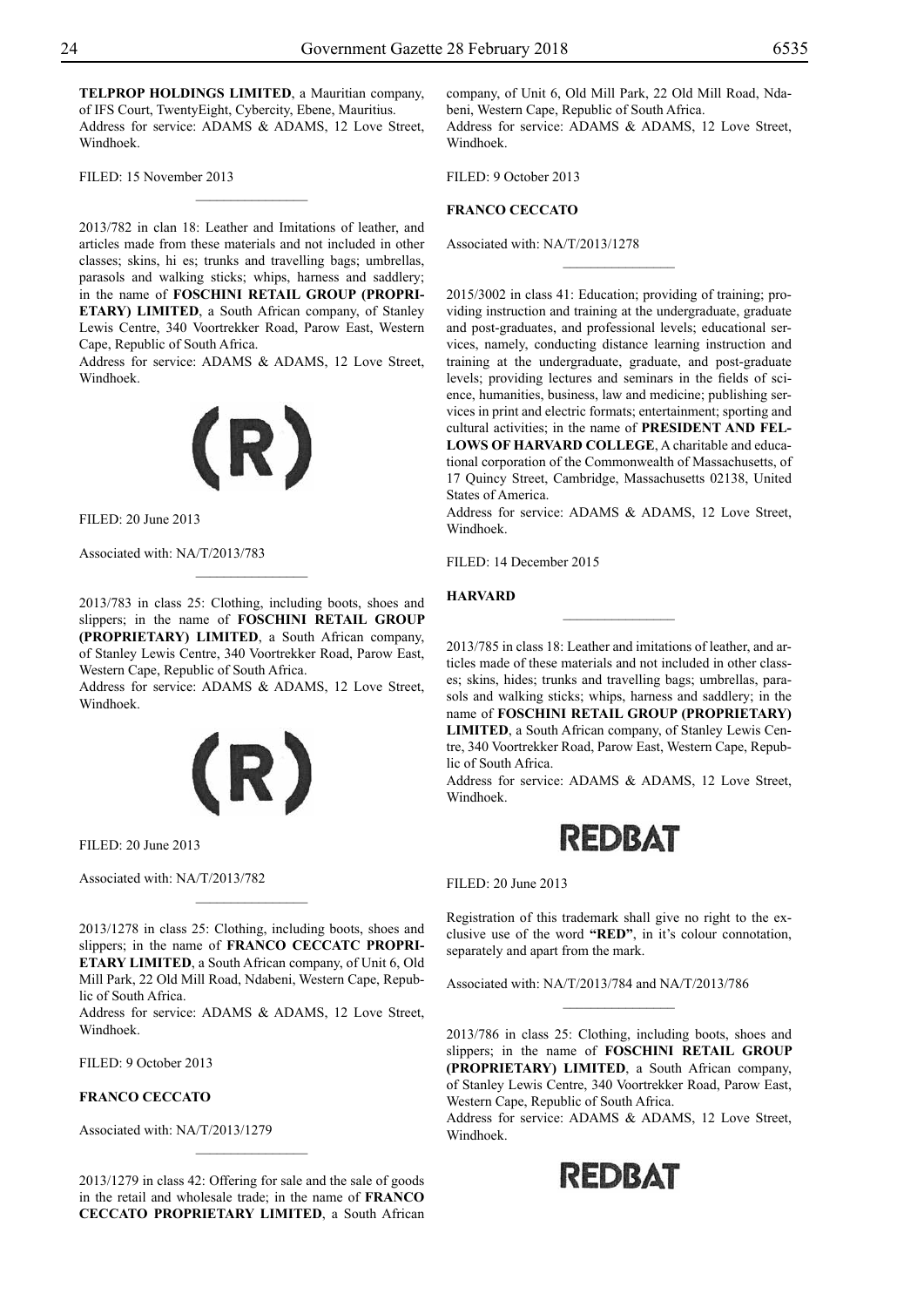**TELPROP HOLDINGS LIMITED**, a Mauritian company, of IFS Court, TwentyEight, Cybercity, Ebene, Mauritius.
Address for service: ADAMS & ADAMS, 12 Love Street, Windhoek.

FILED: 15 November 2013

---

2013/782 in clan 18: Leather and Imitations of leather, and articles made from these materials and not included in other classes; skins, hi es; trunks and travelling bags; umbrellas, parasols and walking sticks; whips, harness and saddlery; in the name of **FOSCHINI RETAIL GROUP (PROPRIETARY) LIMITED**, a South African company, of Stanley Lewis Centre, 340 Voortrekker Road, Parow East, Western Cape, Republic of South Africa.
Address for service: ADAMS & ADAMS, 12 Love Street, Windhoek.

(R)

FILED: 20 June 2013

Associated with: NA/T/2013/783

---

2013/783 in class 25: Clothing, including boots, shoes and slippers; in the name of **FOSCHINI RETAIL GROUP (PROPRIETARY) LIMITED**, a South African company, of Stanley Lewis Centre, 340 Voortrekker Road, Parow East, Western Cape, Republic of South Africa.
Address for service: ADAMS & ADAMS, 12 Love Street, Windhoek.

(R)

FILED: 20 June 2013

Associated with: NA/T/2013/782

---

2013/1278 in class 25: Clothing, including boots, shoes and slippers; in the name of **FRANCO CECCATC PROPRIETARY LIMITED**, a South African company, of Unit 6, Old Mill Park, 22 Old Mill Road, Ndabeni, Western Cape, Republic of South Africa.
Address for service: ADAMS & ADAMS, 12 Love Street, Windhoek.

FILED: 9 October 2013

**FRANCO CECCATO**

Associated with: NA/T/2013/1279

---

2013/1279 in class 42: Offering for sale and the sale of goods in the retail and wholesale trade; in the name of **FRANCO CECCATO PROPRIETARY LIMITED**, a South African company, of Unit 6, Old Mill Park, 22 Old Mill Road, Ndabeni, Western Cape, Republic of South Africa.
Address for service: ADAMS & ADAMS, 12 Love Street, Windhoek.

FILED: 9 October 2013

**FRANCO CECCATO**

Associated with: NA/T/2013/1278

---

2015/3002 in class 41: Education; providing of training; providing instruction and training at the undergraduate, graduate and post-graduates, and professional levels; educational services, namely, conducting distance learning instruction and training at the undergraduate, graduate, and post-graduate levels; providing lectures and seminars in the fields of science, humanities, business, law and medicine; publishing services in print and electric formats; entertainment; sporting and cultural activities; in the name of **PRESIDENT AND FELLOWS OF HARVARD COLLEGE**, A charitable and educational corporation of the Commonwealth of Massachusetts, of 17 Quincy Street, Cambridge, Massachusetts 02138, United States of America.
Address for service: ADAMS & ADAMS, 12 Love Street, Windhoek.

FILED: 14 December 2015

**HARVARD**

---

2013/785 in class 18: Leather and imitations of leather, and articles made of these materials and not included in other classes; skins, hides; trunks and travelling bags; umbrellas, parasols and walking sticks; whips, harness and saddlery; in the name of **FOSCHINI RETAIL GROUP (PROPRIETARY) LIMITED**, a South African company, of Stanley Lewis Centre, 340 Voortrekker Road, Parow East, Western Cape, Republic of South Africa.
Address for service: ADAMS & ADAMS, 12 Love Street, Windhoek.

REDBAT

FILED: 20 June 2013

Registration of this trademark shall give no right to the exclusive use of the word **"RED"**, in it's colour connotation, separately and apart from the mark.

Associated with: NA/T/2013/784 and NA/T/2013/786

---

2013/786 in class 25: Clothing, including boots, shoes and slippers; in the name of **FOSCHINI RETAIL GROUP (PROPRIETARY) LIMITED**, a South African company, of Stanley Lewis Centre, 340 Voortrekker Road, Parow East, Western Cape, Republic of South Africa.
Address for service: ADAMS & ADAMS, 12 Love Street, Windhoek.

REDBAT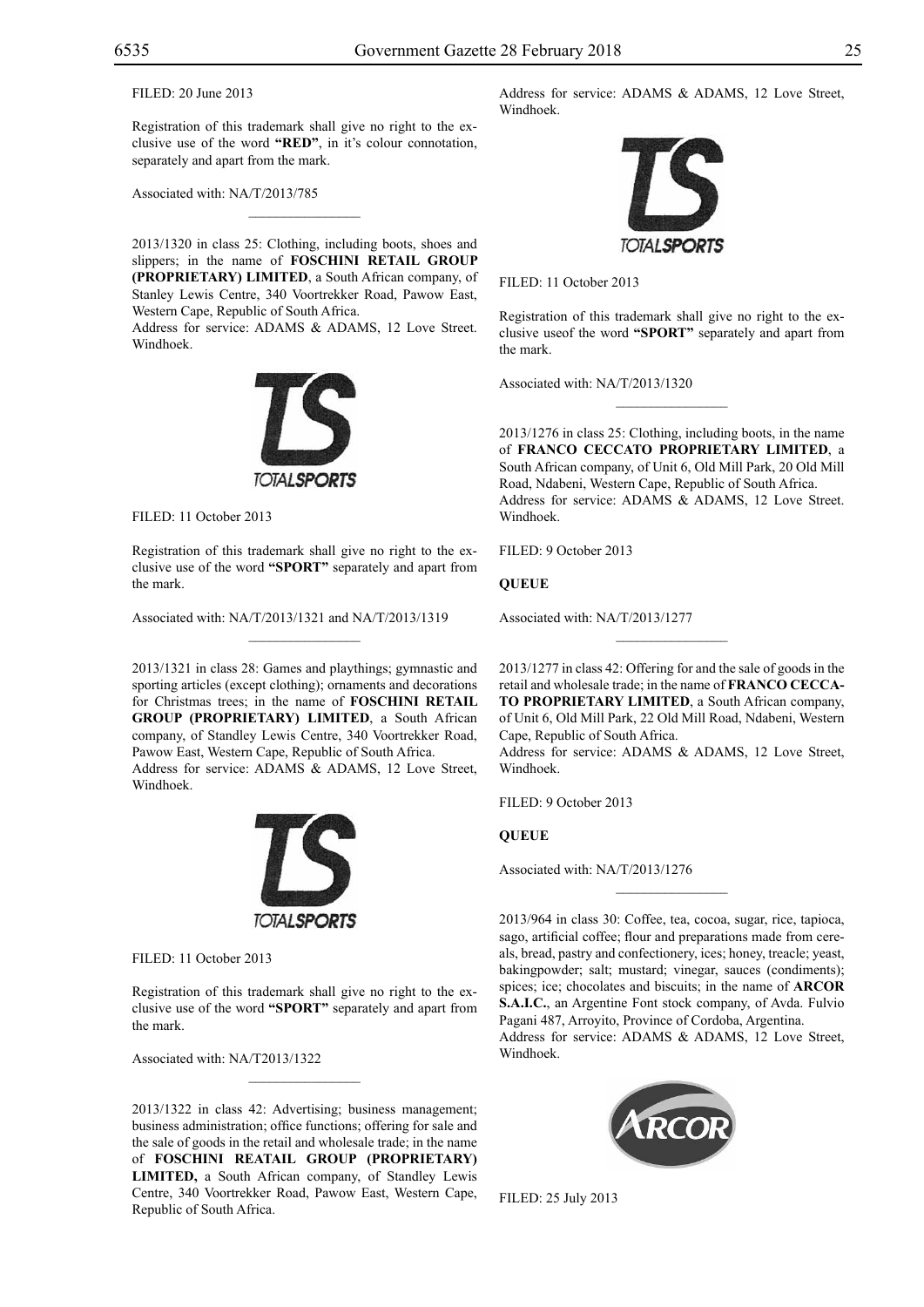FILED: 20 June 2013

Registration of this trademark shall give no right to the exclusive use of the word **"RED"**, in it's colour connotation, separately and apart from the mark.

Associated with: NA/T/2013/785

---

2013/1320 in class 25: Clothing, including boots, shoes and slippers; in the name of **FOSCHINI RETAIL GROUP (PROPRIETARY) LIMITED**, a South African company, of Stanley Lewis Centre, 340 Voortrekker Road, Pawow East, Western Cape, Republic of South Africa.
Address for service: ADAMS & ADAMS, 12 Love Street. Windhoek.

FILED: 11 October 2013

Registration of this trademark shall give no right to the exclusive use of the word **"SPORT"** separately and apart from the mark.

Associated with: NA/T/2013/1321 and NA/T/2013/1319

---

2013/1321 in class 28: Games and playthings; gymnastic and sporting articles (except clothing); ornaments and decorations for Christmas trees; in the name of **FOSCHINI RETAIL GROUP (PROPRIETARY) LIMITED**, a South African company, of Standley Lewis Centre, 340 Voortrekker Road, Pawow East, Western Cape, Republic of South Africa.
Address for service: ADAMS & ADAMS, 12 Love Street, Windhoek.

FILED: 11 October 2013

Registration of this trademark shall give no right to the exclusive use of the word **"SPORT"** separately and apart from the mark.

Associated with: NA/T2013/1322

---

2013/1322 in class 42: Advertising; business management; business administration; office functions; offering for sale and the sale of goods in the retail and wholesale trade; in the name of **FOSCHINI REATAIL GROUP (PROPRIETARY) LIMITED,** a South African company, of Standley Lewis Centre, 340 Voortrekker Road, Pawow East, Western Cape, Republic of South Africa.

Address for service: ADAMS & ADAMS, 12 Love Street, Windhoek.

FILED: 11 October 2013

Registration of this trademark shall give no right to the exclusive useof the word **"SPORT"** separately and apart from the mark.

Associated with: NA/T/2013/1320

---

2013/1276 in class 25: Clothing, including boots, in the name of **FRANCO CECCATO PROPRIETARY LIMITED**, a South African company, of Unit 6, Old Mill Park, 20 Old Mill Road, Ndabeni, Western Cape, Republic of South Africa.
Address for service: ADAMS & ADAMS, 12 Love Street. Windhoek.

FILED: 9 October 2013

**QUEUE**

Associated with: NA/T/2013/1277

---

2013/1277 in class 42: Offering for and the sale of goods in the retail and wholesale trade; in the name of **FRANCO CECCATO PROPRIETARY LIMITED**, a South African company, of Unit 6, Old Mill Park, 22 Old Mill Road, Ndabeni, Western Cape, Republic of South Africa.
Address for service: ADAMS & ADAMS, 12 Love Street, Windhoek.

FILED: 9 October 2013

**QUEUE**

Associated with: NA/T/2013/1276

---

2013/964 in class 30: Coffee, tea, cocoa, sugar, rice, tapioca, sago, artificial coffee; flour and preparations made from cereals, bread, pastry and confectionery, ices; honey, treacle; yeast, bakingpowder; salt; mustard; vinegar, sauces (condiments); spices; ice; chocolates and biscuits; in the name of **ARCOR S.A.I.C.**, an Argentine Font stock company, of Avda. Fulvio Pagani 487, Arroyito, Province of Cordoba, Argentina.
Address for service: ADAMS & ADAMS, 12 Love Street, Windhoek.

FILED: 25 July 2013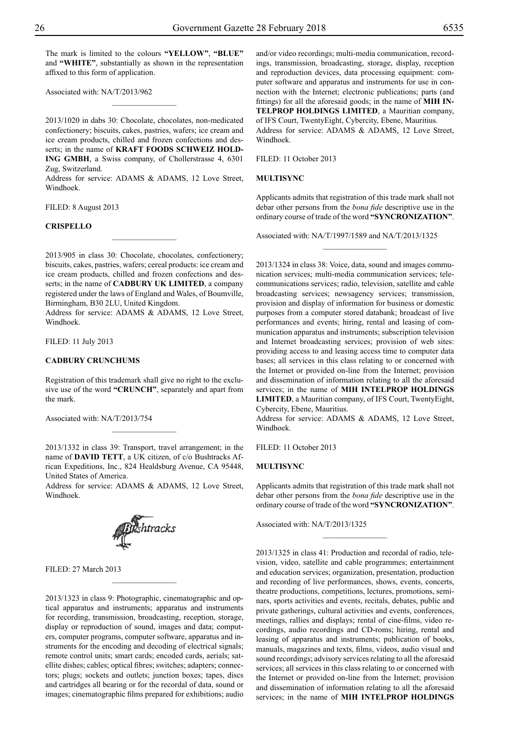The mark is limited to the colours **"YELLOW"**, **"BLUE"** and **"WHITE"**, substantially as shown in the representation affixed to this form of application.

Associated with: NA/T/2013/962

---

2013/1020 in dabs 30: Chocolate, chocolates, non-medicated confectionery; biscuits, cakes, pastries, wafers; ice cream and ice cream products, chilled and frozen confections and desserts; in the name of **KRAFT FOODS SCHWEIZ HOLDING GMBH**, a Swiss company, of Chollerstrasse 4, 6301 Zug, Switzerland.

Address for service: ADAMS & ADAMS, 12 Love Street, Windhoek.

FILED: 8 August 2013

**CRISPELLO**

---

2013/905 in class 30: Chocolate, chocolates, confectionery; biscuits, cakes, pastries, wafers; cereal products: ice cream and ice cream products, chilled and frozen confections and desserts; in the name of **CADBURY UK LIMITED**, a company registered under the laws of England and Wales, of Bournville, Birmingham, B30 2LU, United Kingdom.

Address for service: ADAMS & ADAMS, 12 Love Street, Windhoek.

FILED: 11 July 2013

**CADBURY CRUNCHUMS**

Registration of this trademark shall give no right to the exclusive use of the word **"CRUNCH"**, separately and apart from the mark.

Associated with: NA/T/2013/754

---

2013/1332 in class 39: Transport, travel arrangement; in the name of **DAVID TETT**, a UK citizen, of c/o Bushtracks African Expeditions, Inc., 824 Healdsburg Avenue, CA 95448, United States of America.

Address for service: ADAMS & ADAMS, 12 Love Street, Windhoek.

Bushtracks

FILED: 27 March 2013

---

2013/1323 in class 9: Photographic, cinematographic and optical apparatus and instruments; apparatus and instruments for recording, transmission, broadcasting, reception, storage, display or reproduction of sound, images and data; computers, computer programs, computer software, apparatus and instruments for the encoding and decoding of electrical signals; remote control units; smart cards; encoded cards, aerials; satellite dishes; cables; optical fibres; switches; adapters; connectors; plugs; sockets and outlets; junction boxes; tapes, discs and cartridges all bearing or for the recordal of data, sound or images; cinematographic films prepared for exhibitions; audio and/or video recordings; multi-media communication, recordings, transmission, broadcasting, storage, display, reception and reproduction devices, data processing equipment: computer software and apparatus and instruments for use in connection with the Internet; electronic publications; parts (and fittings) for all the aforesaid goods; in the name of **MIH INTELPROP HOLDINGS LIMITED**, a Mauritian company, of IFS Court, TwentyEight, Cybercity, Ebene, Mauritius.

Address for service: ADAMS & ADAMS, 12 Love Street, Windhoek.

FILED: 11 October 2013

**MULTISYNC**

Applicants admits that registration of this trade mark shall not debar other persons from the *bona fide* descriptive use in the ordinary course of trade of the word **"SYNCRONIZATION"**.

Associated with: NA/T/1997/1589 and NA/T/2013/1325

---

2013/1324 in class 38: Voice, data, sound and images communication services; multi-media communication services; telecommunications services; radio, television, satellite and cable broadcasting services; newsagency services; transmission, provision and display of information for business or domestic purposes from a computer stored databank; broadcast of live performances and events; hiring, rental and leasing of communication apparatus and instruments; subscription television and Internet broadcasting services; provision of web sites: providing access to and leasing access time to computer data bases; all services in this class relating to or concerned with the Internet or provided on-line from the Internet; provision and dissemination of information relating to all the aforesaid services; in the name of **MIH INTELPROP HOLDINGS LIMITED**, a Mauritian company, of IFS Court, TwentyEight, Cybercity, Ebene, Mauritius.

Address for service: ADAMS & ADAMS, 12 Love Street, Windhoek.

FILED: 11 October 2013

**MULTISYNC**

Applicants admits that registration of this trade mark shall not debar other persons from the *bona fide* descriptive use in the ordinary course of trade of the word **"SYNCRONIZATION"**.

Associated with: NA/T/2013/1325

---

2013/1325 in class 41: Production and recordal of radio, television, video, satellite and cable programmes; entertainment and education services; organization, presentation, production and recording of live performances, shows, events, concerts, theatre productions, competitions, lectures, promotions, seminars, sports activities and events, recitals, debates, public and private gatherings, cultural activities and events, conferences, meetings, rallies and displays; rental of cine-films, video recordings, audio recordings and CD-roms; hiring, rental and leasing of apparatus and instruments; publication of books, manuals, magazines and texts, films, videos, audio visual and sound recordings; advisory services relating to all the aforesaid services; all services in this class relating to or concerned with the Internet or provided on-line from the Internet; provision and dissemination of information relating to all the aforesaid services; in the name of **MIH INTELPROP HOLDINGS**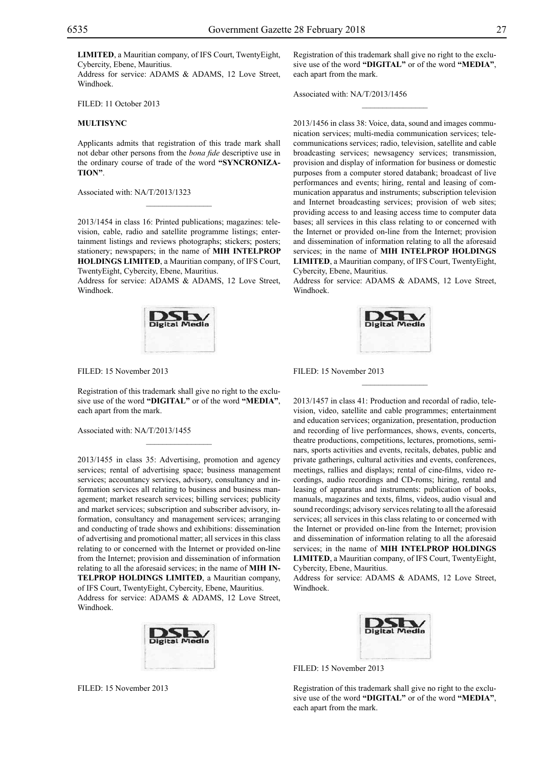**LIMITED**, a Mauritian company, of IFS Court, TwentyEight, Cybercity, Ebene, Mauritius.

Address for service: ADAMS & ADAMS, 12 Love Street, Windhoek.

FILED: 11 October 2013

**MULTISYNC**

Applicants admits that registration of this trade mark shall not debar other persons from the *bona fide* descriptive use in the ordinary course of trade of the word **"SYNCRONIZATION"**.

Associated with: NA/T/2013/1323

---

2013/1454 in class 16: Printed publications; magazines: television, cable, radio and satellite programme listings; entertainment listings and reviews photographs; stickers; posters; stationery; newspapers; in the name of **MIH INTELPROP HOLDINGS LIMITED**, a Mauritian company, of IFS Court, TwentyEight, Cybercity, Ebene, Mauritius.

Address for service: ADAMS & ADAMS, 12 Love Street, Windhoek.

FILED: 15 November 2013

Registration of this trademark shall give no right to the exclusive use of the word **"DIGITAL"** or of the word **"MEDIA"**, each apart from the mark.

Associated with: NA/T/2013/1455

---

2013/1455 in class 35: Advertising, promotion and agency services; rental of advertising space; business management services; accountancy services, advisory, consultancy and information services all relating to business and business management; market research services; billing services; publicity and market services; subscription and subscriber advisory, information, consultancy and management services; arranging and conducting of trade shows and exhibitions: dissemination of advertising and promotional matter; all services in this class relating to or concerned with the Internet or provided on-line from the Internet; provision and dissemination of information relating to all the aforesaid services; in the name of **MIH INTELPROP HOLDINGS LIMITED**, a Mauritian company, of IFS Court, TwentyEight, Cybercity, Ebene, Mauritius.

Address for service: ADAMS & ADAMS, 12 Love Street, Windhoek.

FILED: 15 November 2013

Registration of this trademark shall give no right to the exclusive use of the word **"DIGITAL"** or of the word **"MEDIA"**, each apart from the mark.

Associated with: NA/T/2013/1456

---

2013/1456 in class 38: Voice, data, sound and images communication services; multi-media communication services; telecommunications services; radio, television, satellite and cable broadcasting services; newsagency services; transmission, provision and display of information for business or domestic purposes from a computer stored databank; broadcast of live performances and events; hiring, rental and leasing of communication apparatus and instruments; subscription television and Internet broadcasting services; provision of web sites; providing access to and leasing access time to computer data bases; all services in this class relating to or concerned with the Internet or provided on-line from the Internet; provision and dissemination of information relating to all the aforesaid services; in the name of **MIH INTELPROP HOLDINGS LIMITED**, a Mauritian company, of IFS Court, TwentyEight, Cybercity, Ebene, Mauritius.

Address for service: ADAMS & ADAMS, 12 Love Street, Windhoek.

FILED: 15 November 2013

---

2013/1457 in class 41: Production and recordal of radio, television, video, satellite and cable programmes; entertainment and education services; organization, presentation, production and recording of live performances, shows, events, concerts, theatre productions, competitions, lectures, promotions, seminars, sports activities and events, recitals, debates, public and private gatherings, cultural activities and events, conferences, meetings, rallies and displays; rental of cine-films, video recordings, audio recordings and CD-roms; hiring, rental and leasing of apparatus and instruments: publication of books, manuals, magazines and texts, films, videos, audio visual and sound recordings; advisory services relating to all the aforesaid services; all services in this class relating to or concerned with the Internet or provided on-line from the Internet; provision and dissemination of information relating to all the aforesaid services; in the name of **MIH INTELPROP HOLDINGS LIMITED**, a Mauritian company, of IFS Court, TwentyEight, Cybercity, Ebene, Mauritius.

Address for service: ADAMS & ADAMS, 12 Love Street, Windhoek.

FILED: 15 November 2013

Registration of this trademark shall give no right to the exclusive use of the word **"DIGITAL"** or of the word **"MEDIA"**, each apart from the mark.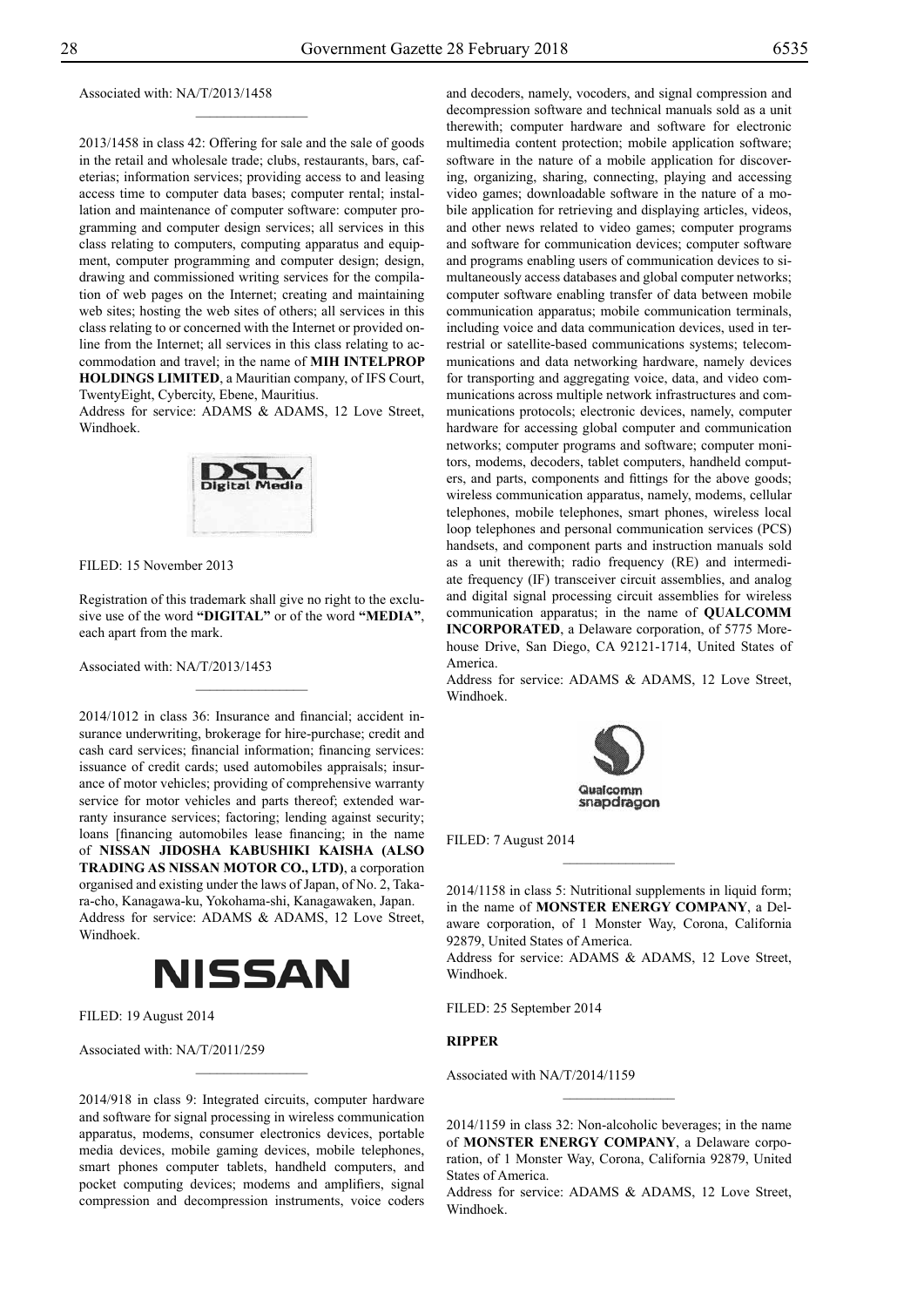Associated with: NA/T/2013/1458

---

2013/1458 in class 42: Offering for sale and the sale of goods in the retail and wholesale trade; clubs, restaurants, bars, cafeterias; information services; providing access to and leasing access time to computer data bases; computer rental; installation and maintenance of computer software: computer programming and computer design services; all services in this class relating to computers, computing apparatus and equipment, computer programming and computer design; design, drawing and commissioned writing services for the compilation of web pages on the Internet; creating and maintaining web sites; hosting the web sites of others; all services in this class relating to or concerned with the Internet or provided online from the Internet; all services in this class relating to accommodation and travel; in the name of **MIH INTELPROP HOLDINGS LIMITED**, a Mauritian company, of IFS Court, TwentyEight, Cybercity, Ebene, Mauritius.
Address for service: ADAMS & ADAMS, 12 Love Street, Windhoek.

DStv Digital Media

FILED: 15 November 2013

Registration of this trademark shall give no right to the exclusive use of the word **"DIGITAL"** or of the word **"MEDIA"**, each apart from the mark.

Associated with: NA/T/2013/1453

---

2014/1012 in class 36: Insurance and financial; accident insurance underwriting, brokerage for hire-purchase; credit and cash card services; financial information; financing services: issuance of credit cards; used automobiles appraisals; insurance of motor vehicles; providing of comprehensive warranty service for motor vehicles and parts thereof; extended warranty insurance services; factoring; lending against security; loans [financing automobiles lease financing; in the name of **NISSAN JIDOSHA KABUSHIKI KAISHA (ALSO TRADING AS NISSAN MOTOR CO., LTD)**, a corporation organised and existing under the laws of Japan, of No. 2, Takara-cho, Kanagawa-ku, Yokohama-shi, Kanagawaken, Japan.
Address for service: ADAMS & ADAMS, 12 Love Street, Windhoek.

NISSAN

FILED: 19 August 2014

Associated with: NA/T/2011/259

---

2014/918 in class 9: Integrated circuits, computer hardware and software for signal processing in wireless communication apparatus, modems, consumer electronics devices, portable media devices, mobile gaming devices, mobile telephones, smart phones computer tablets, handheld computers, and pocket computing devices; modems and amplifiers, signal compression and decompression instruments, voice coders and decoders, namely, vocoders, and signal compression and decompression software and technical manuals sold as a unit therewith; computer hardware and software for electronic multimedia content protection; mobile application software; software in the nature of a mobile application for discovering, organizing, sharing, connecting, playing and accessing video games; downloadable software in the nature of a mobile application for retrieving and displaying articles, videos, and other news related to video games; computer programs and software for communication devices; computer software and programs enabling users of communication devices to simultaneously access databases and global computer networks; computer software enabling transfer of data between mobile communication apparatus; mobile communication terminals, including voice and data communication devices, used in terrestrial or satellite-based communications systems; telecommunications and data networking hardware, namely devices for transporting and aggregating voice, data, and video communications across multiple network infrastructures and communications protocols; electronic devices, namely, computer hardware for accessing global computer and communication networks; computer programs and software; computer monitors, modems, decoders, tablet computers, handheld computers, and parts, components and fittings for the above goods; wireless communication apparatus, namely, modems, cellular telephones, mobile telephones, smart phones, wireless local loop telephones and personal communication services (PCS) handsets, and component parts and instruction manuals sold as a unit therewith; radio frequency (RE) and intermediate frequency (IF) transceiver circuit assemblies, and analog and digital signal processing circuit assemblies for wireless communication apparatus; in the name of **QUALCOMM INCORPORATED**, a Delaware corporation, of 5775 Morehouse Drive, San Diego, CA 92121-1714, United States of America.
Address for service: ADAMS & ADAMS, 12 Love Street, Windhoek.

Qualcomm snapdragon

FILED: 7 August 2014

---

2014/1158 in class 5: Nutritional supplements in liquid form; in the name of **MONSTER ENERGY COMPANY**, a Delaware corporation, of 1 Monster Way, Corona, California 92879, United States of America.
Address for service: ADAMS & ADAMS, 12 Love Street, Windhoek.

FILED: 25 September 2014

**RIPPER**

Associated with NA/T/2014/1159

---

2014/1159 in class 32: Non-alcoholic beverages; in the name of **MONSTER ENERGY COMPANY**, a Delaware corporation, of 1 Monster Way, Corona, California 92879, United States of America.
Address for service: ADAMS & ADAMS, 12 Love Street, Windhoek.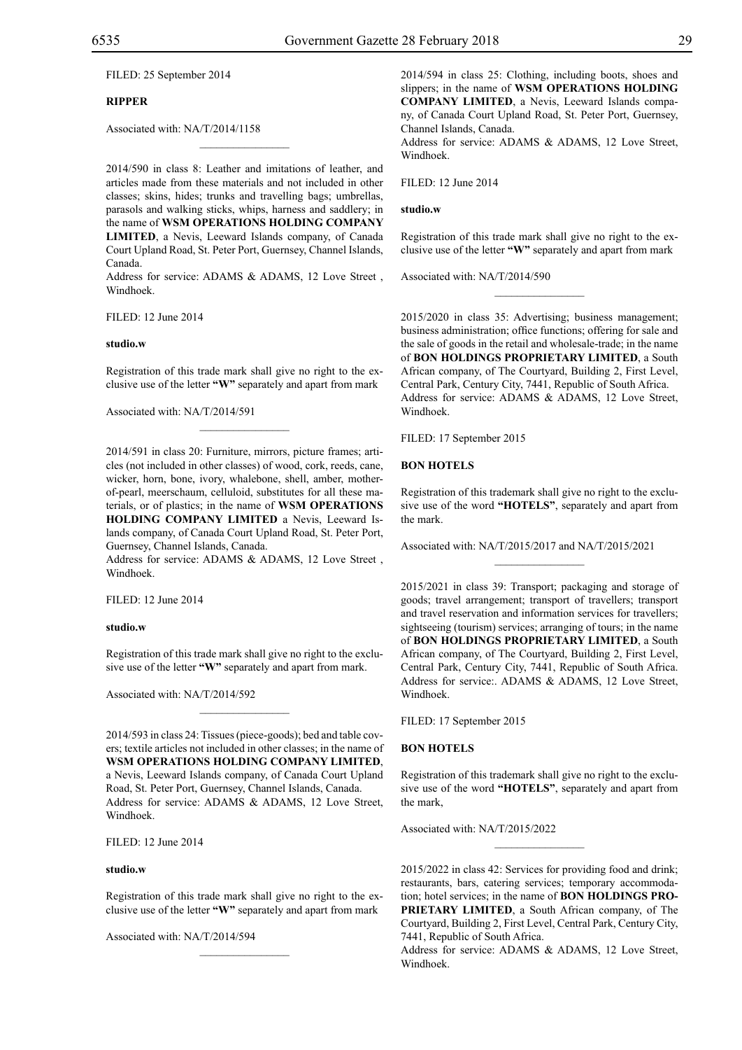FILED: 25 September 2014

**RIPPER**

Associated with: NA/T/2014/1158

---

2014/590 in class 8: Leather and imitations of leather, and articles made from these materials and not included in other classes; skins, hides; trunks and travelling bags; umbrellas, parasols and walking sticks, whips, harness and saddlery; in the name of **WSM OPERATIONS HOLDING COMPANY LIMITED**, a Nevis, Leeward Islands company, of Canada Court Upland Road, St. Peter Port, Guernsey, Channel Islands, Canada.
Address for service: ADAMS & ADAMS, 12 Love Street , Windhoek.

FILED: 12 June 2014

**studio.w**

Registration of this trade mark shall give no right to the exclusive use of the letter **"W"** separately and apart from mark

Associated with: NA/T/2014/591

---

2014/591 in class 20: Furniture, mirrors, picture frames; articles (not included in other classes) of wood, cork, reeds, cane, wicker, horn, bone, ivory, whalebone, shell, amber, mother-of-pearl, meerschaum, celluloid, substitutes for all these materials, or of plastics; in the name of **WSM OPERATIONS HOLDING COMPANY LIMITED** a Nevis, Leeward Islands company, of Canada Court Upland Road, St. Peter Port, Guernsey, Channel Islands, Canada.
Address for service: ADAMS & ADAMS, 12 Love Street , Windhoek.

FILED: 12 June 2014

**studio.w**

Registration of this trade mark shall give no right to the exclusive use of the letter **"W"** separately and apart from mark.

Associated with: NA/T/2014/592

---

2014/593 in class 24: Tissues (piece-goods); bed and table covers; textile articles not included in other classes; in the name of **WSM OPERATIONS HOLDING COMPANY LIMITED**, a Nevis, Leeward Islands company, of Canada Court Upland Road, St. Peter Port, Guernsey, Channel Islands, Canada.
Address for service: ADAMS & ADAMS, 12 Love Street, Windhoek.

FILED: 12 June 2014

**studio.w**

Registration of this trade mark shall give no right to the exclusive use of the letter **"W"** separately and apart from mark

Associated with: NA/T/2014/594

---

2014/594 in class 25: Clothing, including boots, shoes and slippers; in the name of **WSM OPERATIONS HOLDING COMPANY LIMITED**, a Nevis, Leeward Islands company, of Canada Court Upland Road, St. Peter Port, Guernsey, Channel Islands, Canada.
Address for service: ADAMS & ADAMS, 12 Love Street, Windhoek.

FILED: 12 June 2014

**studio.w**

Registration of this trade mark shall give no right to the exclusive use of the letter **"W"** separately and apart from mark

Associated with: NA/T/2014/590

---

2015/2020 in class 35: Advertising; business management; business administration; office functions; offering for sale and the sale of goods in the retail and wholesale-trade; in the name of **BON HOLDINGS PROPRIETARY LIMITED**, a South African company, of The Courtyard, Building 2, First Level, Central Park, Century City, 7441, Republic of South Africa.
Address for service: ADAMS & ADAMS, 12 Love Street, Windhoek.

FILED: 17 September 2015

**BON HOTELS**

Registration of this trademark shall give no right to the exclusive use of the word **"HOTELS"**, separately and apart from the mark.

Associated with: NA/T/2015/2017 and NA/T/2015/2021

---

2015/2021 in class 39: Transport; packaging and storage of goods; travel arrangement; transport of travellers; transport and travel reservation and information services for travellers; sightseeing (tourism) services; arranging of tours; in the name of **BON HOLDINGS PROPRIETARY LIMITED**, a South African company, of The Courtyard, Building 2, First Level, Central Park, Century City, 7441, Republic of South Africa.
Address for service:. ADAMS & ADAMS, 12 Love Street, Windhoek.

FILED: 17 September 2015

**BON HOTELS**

Registration of this trademark shall give no right to the exclusive use of the word **"HOTELS"**, separately and apart from the mark,

Associated with: NA/T/2015/2022

---

2015/2022 in class 42: Services for providing food and drink; restaurants, bars, catering services; temporary accommodation; hotel services; in the name of **BON HOLDINGS PROPRIETARY LIMITED**, a South African company, of The Courtyard, Building 2, First Level, Central Park, Century City, 7441, Republic of South Africa.
Address for service: ADAMS & ADAMS, 12 Love Street, Windhoek.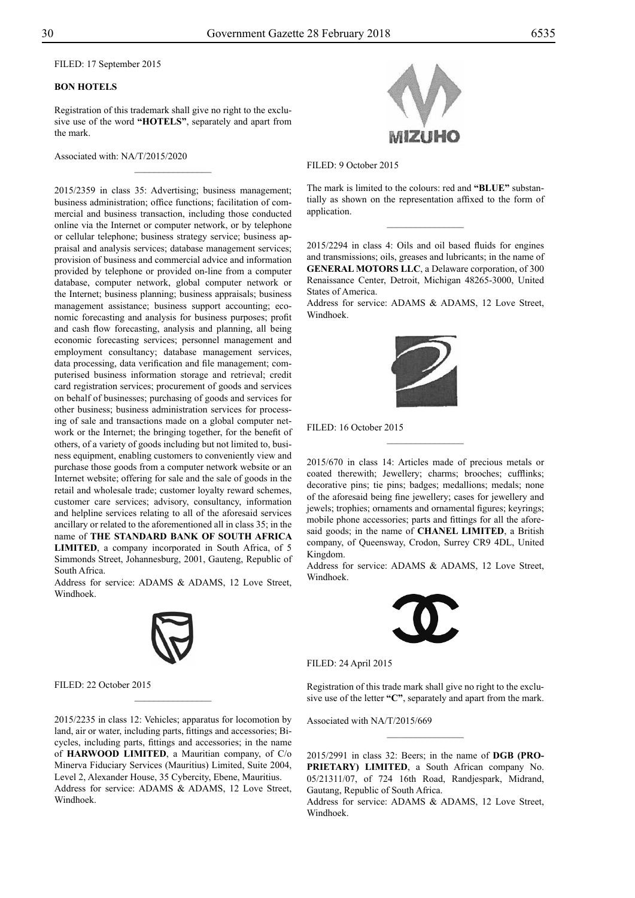FILED: 17 September 2015

**BON HOTELS**

Registration of this trademark shall give no right to the exclusive use of the word **"HOTELS"**, separately and apart from the mark.

Associated with: NA/T/2015/2020

________________

2015/2359 in class 35: Advertising; business management; business administration; office functions; facilitation of commercial and business transaction, including those conducted online via the Internet or computer network, or by telephone or cellular telephone; business strategy service; business appraisal and analysis services; database management services; provision of business and commercial advice and information provided by telephone or provided on-line from a computer database, computer network, global computer network or the Internet; business planning; business appraisals; business management assistance; business support accounting; economic forecasting and analysis for business purposes; profit and cash flow forecasting, analysis and planning, all being economic forecasting services; personnel management and employment consultancy; database management services, data processing, data verification and file management; computerised business information storage and retrieval; credit card registration services; procurement of goods and services on behalf of businesses; purchasing of goods and services for other business; business administration services for processing of sale and transactions made on a global computer network or the Internet; the bringing together, for the benefit of others, of a variety of goods including but not limited to, business equipment, enabling customers to conveniently view and purchase those goods from a computer network website or an Internet website; offering for sale and the sale of goods in the retail and wholesale trade; customer loyalty reward schemes, customer care services; advisory, consultancy, information and helpline services relating to all of the aforesaid services ancillary or related to the aforementioned all in class 35; in the name of **THE STANDARD BANK OF SOUTH AFRICA LIMITED**, a company incorporated in South Africa, of 5 Simmonds Street, Johannesburg, 2001, Gauteng, Republic of South Africa.

Address for service: ADAMS & ADAMS, 12 Love Street, Windhoek.

FILED: 22 October 2015

________________

2015/2235 in class 12: Vehicles; apparatus for locomotion by land, air or water, including parts, fittings and accessories; Bicycles, including parts, fittings and accessories; in the name of **HARWOOD LIMITED**, a Mauritian company, of C/o Minerva Fiduciary Services (Mauritius) Limited, Suite 2004, Level 2, Alexander House, 35 Cybercity, Ebene, Mauritius.

Address for service: ADAMS & ADAMS, 12 Love Street, Windhoek.

MIZUHO

FILED: 9 October 2015

The mark is limited to the colours: red and **"BLUE"** substantially as shown on the representation affixed to the form of application.

________________

2015/2294 in class 4: Oils and oil based fluids for engines and transmissions; oils, greases and lubricants; in the name of **GENERAL MOTORS LLC**, a Delaware corporation, of 300 Renaissance Center, Detroit, Michigan 48265-3000, United States of America.

Address for service: ADAMS & ADAMS, 12 Love Street, Windhoek.

FILED: 16 October 2015

________________

2015/670 in class 14: Articles made of precious metals or coated therewith; Jewellery; charms; brooches; cufflinks; decorative pins; tie pins; badges; medallions; medals; none of the aforesaid being fine jewellery; cases for jewellery and jewels; trophies; ornaments and ornamental figures; keyrings; mobile phone accessories; parts and fittings for all the aforesaid goods; in the name of **CHANEL LIMITED**, a British company, of Queensway, Crodon, Surrey CR9 4DL, United Kingdom.

Address for service: ADAMS & ADAMS, 12 Love Street, Windhoek.

FILED: 24 April 2015

Registration of this trade mark shall give no right to the exclusive use of the letter **"C"**, separately and apart from the mark.

Associated with NA/T/2015/669

________________

2015/2991 in class 32: Beers; in the name of **DGB (PROPRIETARY) LIMITED**, a South African company No. 05/21311/07, of 724 16th Road, Randjespark, Midrand, Gauteng, Republic of South Africa.

Address for service: ADAMS & ADAMS, 12 Love Street, Windhoek.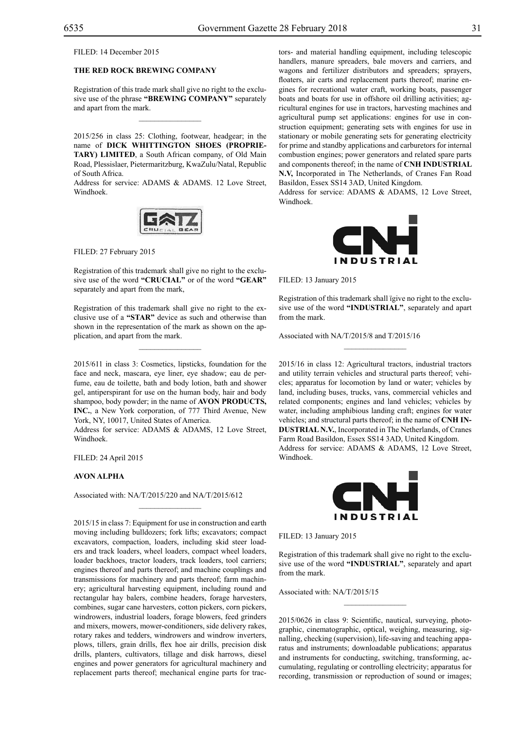FILED: 14 December 2015

**THE RED ROCK BREWING COMPANY**

Registration of this trade mark shall give no right to the exclusive use of the phrase **"BREWING COMPANY"** separately and apart from the mark.

---

2015/256 in class 25: Clothing, footwear, headgear; in the name of **DICK WHITTINGTON SHOES (PROPRIETARY) LIMITED**, a South African company, of Old Main Road, Plessislaer, Pietermaritzburg, KwaZulu/Natal, Republic of South Africa.
Address for service: ADAMS & ADAMS. 12 Love Street, Windhoek.

FILED: 27 February 2015

Registration of this trademark shall give no right to the exclusive use of the word **"CRUCIAL"** or of the word **"GEAR"** separately and apart from the mark,

Registration of this trademark shall give no right to the exclusive use of a **"STAR"** device as such and otherwise than shown in the representation of the mark as shown on the application, and apart from the mark.

---

2015/611 in class 3: Cosmetics, lipsticks, foundation for the face and neck, mascara, eye liner, eye shadow; eau de perfume, eau de toilette, bath and body lotion, bath and shower gel, antiperspirant for use on the human body, hair and body shampoo, body powder; in the name of **AVON PRODUCTS, INC.**, a New York corporation, of 777 Third Avenue, New York, NY, 10017, United States of America.
Address for service: ADAMS & ADAMS, 12 Love Street, Windhoek.

FILED: 24 April 2015

**AVON ALPHA**

Associated with: NA/T/2015/220 and NA/T/2015/612

---

2015/15 in class 7: Equipment for use in construction and earth moving including bulldozers; fork lifts; excavators; compact excavators, compaction, loaders, including skid steer loaders and track loaders, wheel loaders, compact wheel loaders, loader backhoes, tractor loaders, track loaders, tool carriers; engines thereof and parts thereof; and machine couplings and transmissions for machinery and parts thereof; farm machinery; agricultural harvesting equipment, including round and rectangular hay balers, combine headers, forage harvesters, combines, sugar cane harvesters, cotton pickers, corn pickers, windrowers, industrial loaders, forage blowers, feed grinders and mixers, mowers, mower-conditioners, side delivery rakes, rotary rakes and tedders, windrowers and windrow inverters, plows, tillers, grain drills, flex hoe air drills, precision disk drills, planters, cultivators, tillage and disk harrows, diesel engines and power generators for agricultural machinery and replacement parts thereof; mechanical engine parts for tractors- and material handling equipment, including telescopic handlers, manure spreaders, bale movers and carriers, and wagons and fertilizer distributors and spreaders; sprayers, floaters, air carts and replacement parts thereof; marine engines for recreational water craft, working boats, passenger boats and boats for use in offshore oil drilling activities; agricultural engines for use in tractors, harvesting machines and agricultural pump set applications: engines for use in construction equipment; generating sets with engines for use in stationary or mobile generating sets for generating electricity for prime and standby applications and carburetors for internal combustion engines; power generators and related spare parts and components thereof; in the name of **CNH INDUSTRIAL N.V,** Incorporated in The Netherlands, of Cranes Fan Road Basildon, Essex SS14 3AD, United Kingdom.
Address for service: ADAMS & ADAMS, 12 Love Street, Windhoek.

FILED: 13 January 2015

Registration of this trademark shall ïgive no right to the exclusive use of the word **"INDUSTRIAL"**, separately and apart from the mark.

Associated with NA/T/2015/8 and T/2015/16

---

2015/16 in class 12: Agricultural tractors, industrial tractors and utility terrain vehicles and structural parts thereof; vehicles; apparatus for locomotion by land or water; vehicles by land, including buses, trucks, vans, commercial vehicles and related components; engines and land vehicles; vehicles by water, including amphibious landing craft; engines for water vehicles; and structural parts thereof; in the name of **CNH INDUSTRIAL N.V.**, Incorporated in The Netherlands, of Cranes Farm Road Basildon, Essex SS14 3AD, United Kingdom.
Address for service: ADAMS & ADAMS, 12 Love Street, Windhoek.

FILED: 13 January 2015

Registration of this trademark shall give no right to the exclusive use of the word **"INDUSTRIAL"**, separately and apart from the mark.

Associated with: NA/T/2015/15

---

2015/0626 in class 9: Scientific, nautical, surveying, photographic, cinematographic, optical, weighing, measuring, signalling, checking (supervision), life-saving and teaching apparatus and instruments; downloadable publications; apparatus and instruments for conducting, switching, transforming, accumulating, regulating or controlling electricity; apparatus for recording, transmission or reproduction of sound or images;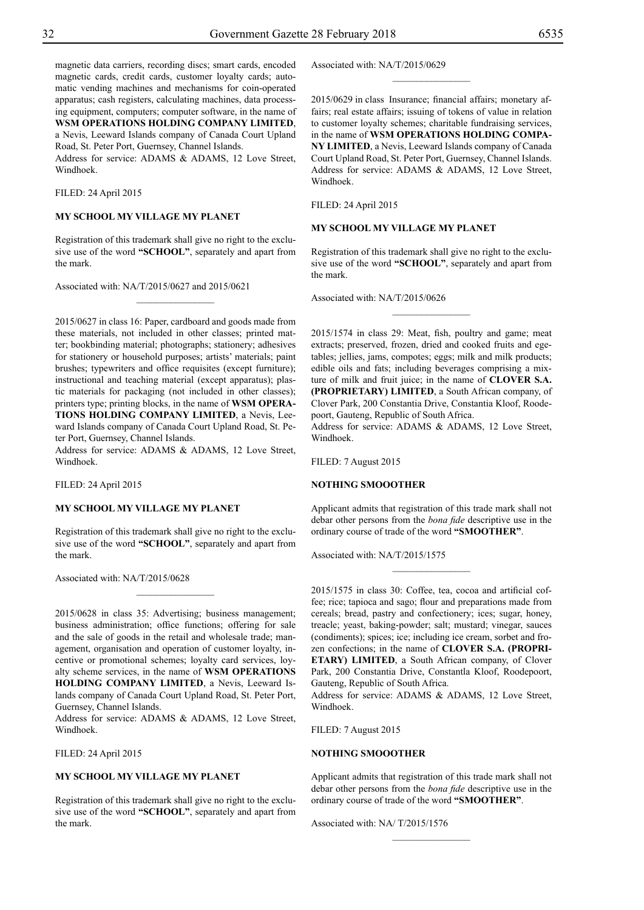magnetic data carriers, recording discs; smart cards, encoded magnetic cards, credit cards, customer loyalty cards; automatic vending machines and mechanisms for coin-operated apparatus; cash registers, calculating machines, data processing equipment, computers; computer software, in the name of **WSM OPERATIONS HOLDING COMPANY LIMITED**, a Nevis, Leeward Islands company of Canada Court Upland Road, St. Peter Port, Guernsey, Channel Islands.
Address for service: ADAMS & ADAMS, 12 Love Street, Windhoek.

FILED: 24 April 2015

**MY SCHOOL MY VILLAGE MY PLANET**

Registration of this trademark shall give no right to the exclusive use of the word **"SCHOOL"**, separately and apart from the mark.

Associated with: NA/T/2015/0627 and 2015/0621

---

2015/0627 in class 16: Paper, cardboard and goods made from these materials, not included in other classes; printed matter; bookbinding material; photographs; stationery; adhesives for stationery or household purposes; artists' materials; paint brushes; typewriters and office requisites (except furniture); instructional and teaching material (except apparatus); plastic materials for packaging (not included in other classes); printers type; printing blocks, in the name of **WSM OPERATIONS HOLDING COMPANY LIMITED**, a Nevis, Leeward Islands company of Canada Court Upland Road, St. Peter Port, Guernsey, Channel Islands.
Address for service: ADAMS & ADAMS, 12 Love Street, Windhoek.

FILED: 24 April 2015

**MY SCHOOL MY VILLAGE MY PLANET**

Registration of this trademark shall give no right to the exclusive use of the word **"SCHOOL"**, separately and apart from the mark.

Associated with: NA/T/2015/0628

---

2015/0628 in class 35: Advertising; business management; business administration; office functions; offering for sale and the sale of goods in the retail and wholesale trade; management, organisation and operation of customer loyalty, incentive or promotional schemes; loyalty card services, loyalty scheme services, in the name of **WSM OPERATIONS HOLDING COMPANY LIMITED**, a Nevis, Leeward Islands company of Canada Court Upland Road, St. Peter Port, Guernsey, Channel Islands.
Address for service: ADAMS & ADAMS, 12 Love Street, Windhoek.

FILED: 24 April 2015

**MY SCHOOL MY VILLAGE MY PLANET**

Registration of this trademark shall give no right to the exclusive use of the word **"SCHOOL"**, separately and apart from the mark.

Associated with: NA/T/2015/0629

---

2015/0629 in class Insurance; financial affairs; monetary affairs; real estate affairs; issuing of tokens of value in relation to customer loyalty schemes; charitable fundraising services, in the name of **WSM OPERATIONS HOLDING COMPANY LIMITED**, a Nevis, Leeward Islands company of Canada Court Upland Road, St. Peter Port, Guernsey, Channel Islands.
Address for service: ADAMS & ADAMS, 12 Love Street, Windhoek.

FILED: 24 April 2015

**MY SCHOOL MY VILLAGE MY PLANET**

Registration of this trademark shall give no right to the exclusive use of the word **"SCHOOL"**, separately and apart from the mark.

Associated with: NA/T/2015/0626

---

2015/1574 in class 29: Meat, fish, poultry and game; meat extracts; preserved, frozen, dried and cooked fruits and egetables; jellies, jams, compotes; eggs; milk and milk products; edible oils and fats; including beverages comprising a mixture of milk and fruit juice; in the name of **CLOVER S.A. (PROPRIETARY) LIMITED**, a South African company, of Clover Park, 200 Constantia Drive, Constantia Kloof, Roodepoort, Gauteng, Republic of South Africa.
Address for service: ADAMS & ADAMS, 12 Love Street, Windhoek.

FILED: 7 August 2015

**NOTHING SMOOOTHER**

Applicant admits that registration of this trade mark shall not debar other persons from the *bona fide* descriptive use in the ordinary course of trade of the word **"SMOOTHER"**.

Associated with: NA/T/2015/1575

---

2015/1575 in class 30: Coffee, tea, cocoa and artificial coffee; rice; tapioca and sago; flour and preparations made from cereals; bread, pastry and confectionery; ices; sugar, honey, treacle; yeast, baking-powder; salt; mustard; vinegar, sauces (condiments); spices; ice; including ice cream, sorbet and frozen confections; in the name of **CLOVER S.A. (PROPRIETARY) LIMITED**, a South African company, of Clover Park, 200 Constantia Drive, Constantla Kloof, Roodepoort, Gauteng, Republic of South Africa.
Address for service: ADAMS & ADAMS, 12 Love Street, Windhoek.

FILED: 7 August 2015

**NOTHING SMOOOTHER**

Applicant admits that registration of this trade mark shall not debar other persons from the *bona fide* descriptive use in the ordinary course of trade of the word **"SMOOTHER"**.

Associated with: NA/ T/2015/1576

---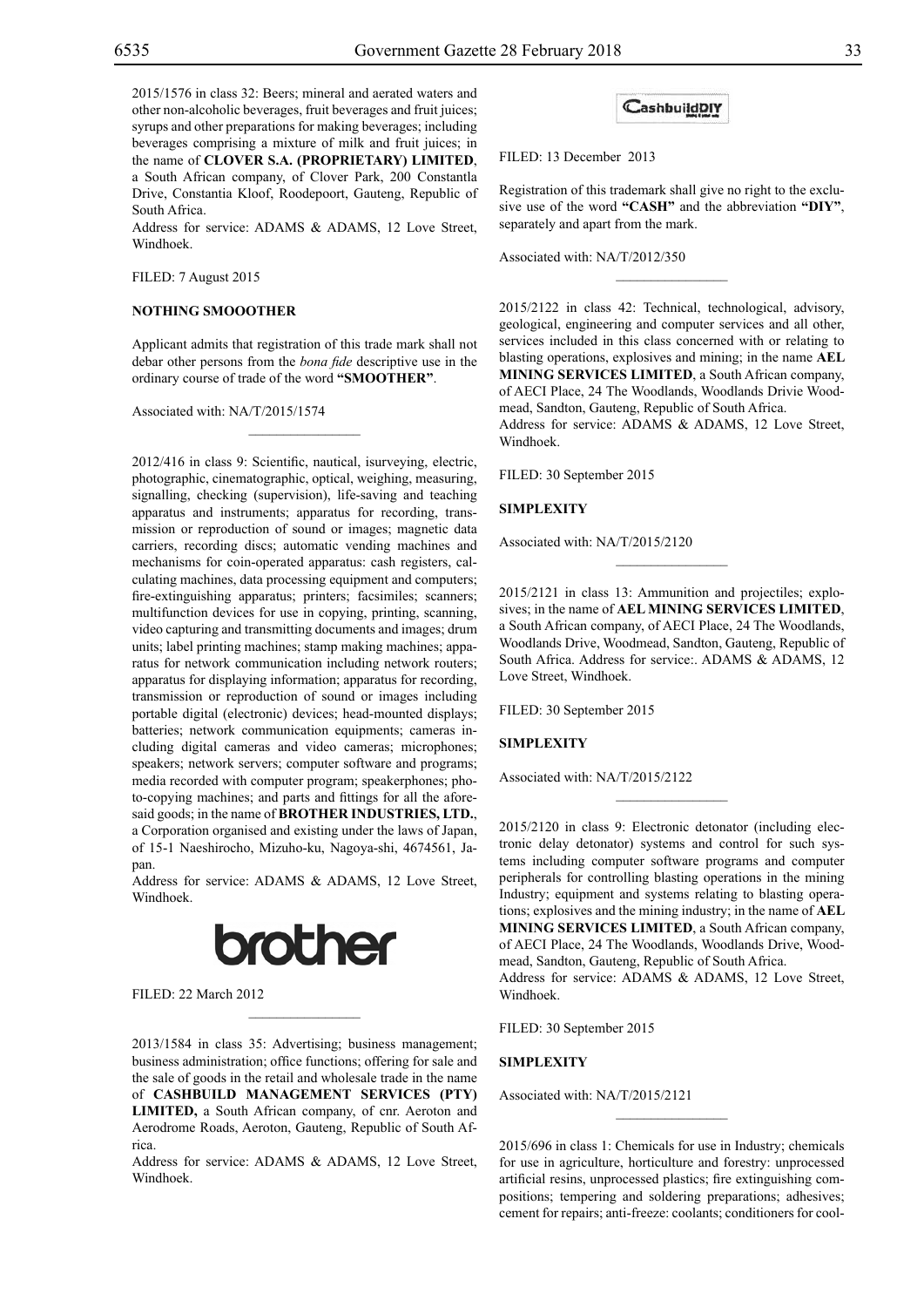2015/1576 in class 32: Beers; mineral and aerated waters and other non-alcoholic beverages, fruit beverages and fruit juices; syrups and other preparations for making beverages; including beverages comprising a mixture of milk and fruit juices; in the name of **CLOVER S.A. (PROPRIETARY) LIMITED**, a South African company, of Clover Park, 200 Constantla Drive, Constantia Kloof, Roodepoort, Gauteng, Republic of South Africa.
Address for service: ADAMS & ADAMS, 12 Love Street, Windhoek.

FILED: 7 August 2015

**NOTHING SMOOOTHER**

Applicant admits that registration of this trade mark shall not debar other persons from the *bona fide* descriptive use in the ordinary course of trade of the word **"SMOOTHER"**.

Associated with: NA/T/2015/1574

---

2012/416 in class 9: Scientific, nautical, isurveying, electric, photographic, cinematographic, optical, weighing, measuring, signalling, checking (supervision), life-saving and teaching apparatus and instruments; apparatus for recording, transmission or reproduction of sound or images; magnetic data carriers, recording discs; automatic vending machines and mechanisms for coin-operated apparatus: cash registers, calculating machines, data processing equipment and computers; fire-extinguishing apparatus; printers; facsimiles; scanners; multifunction devices for use in copying, printing, scanning, video capturing and transmitting documents and images; drum units; label printing machines; stamp making machines; apparatus for network communication including network routers; apparatus for displaying information; apparatus for recording, transmission or reproduction of sound or images including portable digital (electronic) devices; head-mounted displays; batteries; network communication equipments; cameras including digital cameras and video cameras; microphones; speakers; network servers; computer software and programs; media recorded with computer program; speakerphones; photo-copying machines; and parts and fittings for all the aforesaid goods; in the name of **BROTHER INDUSTRIES, LTD.**, a Corporation organised and existing under the laws of Japan, of 15-1 Naeshirocho, Mizuho-ku, Nagoya-shi, 4674561, Japan.
Address for service: ADAMS & ADAMS, 12 Love Street, Windhoek.

brother

FILED: 22 March 2012

---

2013/1584 in class 35: Advertising; business management; business administration; office functions; offering for sale and the sale of goods in the retail and wholesale trade in the name of **CASHBUILD MANAGEMENT SERVICES (PTY) LIMITED,** a South African company, of cnr. Aeroton and Aerodrome Roads, Aeroton, Gauteng, Republic of South Africa.
Address for service: ADAMS & ADAMS, 12 Love Street, Windhoek.

CashbuildDIY

FILED: 13 December 2013

Registration of this trademark shall give no right to the exclusive use of the word **"CASH"** and the abbreviation **"DIY"**, separately and apart from the mark.

Associated with: NA/T/2012/350

---

2015/2122 in class 42: Technical, technological, advisory, geological, engineering and computer services and all other, services included in this class concerned with or relating to blasting operations, explosives and mining; in the name **AEL MINING SERVICES LIMITED**, a South African company, of AECI Place, 24 The Woodlands, Woodlands Drivie Woodmead, Sandton, Gauteng, Republic of South Africa.
Address for service: ADAMS & ADAMS, 12 Love Street, Windhoek.

FILED: 30 September 2015

**SIMPLEXITY**

Associated with: NA/T/2015/2120

---

2015/2121 in class 13: Ammunition and projectiles; explosives; in the name of **AEL MINING SERVICES LIMITED**, a South African company, of AECI Place, 24 The Woodlands, Woodlands Drive, Woodmead, Sandton, Gauteng, Republic of South Africa. Address for service:. ADAMS & ADAMS, 12 Love Street, Windhoek.

FILED: 30 September 2015

**SIMPLEXITY**

Associated with: NA/T/2015/2122

---

2015/2120 in class 9: Electronic detonator (including electronic delay detonator) systems and control for such systems including computer software programs and computer peripherals for controlling blasting operations in the mining Industry; equipment and systems relating to blasting operations; explosives and the mining industry; in the name of **AEL MINING SERVICES LIMITED**, a South African company, of AECI Place, 24 The Woodlands, Woodlands Drive, Woodmead, Sandton, Gauteng, Republic of South Africa.
Address for service: ADAMS & ADAMS, 12 Love Street, Windhoek.

FILED: 30 September 2015

**SIMPLEXITY**

Associated with: NA/T/2015/2121

---

2015/696 in class 1: Chemicals for use in Industry; chemicals for use in agriculture, horticulture and forestry: unprocessed artificial resins, unprocessed plastics; fire extinguishing compositions; tempering and soldering preparations; adhesives; cement for repairs; anti-freeze: coolants; conditioners for cool-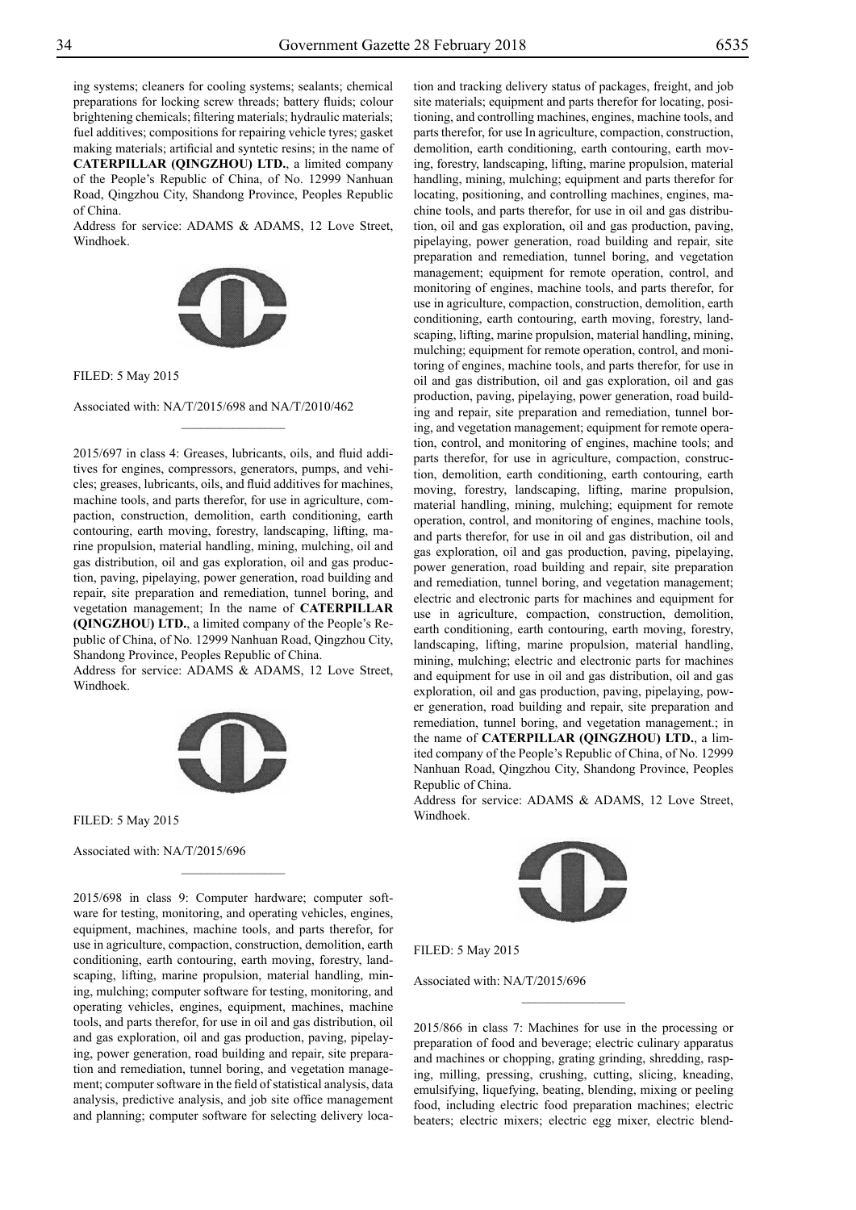ing systems; cleaners for cooling systems; sealants; chemical preparations for locking screw threads; battery fluids; colour brightening chemicals; filtering materials; hydraulic materials; fuel additives; compositions for repairing vehicle tyres; gasket making materials; artificial and syntetic resins; in the name of **CATERPILLAR (QINGZHOU) LTD.**, a limited company of the People's Republic of China, of No. 12999 Nanhuan Road, Qingzhou City, Shandong Province, Peoples Republic of China.

Address for service: ADAMS & ADAMS, 12 Love Street, Windhoek.

FILED: 5 May 2015

Associated with: NA/T/2015/698 and NA/T/2010/462

---

2015/697 in class 4: Greases, lubricants, oils, and fluid additives for engines, compressors, generators, pumps, and vehicles; greases, lubricants, oils, and fluid additives for machines, machine tools, and parts therefor, for use in agriculture, compaction, construction, demolition, earth conditioning, earth contouring, earth moving, forestry, landscaping, lifting, marine propulsion, material handling, mining, mulching, oil and gas distribution, oil and gas exploration, oil and gas production, paving, pipelaying, power generation, road building and repair, site preparation and remediation, tunnel boring, and vegetation management; In the name of **CATERPILLAR (QINGZHOU) LTD.**, a limited company of the People's Republic of China, of No. 12999 Nanhuan Road, Qingzhou City, Shandong Province, Peoples Republic of China.

Address for service: ADAMS & ADAMS, 12 Love Street, Windhoek.

FILED: 5 May 2015

Associated with: NA/T/2015/696

---

2015/698 in class 9: Computer hardware; computer software for testing, monitoring, and operating vehicles, engines, equipment, machines, machine tools, and parts therefor, for use in agriculture, compaction, construction, demolition, earth conditioning, earth contouring, earth moving, forestry, landscaping, lifting, marine propulsion, material handling, mining, mulching; computer software for testing, monitoring, and operating vehicles, engines, equipment, machines, machine tools, and parts therefor, for use in oil and gas distribution, oil and gas exploration, oil and gas production, paving, pipelaying, power generation, road building and repair, site preparation and remediation, tunnel boring, and vegetation management; computer software in the field of statistical analysis, data analysis, predictive analysis, and job site office management and planning; computer software for selecting delivery location and tracking delivery status of packages, freight, and job site materials; equipment and parts therefor for locating, positioning, and controlling machines, engines, machine tools, and parts therefor, for use In agriculture, compaction, construction, demolition, earth conditioning, earth contouring, earth moving, forestry, landscaping, lifting, marine propulsion, material handling, mining, mulching; equipment and parts therefor for locating, positioning, and controlling machines, engines, machine tools, and parts therefor, for use in oil and gas distribution, oil and gas exploration, oil and gas production, paving, pipelaying, power generation, road building and repair, site preparation and remediation, tunnel boring, and vegetation management; equipment for remote operation, control, and monitoring of engines, machine tools, and parts therefor, for use in agriculture, compaction, construction, demolition, earth conditioning, earth contouring, earth moving, forestry, landscaping, lifting, marine propulsion, material handling, mining, mulching; equipment for remote operation, control, and monitoring of engines, machine tools, and parts therefor, for use in oil and gas distribution, oil and gas exploration, oil and gas production, paving, pipelaying, power generation, road building and repair, site preparation and remediation, tunnel boring, and vegetation management; equipment for remote operation, control, and monitoring of engines, machine tools; and parts therefor, for use in agriculture, compaction, construction, demolition, earth conditioning, earth contouring, earth moving, forestry, landscaping, lifting, marine propulsion, material handling, mining, mulching; equipment for remote operation, control, and monitoring of engines, machine tools, and parts therefor, for use in oil and gas distribution, oil and gas exploration, oil and gas production, paving, pipelaying, power generation, road building and repair, site preparation and remediation, tunnel boring, and vegetation management; electric and electronic parts for machines and equipment for use in agriculture, compaction, construction, demolition, earth conditioning, earth contouring, earth moving, forestry, landscaping, lifting, marine propulsion, material handling, mining, mulching; electric and electronic parts for machines and equipment for use in oil and gas distribution, oil and gas exploration, oil and gas production, paving, pipelaying, power generation, road building and repair, site preparation and remediation, tunnel boring, and vegetation management.; in the name of **CATERPILLAR (QINGZHOU) LTD.**, a limited company of the People's Republic of China, of No. 12999 Nanhuan Road, Qingzhou City, Shandong Province, Peoples Republic of China.

Address for service: ADAMS & ADAMS, 12 Love Street, Windhoek.

FILED: 5 May 2015

Associated with: NA/T/2015/696

---

2015/866 in class 7: Machines for use in the processing or preparation of food and beverage; electric culinary apparatus and machines or chopping, grating grinding, shredding, rasping, milling, pressing, crushing, cutting, slicing, kneading, emulsifying, liquefying, beating, blending, mixing or peeling food, including electric food preparation machines; electric beaters; electric mixers; electric egg mixer, electric blend-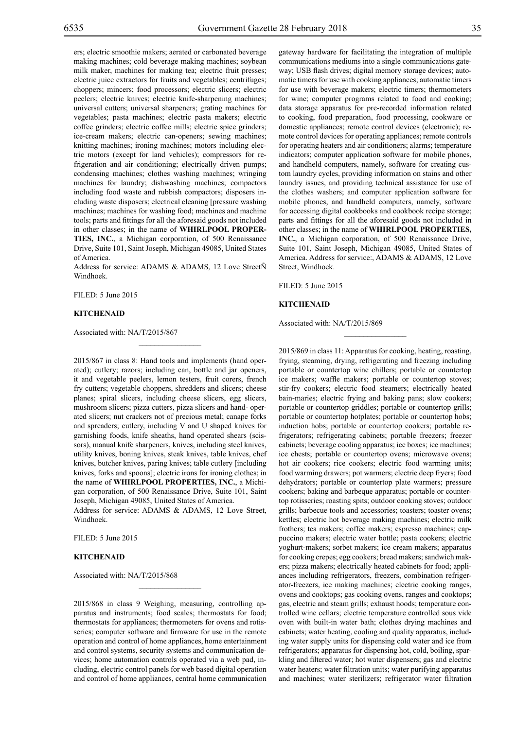ers; electric smoothie makers; aerated or carbonated beverage making machines; cold beverage making machines; soybean milk maker, machines for making tea; electric fruit presses; electric juice extractors for fruits and vegetables; centrifuges; choppers; mincers; food processors; electric slicers; electric peelers; electric knives; electric knife-sharpening machines; universal cutters; universal sharpeners; grating machines for vegetables; pasta machines; electric pasta makers; electric coffee grinders; electric coffee mills; electric spice grinders; ice-cream makers; electric can-openers; sewing machines; knitting machines; ironing machines; motors including electric motors (except for land vehicles); compressors for refrigeration and air conditioning; electrically driven pumps; condensing machines; clothes washing machines; wringing machines for laundry; dishwashing machines; compactors including food waste and rubbish compactors; disposers including waste disposers; electrical cleaning [pressure washing machines; machines for washing food; machines and machine tools; parts and fittings for all the aforesaid goods not included in other classes; in the name of **WHIRLPOOL PROPERTIES, INC.**, a Michigan corporation, of 500 Renaissance Drive, Suite 101, Saint Joseph, Michigan 49085, United States of America.

Address for service: ADAMS & ADAMS, 12 Love StreetÑ Windhoek.

FILED: 5 June 2015

**KITCHENAID**

Associated with: NA/T/2015/867

---

2015/867 in class 8: Hand tools and implements (hand operated); cutlery; razors; including can, bottle and jar openers, it and vegetable peelers, lemon testers, fruit corers, french fry cutters; vegetable choppers, shredders and slicers; cheese planes; spiral slicers, including cheese slicers, egg slicers, mushroom slicers; pizza cutters, pizza slicers and hand- operated slicers; nut crackers not of precious metal; canape forks and spreaders; cutlery, including V and U shaped knives for garnishing foods, knife sheaths, hand operated shears (scissors), manual knife sharpeners, knives, including steel knives, utility knives, boning knives, steak knives, table knives, chef knives, butcher knives, paring knives; table cutlery [including knives, forks and spoons]; electric irons for ironing clothes; in the name of **WHIRLPOOL PROPERTIES, INC.**, a Michigan corporation, of 500 Renaissance Drive, Suite 101, Saint Joseph, Michigan 49085, United States of America.

Address for service: ADAMS & ADAMS, 12 Love Street, Windhoek.

FILED: 5 June 2015

**KITCHENAID**

Associated with: NA/T/2015/868

---

2015/868 in class 9 Weighing, measuring, controlling apparatus and instruments; food scales; thermostats for food; thermostats for appliances; thermometers for ovens and rotisseries; computer software and firmware for use in the remote operation and control of home appliances, home entertainment and control systems, security systems and communication devices; home automation controls operated via a web pad, including, electric control panels for web based digital operation and control of home appliances, central home communication gateway hardware for facilitating the integration of multiple communications mediums into a single communications gateway; USB flash drives; digital memory storage devices; automatic timers for use with cooking appliances; automatic timers for use with beverage makers; electric timers; thermometers for wine; computer programs related to food and cooking; data storage apparatus for pre-recorded information related to cooking, food preparation, food processing, cookware or domestic appliances; remote control devices (electronic); remote control devices for operating appliances; remote controls for operating heaters and air conditioners; alarms; temperature indicators; computer application software for mobile phones, and handheld computers, namely, software for creating custom laundry cycles, providing information on stains and other laundry issues, and providing technical assistance for use of the clothes washers; and computer application software for mobile phones, and handheld computers, namely, software for accessing digital cookbooks and cookbook recipe storage; parts and fittings for all the aforesaid goods not included in other classes; in the name of **WHIRLPOOL PROPERTIES, INC.**, a Michigan corporation, of 500 Renaissance Drive, Suite 101, Saint Joseph, Michigan 49085, United States of America. Address for service:, ADAMS & ADAMS, 12 Love Street, Windhoek.

FILED: 5 June 2015

**KITCHENAID**

Associated with: NA/T/2015/869

---

2015/869 in class 11: Apparatus for cooking, heating, roasting, frying, steaming, drying, refrigerating and freezing including portable or countertop wine chillers; portable or countertop ice makers; waffle makers; portable or countertop stoves; stir-fry cookers; electric food steamers; electrically heated bain-maries; electric frying and baking pans; slow cookers; portable or countertop griddles; portable or countertop grills; portable or countertop hotplates; portable or countertop hobs; induction hobs; portable or countertop cookers; portable refrigerators; refrigerating cabinets; portable freezers; freezer cabinets; beverage cooling apparatus; ice boxes; ice machines; ice chests; portable or countertop ovens; microwave ovens; hot air cookers; rice cookers; electric food warming units; food warming drawers; pot warmers; electric deep fryers; food dehydrators; portable or countertop plate warmers; pressure cookers; baking and barbeque apparatus; portable or countertop rotisseries; roasting spits; outdoor cooking stoves; outdoor grills; barbecue tools and accessories; toasters; toaster ovens; kettles; electric hot beverage making machines; electric milk frothers; tea makers; coffee makers; espresso machines; cappuccino makers; electric water bottle; pasta cookers; electric yoghurt-makers; sorbet makers; ice cream makers; apparatus for cooking crepes; egg cookers; bread makers; sandwich makers; pizza makers; electrically heated cabinets for food; appliances including refrigerators, freezers, combination refrigerator-freezers, ice making machines; electric cooking ranges, ovens and cooktops; gas cooking ovens, ranges and cooktops; gas, electric and steam grills; exhaust hoods; temperature controlled wine cellars; electric temperature controlled sous vide oven with built-in water bath; clothes drying machines and cabinets; water heating, cooling and quality apparatus, including water supply units for dispensing cold water and ice from refrigerators; apparatus for dispensing hot, cold, boiling, sparkling and filtered water; hot water dispensers; gas and electric water heaters; water filtration units; water purifying apparatus and machines; water sterilizers; refrigerator water filtration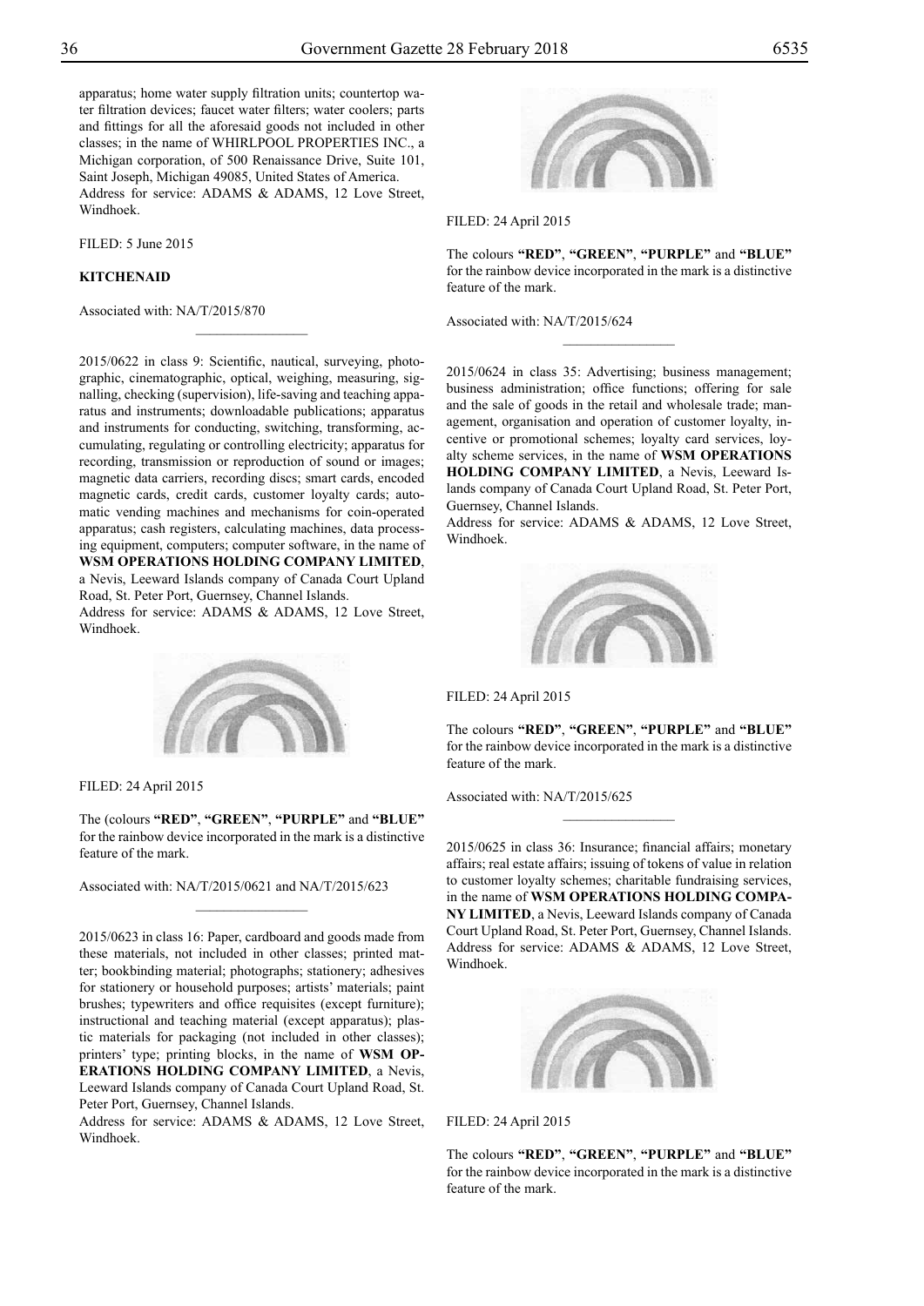apparatus; home water supply filtration units; countertop water filtration devices; faucet water filters; water coolers; parts and fittings for all the aforesaid goods not included in other classes; in the name of WHIRLPOOL PROPERTIES INC., a Michigan corporation, of 500 Renaissance Drive, Suite 101, Saint Joseph, Michigan 49085, United States of America.
Address for service: ADAMS & ADAMS, 12 Love Street, Windhoek.

FILED: 5 June 2015

**KITCHENAID**

Associated with: NA/T/2015/870

---

2015/0622 in class 9: Scientific, nautical, surveying, photographic, cinematographic, optical, weighing, measuring, signalling, checking (supervision), life-saving and teaching apparatus and instruments; downloadable publications; apparatus and instruments for conducting, switching, transforming, accumulating, regulating or controlling electricity; apparatus for recording, transmission or reproduction of sound or images; magnetic data carriers, recording discs; smart cards, encoded magnetic cards, credit cards, customer loyalty cards; automatic vending machines and mechanisms for coin-operated apparatus; cash registers, calculating machines, data processing equipment, computers; computer software, in the name of **WSM OPERATIONS HOLDING COMPANY LIMITED**, a Nevis, Leeward Islands company of Canada Court Upland Road, St. Peter Port, Guernsey, Channel Islands.
Address for service: ADAMS & ADAMS, 12 Love Street, Windhoek.

FILED: 24 April 2015

The (colours **"RED"**, **"GREEN"**, **"PURPLE"** and **"BLUE"** for the rainbow device incorporated in the mark is a distinctive feature of the mark.

Associated with: NA/T/2015/0621 and NA/T/2015/623

---

2015/0623 in class 16: Paper, cardboard and goods made from these materials, not included in other classes; printed matter; bookbinding material; photographs; stationery; adhesives for stationery or household purposes; artists' materials; paint brushes; typewriters and office requisites (except furniture); instructional and teaching material (except apparatus); plastic materials for packaging (not included in other classes); printers' type; printing blocks, in the name of **WSM OPERATIONS HOLDING COMPANY LIMITED**, a Nevis, Leeward Islands company of Canada Court Upland Road, St. Peter Port, Guernsey, Channel Islands.
Address for service: ADAMS & ADAMS, 12 Love Street, Windhoek.

FILED: 24 April 2015

The colours **"RED"**, **"GREEN"**, **"PURPLE"** and **"BLUE"** for the rainbow device incorporated in the mark is a distinctive feature of the mark.

Associated with: NA/T/2015/624

---

2015/0624 in class 35: Advertising; business management; business administration; office functions; offering for sale and the sale of goods in the retail and wholesale trade; management, organisation and operation of customer loyalty, incentive or promotional schemes; loyalty card services, loyalty scheme services, in the name of **WSM OPERATIONS HOLDING COMPANY LIMITED**, a Nevis, Leeward Islands company of Canada Court Upland Road, St. Peter Port, Guernsey, Channel Islands.
Address for service: ADAMS & ADAMS, 12 Love Street, Windhoek.

FILED: 24 April 2015

The colours **"RED"**, **"GREEN"**, **"PURPLE"** and **"BLUE"** for the rainbow device incorporated in the mark is a distinctive feature of the mark.

Associated with: NA/T/2015/625

---

2015/0625 in class 36: Insurance; financial affairs; monetary affairs; real estate affairs; issuing of tokens of value in relation to customer loyalty schemes; charitable fundraising services, in the name of **WSM OPERATIONS HOLDING COMPANY LIMITED**, a Nevis, Leeward Islands company of Canada Court Upland Road, St. Peter Port, Guernsey, Channel Islands.
Address for service: ADAMS & ADAMS, 12 Love Street, Windhoek.

FILED: 24 April 2015

The colours **"RED"**, **"GREEN"**, **"PURPLE"** and **"BLUE"** for the rainbow device incorporated in the mark is a distinctive feature of the mark.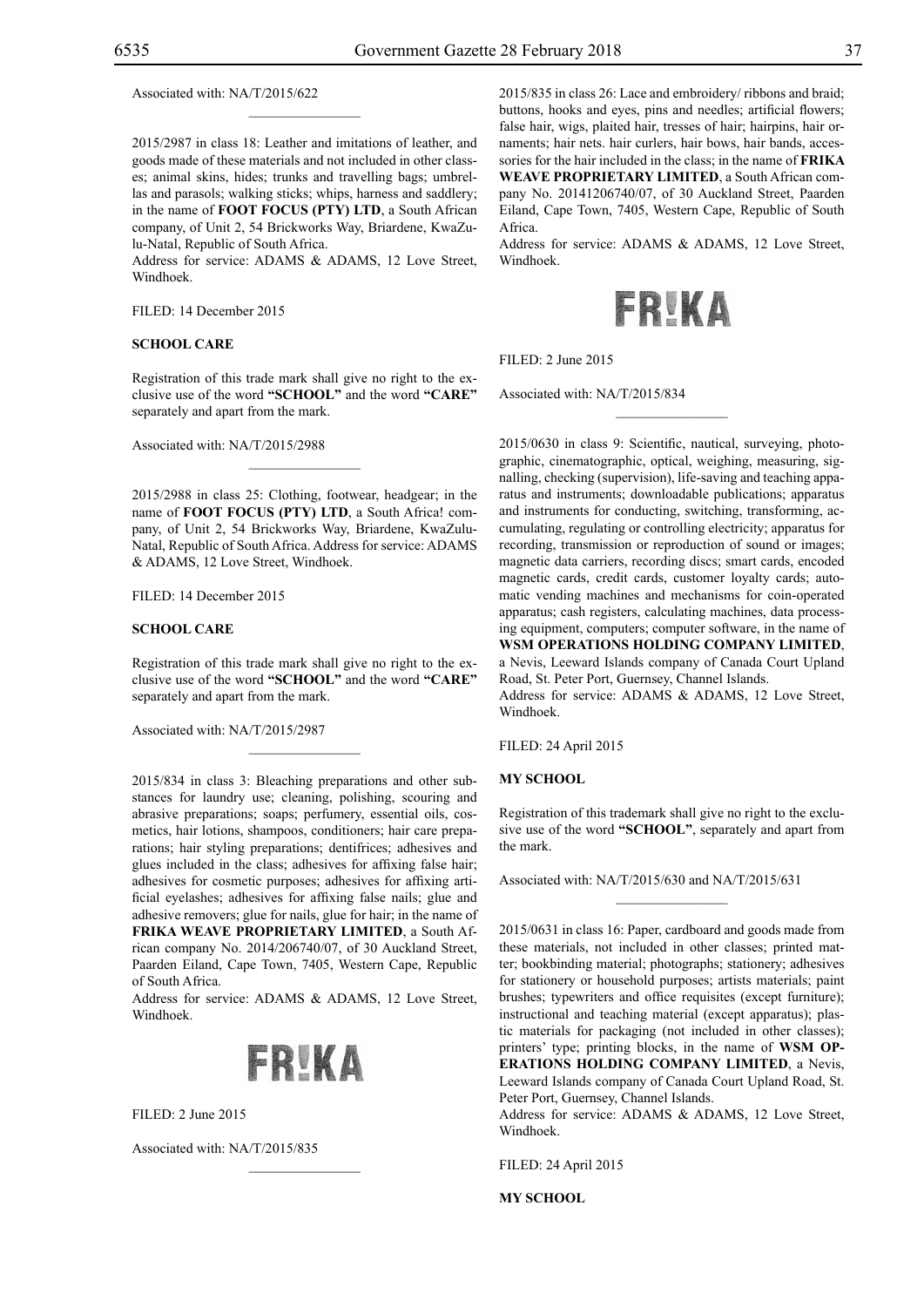Associated with: NA/T/2015/622

---

2015/2987 in class 18: Leather and imitations of leather, and goods made of these materials and not included in other classes; animal skins, hides; trunks and travelling bags; umbrellas and parasols; walking sticks; whips, harness and saddlery; in the name of **FOOT FOCUS (PTY) LTD**, a South African company, of Unit 2, 54 Brickworks Way, Briardene, KwaZulu-Natal, Republic of South Africa.
Address for service: ADAMS & ADAMS, 12 Love Street, Windhoek.

FILED: 14 December 2015

**SCHOOL CARE**

Registration of this trade mark shall give no right to the exclusive use of the word **"SCHOOL"** and the word **"CARE"** separately and apart from the mark.

Associated with: NA/T/2015/2988

---

2015/2988 in class 25: Clothing, footwear, headgear; in the name of **FOOT FOCUS (PTY) LTD**, a South Africa! company, of Unit 2, 54 Brickworks Way, Briardene, KwaZulu-Natal, Republic of South Africa. Address for service: ADAMS & ADAMS, 12 Love Street, Windhoek.

FILED: 14 December 2015

**SCHOOL CARE**

Registration of this trade mark shall give no right to the exclusive use of the word **"SCHOOL"** and the word **"CARE"** separately and apart from the mark.

Associated with: NA/T/2015/2987

---

2015/834 in class 3: Bleaching preparations and other substances for laundry use; cleaning, polishing, scouring and abrasive preparations; soaps; perfumery, essential oils, cosmetics, hair lotions, shampoos, conditioners; hair care preparations; hair styling preparations; dentifrices; adhesives and glues included in the class; adhesives for affixing false hair; adhesives for cosmetic purposes; adhesives for affixing artificial eyelashes; adhesives for affixing false nails; glue and adhesive removers; glue for nails, glue for hair; in the name of **FRIKA WEAVE PROPRIETARY LIMITED**, a South African company No. 2014/206740/07, of 30 Auckland Street, Paarden Eiland, Cape Town, 7405, Western Cape, Republic of South Africa.
Address for service: ADAMS & ADAMS, 12 Love Street, Windhoek.

FR!KA

FILED: 2 June 2015

Associated with: NA/T/2015/835

---

2015/835 in class 26: Lace and embroidery/ ribbons and braid; buttons, hooks and eyes, pins and needles; artificial flowers; false hair, wigs, plaited hair, tresses of hair; hairpins, hair ornaments; hair nets. hair curlers, hair bows, hair bands, accessories for the hair included in the class; in the name of **FRIKA WEAVE PROPRIETARY LIMITED**, a South African company No. 20141206740/07, of 30 Auckland Street, Paarden Eiland, Cape Town, 7405, Western Cape, Republic of South Africa.
Address for service: ADAMS & ADAMS, 12 Love Street, Windhoek.

FR!KA

FILED: 2 June 2015

Associated with: NA/T/2015/834

---

2015/0630 in class 9: Scientific, nautical, surveying, photographic, cinematographic, optical, weighing, measuring, signalling, checking (supervision), life-saving and teaching apparatus and instruments; downloadable publications; apparatus and instruments for conducting, switching, transforming, accumulating, regulating or controlling electricity; apparatus for recording, transmission or reproduction of sound or images; magnetic data carriers, recording discs; smart cards, encoded magnetic cards, credit cards, customer loyalty cards; automatic vending machines and mechanisms for coin-operated apparatus; cash registers, calculating machines, data processing equipment, computers; computer software, in the name of **WSM OPERATIONS HOLDING COMPANY LIMITED**, a Nevis, Leeward Islands company of Canada Court Upland Road, St. Peter Port, Guernsey, Channel Islands.
Address for service: ADAMS & ADAMS, 12 Love Street, Windhoek.

FILED: 24 April 2015

**MY SCHOOL**

Registration of this trademark shall give no right to the exclusive use of the word **"SCHOOL"**, separately and apart from the mark.

Associated with: NA/T/2015/630 and NA/T/2015/631

---

2015/0631 in class 16: Paper, cardboard and goods made from these materials, not included in other classes; printed matter; bookbinding material; photographs; stationery; adhesives for stationery or household purposes; artists materials; paint brushes; typewriters and office requisites (except furniture); instructional and teaching material (except apparatus); plastic materials for packaging (not included in other classes); printers' type; printing blocks, in the name of **WSM OPERATIONS HOLDING COMPANY LIMITED**, a Nevis, Leeward Islands company of Canada Court Upland Road, St. Peter Port, Guernsey, Channel Islands.
Address for service: ADAMS & ADAMS, 12 Love Street, Windhoek.

FILED: 24 April 2015

**MY SCHOOL**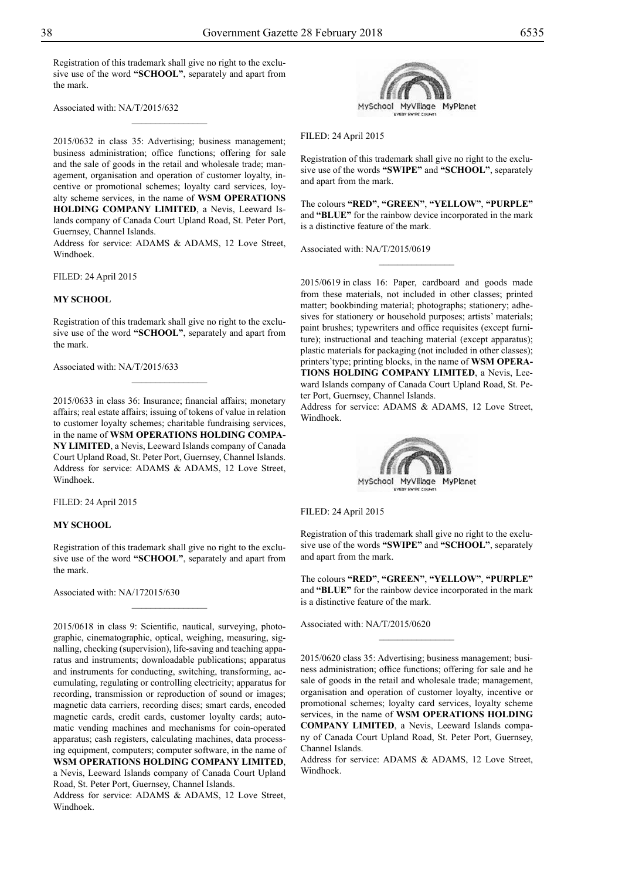Registration of this trademark shall give no right to the exclusive use of the word **"SCHOOL"**, separately and apart from the mark.

Associated with: NA/T/2015/632

________________

2015/0632 in class 35: Advertising; business management; business administration; office functions; offering for sale and the sale of goods in the retail and wholesale trade; management, organisation and operation of customer loyalty, incentive or promotional schemes; loyalty card services, loyalty scheme services, in the name of **WSM OPERATIONS HOLDING COMPANY LIMITED**, a Nevis, Leeward Islands company of Canada Court Upland Road, St. Peter Port, Guernsey, Channel Islands.
Address for service: ADAMS & ADAMS, 12 Love Street, Windhoek.

FILED: 24 April 2015

**MY SCHOOL**

Registration of this trademark shall give no right to the exclusive use of the word **"SCHOOL"**, separately and apart from the mark.

Associated with: NA/T/2015/633

________________

2015/0633 in class 36: Insurance; financial affairs; monetary affairs; real estate affairs; issuing of tokens of value in relation to customer loyalty schemes; charitable fundraising services, in the name of **WSM OPERATIONS HOLDING COMPANY LIMITED**, a Nevis, Leeward Islands company of Canada Court Upland Road, St. Peter Port, Guernsey, Channel Islands.
Address for service: ADAMS & ADAMS, 12 Love Street, Windhoek.

FILED: 24 April 2015

**MY SCHOOL**

Registration of this trademark shall give no right to the exclusive use of the word **"SCHOOL"**, separately and apart from the mark.

Associated with: NA/172015/630

________________

2015/0618 in class 9: Scientific, nautical, surveying, photographic, cinematographic, optical, weighing, measuring, signalling, checking (supervision), life-saving and teaching apparatus and instruments; downloadable publications; apparatus and instruments for conducting, switching, transforming, accumulating, regulating or controlling electricity; apparatus for recording, transmission or reproduction of sound or images; magnetic data carriers, recording discs; smart cards, encoded magnetic cards, credit cards, customer loyalty cards; automatic vending machines and mechanisms for coin-operated apparatus; cash registers, calculating machines, data processing equipment, computers; computer software, in the name of **WSM OPERATIONS HOLDING COMPANY LIMITED**, a Nevis, Leeward Islands company of Canada Court Upland Road, St. Peter Port, Guernsey, Channel Islands.
Address for service: ADAMS & ADAMS, 12 Love Street, Windhoek.

MySchool MyVillage MyPlanet
EVERY SWIPE COUNTS

FILED: 24 April 2015

Registration of this trademark shall give no right to the exclusive use of the words **"SWIPE"** and **"SCHOOL"**, separately and apart from the mark.

The colours **"RED"**, **"GREEN"**, **"YELLOW"**, **"PURPLE"** and **"BLUE"** for the rainbow device incorporated in the mark is a distinctive feature of the mark.

Associated with: NA/T/2015/0619

________________

2015/0619 in class 16: Paper, cardboard and goods made from these materials, not included in other classes; printed matter; bookbinding material; photographs; stationery; adhesives for stationery or household purposes; artists' materials; paint brushes; typewriters and office requisites (except furniture); instructional and teaching material (except apparatus); plastic materials for packaging (not included in other classes); printers'type; printing blocks, in the name of **WSM OPERATIONS HOLDING COMPANY LIMITED**, a Nevis, Leeward Islands company of Canada Court Upland Road, St. Peter Port, Guernsey, Channel Islands.
Address for service: ADAMS & ADAMS, 12 Love Street, Windhoek.

MySchool MyVillage MyPlanet
EVERY SWIPE COUNTS

FILED: 24 April 2015

Registration of this trademark shall give no right to the exclusive use of the words **"SWIPE"** and **"SCHOOL"**, separately and apart from the mark.

The colours **"RED"**, **"GREEN"**, **"YELLOW"**, **"PURPLE"** and **"BLUE"** for the rainbow device incorporated in the mark is a distinctive feature of the mark.

Associated with: NA/T/2015/0620

________________

2015/0620 class 35: Advertising; business management; business administration; office functions; offering for sale and he sale of goods in the retail and wholesale trade; management, organisation and operation of customer loyalty, incentive or promotional schemes; loyalty card services, loyalty scheme services, in the name of **WSM OPERATIONS HOLDING COMPANY LIMITED**, a Nevis, Leeward Islands company of Canada Court Upland Road, St. Peter Port, Guernsey, Channel Islands.
Address for service: ADAMS & ADAMS, 12 Love Street, Windhoek.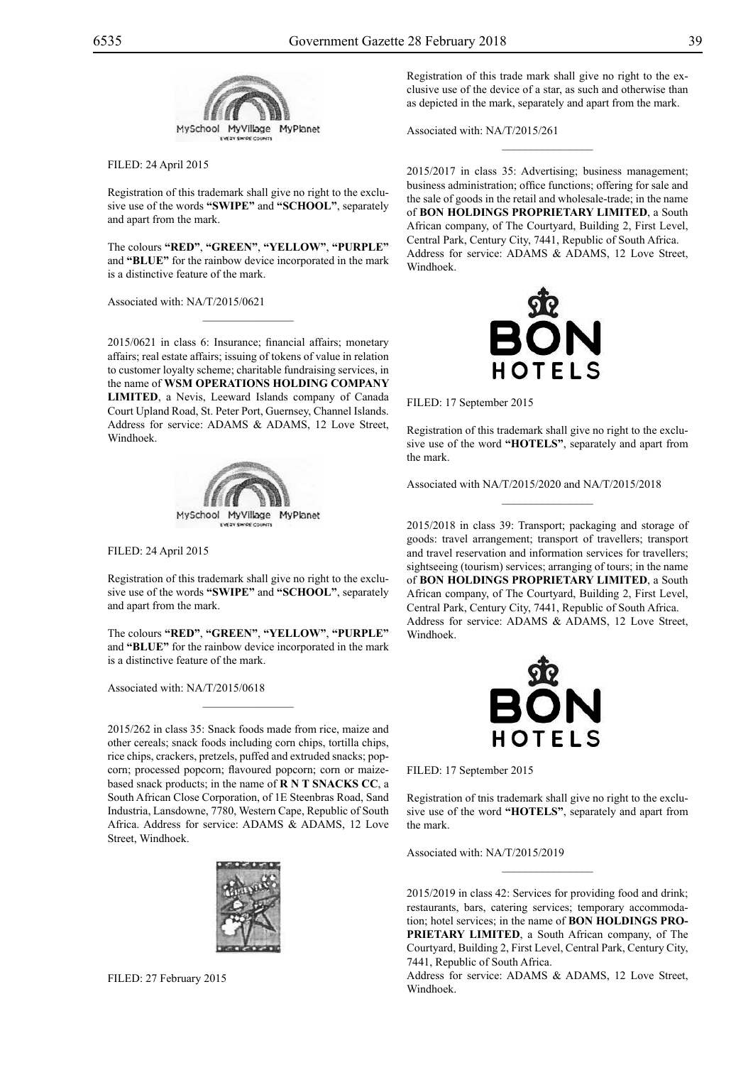FILED: 24 April 2015

Registration of this trademark shall give no right to the exclusive use of the words **"SWIPE"** and **"SCHOOL"**, separately and apart from the mark.

The colours **"RED"**, **"GREEN"**, **"YELLOW"**, **"PURPLE"** and **"BLUE"** for the rainbow device incorporated in the mark is a distinctive feature of the mark.

Associated with: NA/T/2015/0621

---

2015/0621 in class 6: Insurance; financial affairs; monetary affairs; real estate affairs; issuing of tokens of value in relation to customer loyalty scheme; charitable fundraising services, in the name of **WSM OPERATIONS HOLDING COMPANY LIMITED**, a Nevis, Leeward Islands company of Canada Court Upland Road, St. Peter Port, Guernsey, Channel Islands. Address for service: ADAMS & ADAMS, 12 Love Street, Windhoek.

FILED: 24 April 2015

Registration of this trademark shall give no right to the exclusive use of the words **"SWIPE"** and **"SCHOOL"**, separately and apart from the mark.

The colours **"RED"**, **"GREEN"**, **"YELLOW"**, **"PURPLE"** and **"BLUE"** for the rainbow device incorporated in the mark is a distinctive feature of the mark.

Associated with: NA/T/2015/0618

---

2015/262 in class 35: Snack foods made from rice, maize and other cereals; snack foods including corn chips, tortilla chips, rice chips, crackers, pretzels, puffed and extruded snacks; popcorn; processed popcorn; flavoured popcorn; corn or maize-based snack products; in the name of **R N T SNACKS CC**, a South African Close Corporation, of 1E Steenbras Road, Sand Industria, Lansdowne, 7780, Western Cape, Republic of South Africa. Address for service: ADAMS & ADAMS, 12 Love Street, Windhoek.

FILED: 27 February 2015

Registration of this trade mark shall give no right to the exclusive use of the device of a star, as such and otherwise than as depicted in the mark, separately and apart from the mark.

Associated with: NA/T/2015/261

---

2015/2017 in class 35: Advertising; business management; business administration; office functions; offering for sale and the sale of goods in the retail and wholesale-trade; in the name of **BON HOLDINGS PROPRIETARY LIMITED**, a South African company, of The Courtyard, Building 2, First Level, Central Park, Century City, 7441, Republic of South Africa. Address for service: ADAMS & ADAMS, 12 Love Street, Windhoek.

FILED: 17 September 2015

Registration of this trademark shall give no right to the exclusive use of the word **"HOTELS"**, separately and apart from the mark.

Associated with NA/T/2015/2020 and NA/T/2015/2018

---

2015/2018 in class 39: Transport; packaging and storage of goods: travel arrangement; transport of travellers; transport and travel reservation and information services for travellers; sightseeing (tourism) services; arranging of tours; in the name of **BON HOLDINGS PROPRIETARY LIMITED**, a South African company, of The Courtyard, Building 2, First Level, Central Park, Century City, 7441, Republic of South Africa. Address for service: ADAMS & ADAMS, 12 Love Street, Windhoek.

FILED: 17 September 2015

Registration of tnis trademark shall give no right to the exclusive use of the word **"HOTELS"**, separately and apart from the mark.

Associated with: NA/T/2015/2019

---

2015/2019 in class 42: Services for providing food and drink; restaurants, bars, catering services; temporary accommodation; hotel services; in the name of **BON HOLDINGS PROPRIETARY LIMITED**, a South African company, of The Courtyard, Building 2, First Level, Central Park, Century City, 7441, Republic of South Africa. Address for service: ADAMS & ADAMS, 12 Love Street, Windhoek.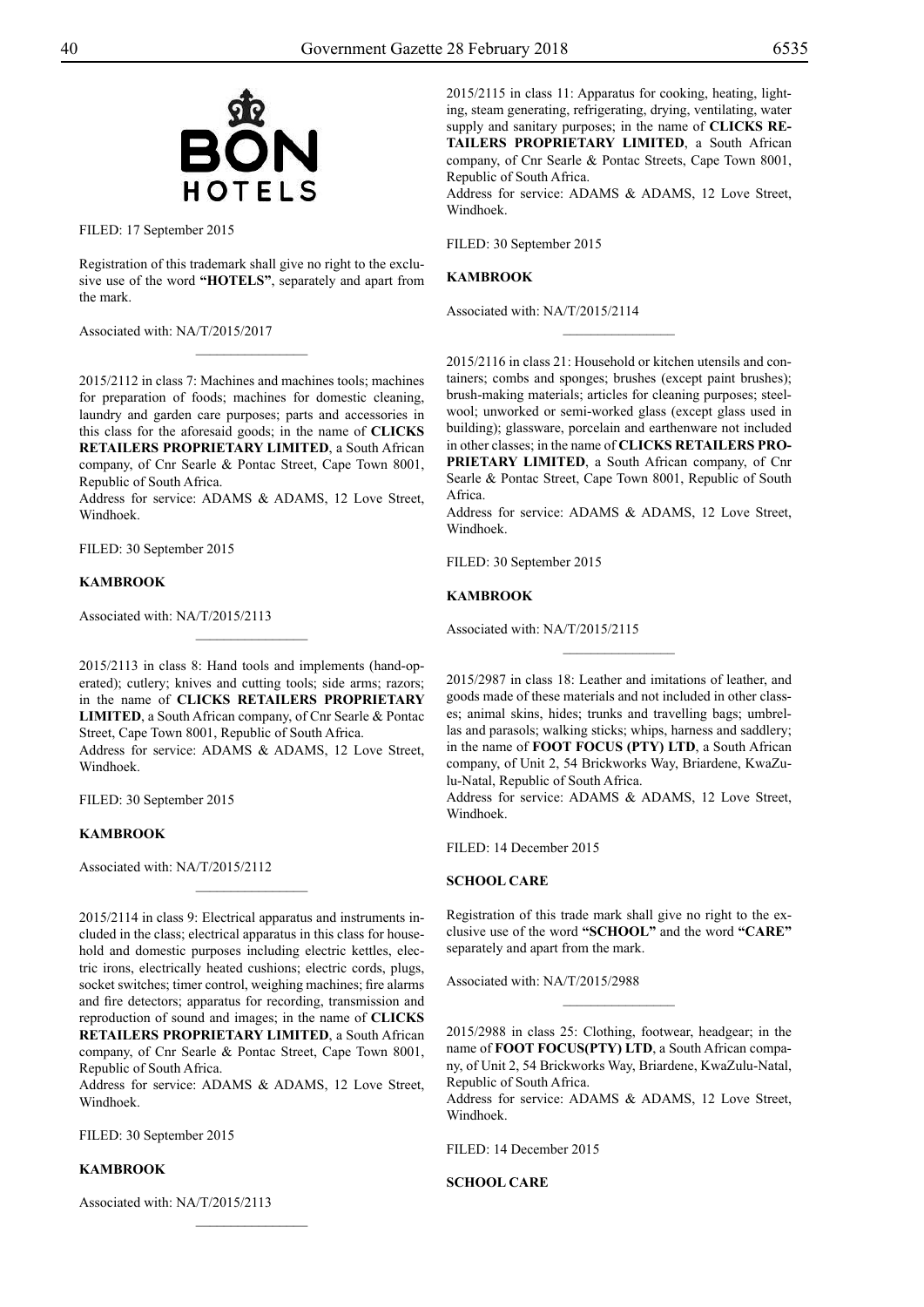FILED: 17 September 2015

Registration of this trademark shall give no right to the exclusive use of the word **"HOTELS"**, separately and apart from the mark.

Associated with: NA/T/2015/2017

---

2015/2112 in class 7: Machines and machines tools; machines for preparation of foods; machines for domestic cleaning, laundry and garden care purposes; parts and accessories in this class for the aforesaid goods; in the name of **CLICKS RETAILERS PROPRIETARY LIMITED**, a South African company, of Cnr Searle & Pontac Street, Cape Town 8001, Republic of South Africa.
Address for service: ADAMS & ADAMS, 12 Love Street, Windhoek.

FILED: 30 September 2015

**KAMBROOK**

Associated with: NA/T/2015/2113

---

2015/2113 in class 8: Hand tools and implements (hand-operated); cutlery; knives and cutting tools; side arms; razors; in the name of **CLICKS RETAILERS PROPRIETARY LIMITED**, a South African company, of Cnr Searle & Pontac Street, Cape Town 8001, Republic of South Africa.
Address for service: ADAMS & ADAMS, 12 Love Street, Windhoek.

FILED: 30 September 2015

**KAMBROOK**

Associated with: NA/T/2015/2112

---

2015/2114 in class 9: Electrical apparatus and instruments included in the class; electrical apparatus in this class for household and domestic purposes including electric kettles, electric irons, electrically heated cushions; electric cords, plugs, socket switches; timer control, weighing machines; fire alarms and fire detectors; apparatus for recording, transmission and reproduction of sound and images; in the name of **CLICKS RETAILERS PROPRIETARY LIMITED**, a South African company, of Cnr Searle & Pontac Street, Cape Town 8001, Republic of South Africa.
Address for service: ADAMS & ADAMS, 12 Love Street, Windhoek.

FILED: 30 September 2015

**KAMBROOK**

Associated with: NA/T/2015/2113

---

2015/2115 in class 11: Apparatus for cooking, heating, lighting, steam generating, refrigerating, drying, ventilating, water supply and sanitary purposes; in the name of **CLICKS RETAILERS PROPRIETARY LIMITED**, a South African company, of Cnr Searle & Pontac Streets, Cape Town 8001, Republic of South Africa.
Address for service: ADAMS & ADAMS, 12 Love Street, Windhoek.

FILED: 30 September 2015

**KAMBROOK**

Associated with: NA/T/2015/2114

---

2015/2116 in class 21: Household or kitchen utensils and containers; combs and sponges; brushes (except paint brushes); brush-making materials; articles for cleaning purposes; steelwool; unworked or semi-worked glass (except glass used in building); glassware, porcelain and earthenware not included in other classes; in the name of **CLICKS RETAILERS PROPRIETARY LIMITED**, a South African company, of Cnr Searle & Pontac Street, Cape Town 8001, Republic of South Africa.
Address for service: ADAMS & ADAMS, 12 Love Street, Windhoek.

FILED: 30 September 2015

**KAMBROOK**

Associated with: NA/T/2015/2115

---

2015/2987 in class 18: Leather and imitations of leather, and goods made of these materials and not included in other classes; animal skins, hides; trunks and travelling bags; umbrellas and parasols; walking sticks; whips, harness and saddlery; in the name of **FOOT FOCUS (PTY) LTD**, a South African company, of Unit 2, 54 Brickworks Way, Briardene, KwaZulu-Natal, Republic of South Africa.
Address for service: ADAMS & ADAMS, 12 Love Street, Windhoek.

FILED: 14 December 2015

**SCHOOL CARE**

Registration of this trade mark shall give no right to the exclusive use of the word **"SCHOOL"** and the word **"CARE"** separately and apart from the mark.

Associated with: NA/T/2015/2988

---

2015/2988 in class 25: Clothing, footwear, headgear; in the name of **FOOT FOCUS(PTY) LTD**, a South African company, of Unit 2, 54 Brickworks Way, Briardene, KwaZulu-Natal, Republic of South Africa.
Address for service: ADAMS & ADAMS, 12 Love Street, Windhoek.

FILED: 14 December 2015

**SCHOOL CARE**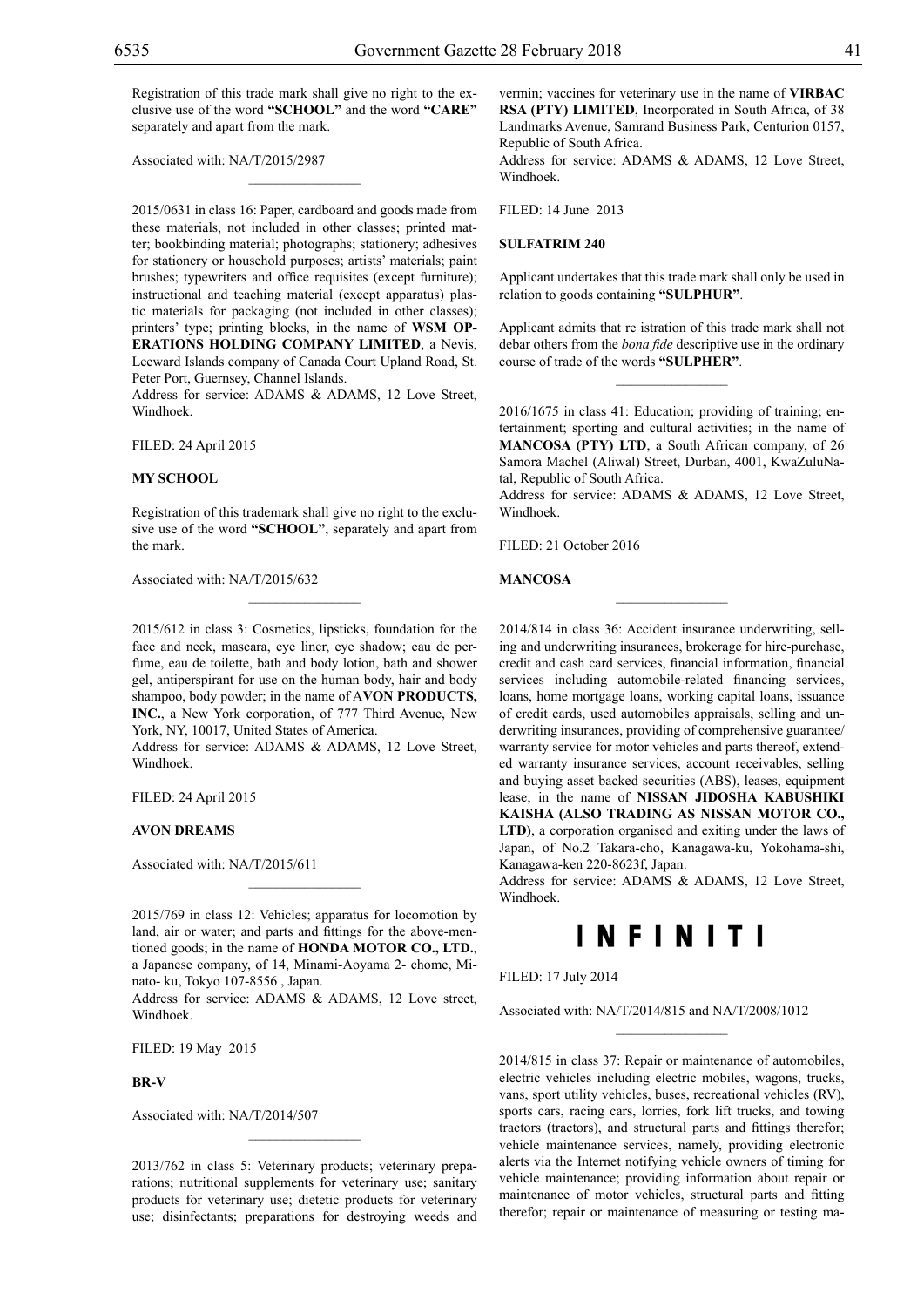Registration of this trade mark shall give no right to the exclusive use of the word **"SCHOOL"** and the word **"CARE"** separately and apart from the mark.

Associated with: NA/T/2015/2987

---

2015/0631 in class 16: Paper, cardboard and goods made from these materials, not included in other classes; printed matter; bookbinding material; photographs; stationery; adhesives for stationery or household purposes; artists' materials; paint brushes; typewriters and office requisites (except furniture); instructional and teaching material (except apparatus) plastic materials for packaging (not included in other classes); printers' type; printing blocks, in the name of **WSM OPERATIONS HOLDING COMPANY LIMITED**, a Nevis, Leeward Islands company of Canada Court Upland Road, St. Peter Port, Guernsey, Channel Islands.

Address for service: ADAMS & ADAMS, 12 Love Street, Windhoek.

FILED: 24 April 2015

**MY SCHOOL**

Registration of this trademark shall give no right to the exclusive use of the word **"SCHOOL"**, separately and apart from the mark.

Associated with: NA/T/2015/632

---

2015/612 in class 3: Cosmetics, lipsticks, foundation for the face and neck, mascara, eye liner, eye shadow; eau de perfume, eau de toilette, bath and body lotion, bath and shower gel, antiperspirant for use on the human body, hair and body shampoo, body powder; in the name of A**VON PRODUCTS, INC.**, a New York corporation, of 777 Third Avenue, New York, NY, 10017, United States of America.

Address for service: ADAMS & ADAMS, 12 Love Street, Windhoek.

FILED: 24 April 2015

**AVON DREAMS**

Associated with: NA/T/2015/611

---

2015/769 in class 12: Vehicles; apparatus for locomotion by land, air or water; and parts and fittings for the above-mentioned goods; in the name of **HONDA MOTOR CO., LTD.**, a Japanese company, of 14, Minami-Aoyama 2- chome, Minato- ku, Tokyo 107-8556 , Japan.

Address for service: ADAMS & ADAMS, 12 Love street, Windhoek.

FILED: 19 May 2015

**BR-V**

Associated with: NA/T/2014/507

---

2013/762 in class 5: Veterinary products; veterinary preparations; nutritional supplements for veterinary use; sanitary products for veterinary use; dietetic products for veterinary use; disinfectants; preparations for destroying weeds and vermin; vaccines for veterinary use in the name of **VIRBAC RSA (PTY) LIMITED**, Incorporated in South Africa, of 38 Landmarks Avenue, Samrand Business Park, Centurion 0157, Republic of South Africa.

Address for service: ADAMS & ADAMS, 12 Love Street, Windhoek.

FILED: 14 June 2013

**SULFATRIM 240**

Applicant undertakes that this trade mark shall only be used in relation to goods containing **"SULPHUR"**.

Applicant admits that re istration of this trade mark shall not debar others from the *bona fide* descriptive use in the ordinary course of trade of the words **"SULPHER"**.

---

2016/1675 in class 41: Education; providing of training; entertainment; sporting and cultural activities; in the name of **MANCOSA (PTY) LTD**, a South African company, of 26 Samora Machel (Aliwal) Street, Durban, 4001, KwaZuluNatal, Republic of South Africa.

Address for service: ADAMS & ADAMS, 12 Love Street, Windhoek.

FILED: 21 October 2016

**MANCOSA**

---

2014/814 in class 36: Accident insurance underwriting, selling and underwriting insurances, brokerage for hire-purchase, credit and cash card services, financial information, financial services including automobile-related financing services, loans, home mortgage loans, working capital loans, issuance of credit cards, used automobiles appraisals, selling and underwriting insurances, providing of comprehensive guarantee/ warranty service for motor vehicles and parts thereof, extended warranty insurance services, account receivables, selling and buying asset backed securities (ABS), leases, equipment lease; in the name of **NISSAN JIDOSHA KABUSHIKI KAISHA (ALSO TRADING AS NISSAN MOTOR CO., LTD)**, a corporation organised and exiting under the laws of Japan, of No.2 Takara-cho, Kanagawa-ku, Yokohama-shi, Kanagawa-ken 220-8623f, Japan.

Address for service: ADAMS & ADAMS, 12 Love Street, Windhoek.

**INFINITI**

FILED: 17 July 2014

Associated with: NA/T/2014/815 and NA/T/2008/1012

---

2014/815 in class 37: Repair or maintenance of automobiles, electric vehicles including electric mobiles, wagons, trucks, vans, sport utility vehicles, buses, recreational vehicles (RV), sports cars, racing cars, lorries, fork lift trucks, and towing tractors (tractors), and structural parts and fittings therefor; vehicle maintenance services, namely, providing electronic alerts via the Internet notifying vehicle owners of timing for vehicle maintenance; providing information about repair or maintenance of motor vehicles, structural parts and fitting therefor; repair or maintenance of measuring or testing ma-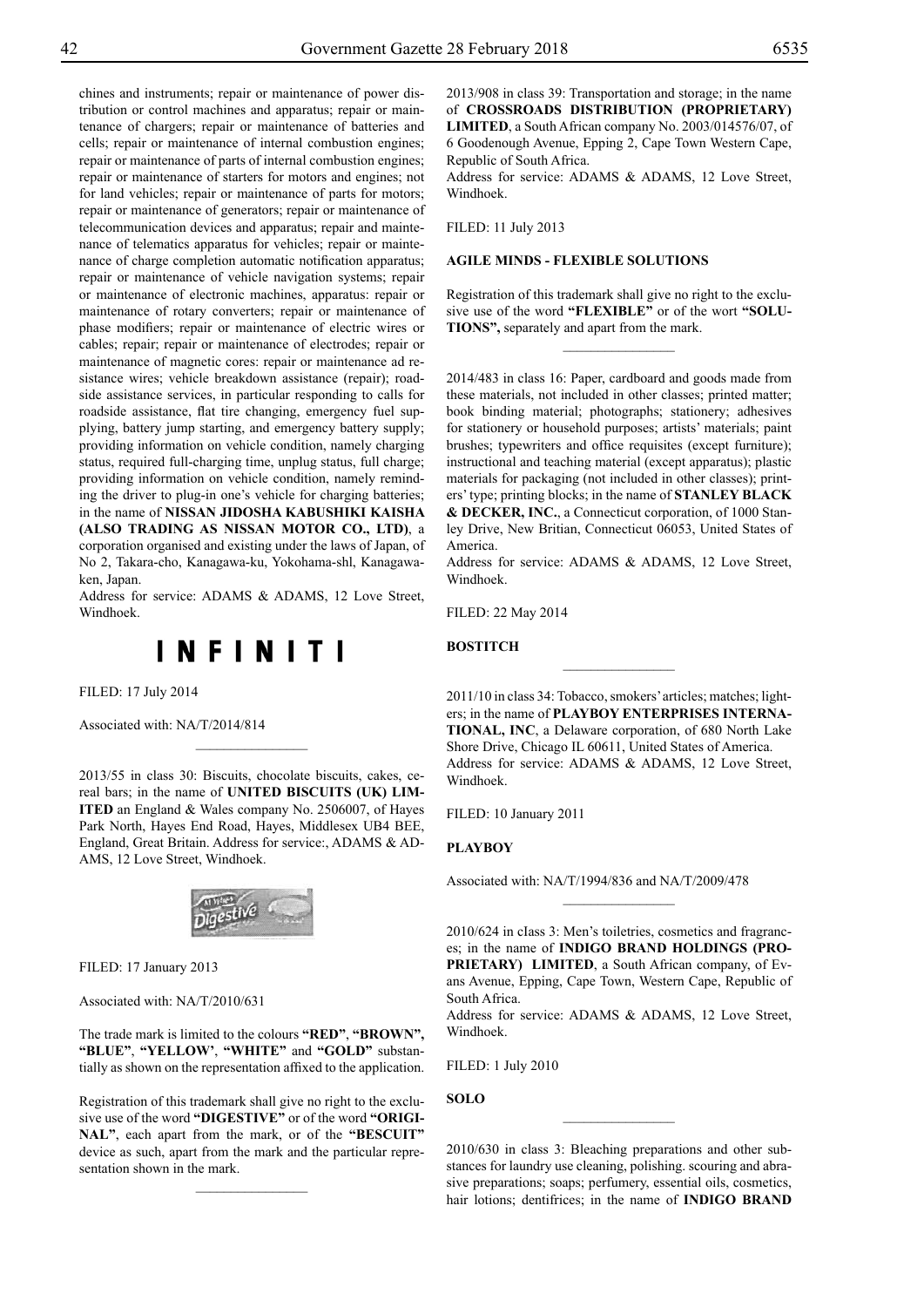chines and instruments; repair or maintenance of power distribution or control machines and apparatus; repair or maintenance of chargers; repair or maintenance of batteries and cells; repair or maintenance of internal combustion engines; repair or maintenance of parts of internal combustion engines; repair or maintenance of starters for motors and engines; not for land vehicles; repair or maintenance of parts for motors; repair or maintenance of generators; repair or maintenance of telecommunication devices and apparatus; repair and maintenance of telematics apparatus for vehicles; repair or maintenance of charge completion automatic notification apparatus; repair or maintenance of vehicle navigation systems; repair or maintenance of electronic machines, apparatus: repair or maintenance of rotary converters; repair or maintenance of phase modifiers; repair or maintenance of electric wires or cables; repair; repair or maintenance of electrodes; repair or maintenance of magnetic cores: repair or maintenance ad resistance wires; vehicle breakdown assistance (repair); roadside assistance services, in particular responding to calls for roadside assistance, flat tire changing, emergency fuel supplying, battery jump starting, and emergency battery supply; providing information on vehicle condition, namely charging status, required full-charging time, unplug status, full charge; providing information on vehicle condition, namely reminding the driver to plug-in one's vehicle for charging batteries; in the name of **NISSAN JIDOSHA KABUSHIKI KAISHA (ALSO TRADING AS NISSAN MOTOR CO., LTD)**, a corporation organised and existing under the laws of Japan, of No 2, Takara-cho, Kanagawa-ku, Yokohama-shl, Kanagawaken, Japan.
Address for service: ADAMS & ADAMS, 12 Love Street, Windhoek.

# INFINITI

FILED: 17 July 2014

Associated with: NA/T/2014/814

---

2013/55 in class 30: Biscuits, chocolate biscuits, cakes, cereal bars; in the name of **UNITED BISCUITS (UK) LIMITED** an England & Wales company No. 2506007, of Hayes Park North, Hayes End Road, Hayes, Middlesex UB4 BEE, England, Great Britain. Address for service:, ADAMS & ADAMS, 12 Love Street, Windhoek.

FILED: 17 January 2013

Associated with: NA/T/2010/631

The trade mark is limited to the colours **"RED"**, **"BROWN", "BLUE"**, **"YELLOW'**, **"WHITE"** and **"GOLD"** substantially as shown on the representation affixed to the application.

Registration of this trademark shall give no right to the exclusive use of the word **"DIGESTIVE"** or of the word **"ORIGINAL"**, each apart from the mark, or of the **"BESCUIT"** device as such, apart from the mark and the particular representation shown in the mark.

---

2013/908 in class 39: Transportation and storage; in the name of **CROSSROADS DISTRIBUTION (PROPRIETARY) LIMITED**, a South African company No. 2003/014576/07, of 6 Goodenough Avenue, Epping 2, Cape Town Western Cape, Republic of South Africa.
Address for service: ADAMS & ADAMS, 12 Love Street, Windhoek.

FILED: 11 July 2013

**AGILE MINDS - FLEXIBLE SOLUTIONS**

Registration of this trademark shall give no right to the exclusive use of the word **"FLEXIBLE"** or of the wort **"SOLUTIONS",** separately and apart from the mark.

---

2014/483 in class 16: Paper, cardboard and goods made from these materials, not included in other classes; printed matter; book binding material; photographs; stationery; adhesives for stationery or household purposes; artists' materials; paint brushes; typewriters and office requisites (except furniture); instructional and teaching material (except apparatus); plastic materials for packaging (not included in other classes); printers' type; printing blocks; in the name of **STANLEY BLACK & DECKER, INC.**, a Connecticut corporation, of 1000 Stanley Drive, New Britian, Connecticut 06053, United States of America.
Address for service: ADAMS & ADAMS, 12 Love Street, Windhoek.

FILED: 22 May 2014

**BOSTITCH**

---

2011/10 in class 34: Tobacco, smokers' articles; matches; lighters; in the name of **PLAYBOY ENTERPRISES INTERNATIONAL, INC**, a Delaware corporation, of 680 North Lake Shore Drive, Chicago IL 60611, United States of America.
Address for service: ADAMS & ADAMS, 12 Love Street, Windhoek.

FILED: 10 January 2011

**PLAYBOY**

Associated with: NA/T/1994/836 and NA/T/2009/478

---

2010/624 in cIass 3: Men's toiletries, cosmetics and fragrances; in the name of **INDIGO BRAND HOLDINGS (PROPRIETARY) LIMITED**, a South African company, of Evans Avenue, Epping, Cape Town, Western Cape, Republic of South Africa.
Address for service: ADAMS & ADAMS, 12 Love Street, Windhoek.

FILED: 1 July 2010

**SOLO**

---

2010/630 in class 3: Bleaching preparations and other substances for laundry use cleaning, polishing. scouring and abrasive preparations; soaps; perfumery, essential oils, cosmetics, hair lotions; dentifrices; in the name of **INDIGO BRAND**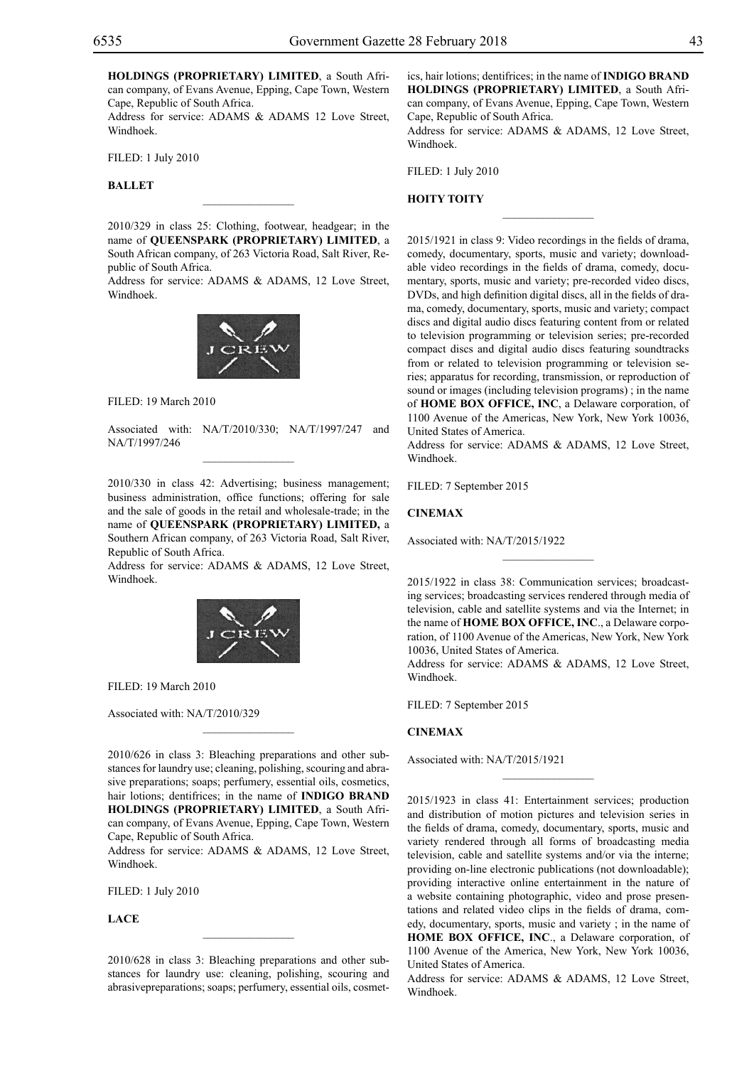**HOLDINGS (PROPRIETARY) LIMITED**, a South African company, of Evans Avenue, Epping, Cape Town, Western Cape, Republic of South Africa.
Address for service: ADAMS & ADAMS 12 Love Street, Windhoek.

FILED: 1 July 2010

**BALLET**

---

2010/329 in class 25: Clothing, footwear, headgear; in the name of **QUEENSPARK (PROPRIETARY) LIMITED**, a South African company, of 263 Victoria Road, Salt River, Republic of South Africa.
Address for service: ADAMS & ADAMS, 12 Love Street, Windhoek.

J CREW

FILED: 19 March 2010

Associated with: NA/T/2010/330; NA/T/1997/247 and NA/T/1997/246

---

2010/330 in class 42: Advertising; business management; business administration, office functions; offering for sale and the sale of goods in the retail and wholesale-trade; in the name of **QUEENSPARK (PROPRIETARY) LIMITED,** a Southern African company, of 263 Victoria Road, Salt River, Republic of South Africa.
Address for service: ADAMS & ADAMS, 12 Love Street, Windhoek.

J CREW

FILED: 19 March 2010

Associated with: NA/T/2010/329

---

2010/626 in class 3: Bleaching preparations and other substances for laundry use; cleaning, polishing, scouring and abrasive preparations; soaps; perfumery, essential oils, cosmetics, hair lotions; dentifrices; in the name of **INDIGO BRAND HOLDINGS (PROPRIETARY) LIMITED**, a South African company, of Evans Avenue, Epping, Cape Town, Western Cape, Republic of South Africa.
Address for service: ADAMS & ADAMS, 12 Love Street, Windhoek.

FILED: 1 July 2010

**LACE**

---

2010/628 in class 3: Bleaching preparations and other substances for laundry use: cleaning, polishing, scouring and abrasivepreparations; soaps; perfumery, essential oils, cosmetics, hair lotions; dentifrices; in the name of **INDIGO BRAND HOLDINGS (PROPRIETARY) LIMITED**, a South African company, of Evans Avenue, Epping, Cape Town, Western Cape, Republic of South Africa.
Address for service: ADAMS & ADAMS, 12 Love Street, Windhoek.

FILED: 1 July 2010

**HOITY TOITY**

---

2015/1921 in class 9: Video recordings in the fields of drama, comedy, documentary, sports, music and variety; downloadable video recordings in the fields of drama, comedy, documentary, sports, music and variety; pre-recorded video discs, DVDs, and high definition digital discs, all in the fields of drama, comedy, documentary, sports, music and variety; compact discs and digital audio discs featuring content from or related to television programming or television series; pre-recorded compact discs and digital audio discs featuring soundtracks from or related to television programming or television series; apparatus for recording, transmission, or reproduction of sound or images (including television programs) ; in the name of **HOME BOX OFFICE, INC**, a Delaware corporation, of 1100 Avenue of the Americas, New York, New York 10036, United States of America.
Address for service: ADAMS & ADAMS, 12 Love Street, Windhoek.

FILED: 7 September 2015

**CINEMAX**

Associated with: NA/T/2015/1922

---

2015/1922 in class 38: Communication services; broadcasting services; broadcasting services rendered through media of television, cable and satellite systems and via the Internet; in the name of **HOME BOX OFFICE, INC**., a Delaware corporation, of 1100 Avenue of the Americas, New York, New York 10036, United States of America.
Address for service: ADAMS & ADAMS, 12 Love Street, Windhoek.

FILED: 7 September 2015

**CINEMAX**

Associated with: NA/T/2015/1921

---

2015/1923 in class 41: Entertainment services; production and distribution of motion pictures and television series in the fields of drama, comedy, documentary, sports, music and variety rendered through all forms of broadcasting media television, cable and satellite systems and/or via the interne; providing on-line electronic publications (not downloadable); providing interactive online entertainment in the nature of a website containing photographic, video and prose presentations and related video clips in the fields of drama, comedy, documentary, sports, music and variety ; in the name of **HOME BOX OFFICE, INC**., a Delaware corporation, of 1100 Avenue of the America, New York, New York 10036, United States of America.
Address for service: ADAMS & ADAMS, 12 Love Street, Windhoek.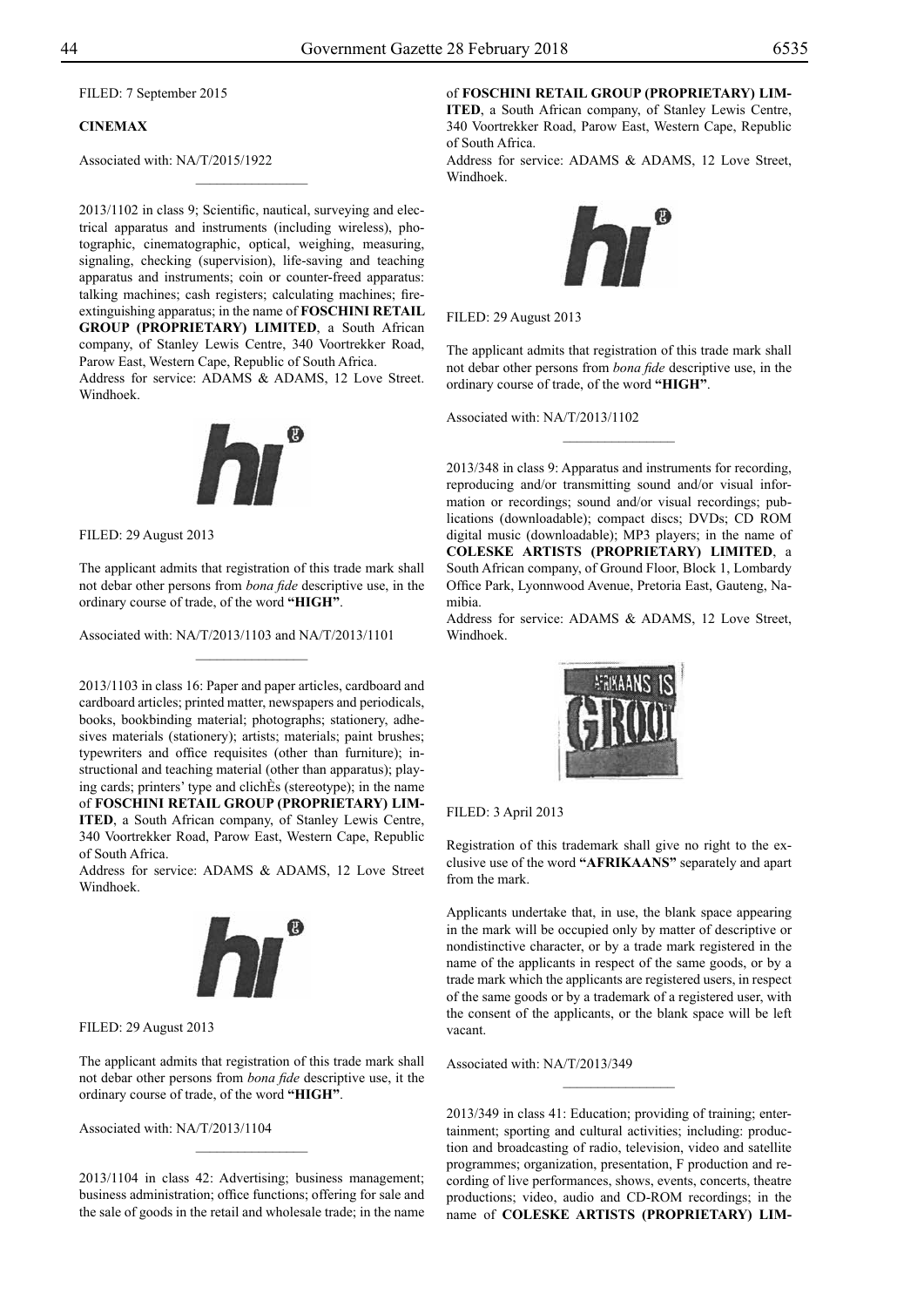FILED: 7 September 2015

**CINEMAX**

Associated with: NA/T/2015/1922

---

2013/1102 in class 9; Scientific, nautical, surveying and electrical apparatus and instruments (including wireless), photographic, cinematographic, optical, weighing, measuring, signaling, checking (supervision), life-saving and teaching apparatus and instruments; coin or counter-freed apparatus: talking machines; cash registers; calculating machines; fire-extinguishing apparatus; in the name of **FOSCHINI RETAIL GROUP (PROPRIETARY) LIMITED**, a South African company, of Stanley Lewis Centre, 340 Voortrekker Road, Parow East, Western Cape, Republic of South Africa.
Address for service: ADAMS & ADAMS, 12 Love Street. Windhoek.

FILED: 29 August 2013

The applicant admits that registration of this trade mark shall not debar other persons from *bona fide* descriptive use, in the ordinary course of trade, of the word **"HIGH"**.

Associated with: NA/T/2013/1103 and NA/T/2013/1101

---

2013/1103 in class 16: Paper and paper articles, cardboard and cardboard articles; printed matter, newspapers and periodicals, books, bookbinding material; photographs; stationery, adhesives materials (stationery); artists; materials; paint brushes; typewriters and office requisites (other than furniture); instructional and teaching material (other than apparatus); playing cards; printers' type and clichÈs (stereotype); in the name of **FOSCHINI RETAIL GROUP (PROPRIETARY) LIMITED**, a South African company, of Stanley Lewis Centre, 340 Voortrekker Road, Parow East, Western Cape, Republic of South Africa.
Address for service: ADAMS & ADAMS, 12 Love Street Windhoek.

FILED: 29 August 2013

The applicant admits that registration of this trade mark shall not debar other persons from *bona fide* descriptive use, it the ordinary course of trade, of the word **"HIGH"**.

Associated with: NA/T/2013/1104

---

2013/1104 in class 42: Advertising; business management; business administration; office functions; offering for sale and the sale of goods in the retail and wholesale trade; in the name of **FOSCHINI RETAIL GROUP (PROPRIETARY) LIMITED**, a South African company, of Stanley Lewis Centre, 340 Voortrekker Road, Parow East, Western Cape, Republic of South Africa.
Address for service: ADAMS & ADAMS, 12 Love Street, Windhoek.

FILED: 29 August 2013

The applicant admits that registration of this trade mark shall not debar other persons from *bona fide* descriptive use, in the ordinary course of trade, of the word **"HIGH"**.

Associated with: NA/T/2013/1102

---

2013/348 in class 9: Apparatus and instruments for recording, reproducing and/or transmitting sound and/or visual information or recordings; sound and/or visual recordings; publications (downloadable); compact discs; DVDs; CD ROM digital music (downloadable); MP3 players; in the name of **COLESKE ARTISTS (PROPRIETARY) LIMITED**, a South African company, of Ground Floor, Block 1, Lombardy Office Park, Lyonnwood Avenue, Pretoria East, Gauteng, Namibia.
Address for service: ADAMS & ADAMS, 12 Love Street, Windhoek.

FILED: 3 April 2013

Registration of this trademark shall give no right to the exclusive use of the word **"AFRIKAANS"** separately and apart from the mark.

Applicants undertake that, in use, the blank space appearing in the mark will be occupied only by matter of descriptive or nondistinctive character, or by a trade mark registered in the name of the applicants in respect of the same goods, or by a trade mark which the applicants are registered users, in respect of the same goods or by a trademark of a registered user, with the consent of the applicants, or the blank space will be left vacant.

Associated with: NA/T/2013/349

---

2013/349 in class 41: Education; providing of training; entertainment; sporting and cultural activities; including: production and broadcasting of radio, television, video and satellite programmes; organization, presentation, F production and recording of live performances, shows, events, concerts, theatre productions; video, audio and CD-ROM recordings; in the name of **COLESKE ARTISTS (PROPRIETARY) LIM-**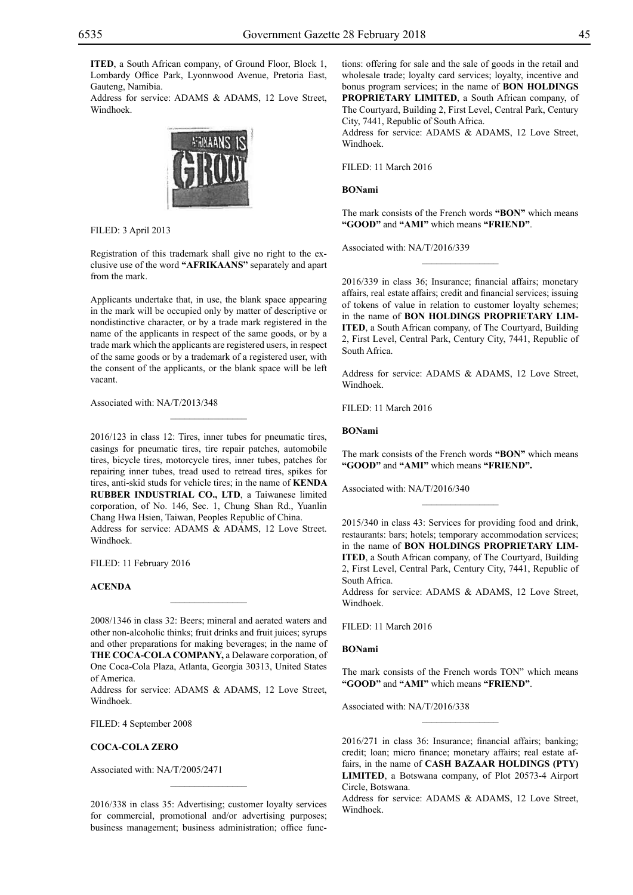**ITED**, a South African company, of Ground Floor, Block 1, Lombardy Office Park, Lyonnwood Avenue, Pretoria East, Gauteng, Namibia.

Address for service: ADAMS & ADAMS, 12 Love Street, Windhoek.

FILED: 3 April 2013

Registration of this trademark shall give no right to the exclusive use of the word **"AFRIKAANS"** separately and apart from the mark.

Applicants undertake that, in use, the blank space appearing in the mark will be occupied only by matter of descriptive or nondistinctive character, or by a trade mark registered in the name of the applicants in respect of the same goods, or by a trade mark which the applicants are registered users, in respect of the same goods or by a trademark of a registered user, with the consent of the applicants, or the blank space will be left vacant.

Associated with: NA/T/2013/348

---

2016/123 in class 12: Tires, inner tubes for pneumatic tires, casings for pneumatic tires, tire repair patches, automobile tires, bicycle tires, motorcycle tires, inner tubes, patches for repairing inner tubes, tread used to retread tires, spikes for tires, anti-skid studs for vehicle tires; in the name of **KENDA RUBBER INDUSTRIAL CO., LTD**, a Taiwanese limited corporation, of No. 146, Sec. 1, Chung Shan Rd., Yuanlin Chang Hwa Hsien, Taiwan, Peoples Republic of China.

Address for service: ADAMS & ADAMS, 12 Love Street. Windhoek.

FILED: 11 February 2016

**ACENDA**

---

2008/1346 in class 32: Beers; mineral and aerated waters and other non-alcoholic thinks; fruit drinks and fruit juices; syrups and other preparations for making beverages; in the name of **THE COCA-COLA COMPANY,** a Delaware corporation, of One Coca-Cola Plaza, Atlanta, Georgia 30313, United States of America.

Address for service: ADAMS & ADAMS, 12 Love Street, Windhoek.

FILED: 4 September 2008

**COCA-COLA ZERO**

Associated with: NA/T/2005/2471

---

2016/338 in class 35: Advertising; customer loyalty services for commercial, promotional and/or advertising purposes; business management; business administration; office functions: offering for sale and the sale of goods in the retail and wholesale trade; loyalty card services; loyalty, incentive and bonus program services; in the name of **BON HOLDINGS PROPRIETARY LIMITED**, a South African company, of The Courtyard, Building 2, First Level, Central Park, Century City, 7441, Republic of South Africa.

Address for service: ADAMS & ADAMS, 12 Love Street, Windhoek.

FILED: 11 March 2016

**BONami**

The mark consists of the French words **"BON"** which means **"GOOD"** and **"AMI"** which means **"FRIEND"**.

Associated with: NA/T/2016/339

---

2016/339 in class 36; Insurance; financial affairs; monetary affairs, real estate affairs; credit and financial services; issuing of tokens of value in relation to customer loyalty schemes; in the name of **BON HOLDINGS PROPRIETARY LIMITED**, a South African company, of The Courtyard, Building 2, First Level, Central Park, Century City, 7441, Republic of South Africa.

Address for service: ADAMS & ADAMS, 12 Love Street, Windhoek.

FILED: 11 March 2016

**BONami**

The mark consists of the French words **"BON"** which means **"GOOD"** and **"AMI"** which means **"FRIEND".**

Associated with: NA/T/2016/340

---

2015/340 in class 43: Services for providing food and drink, restaurants: bars; hotels; temporary accommodation services; in the name of **BON HOLDINGS PROPRIETARY LIMITED**, a South African company, of The Courtyard, Building 2, First Level, Central Park, Century City, 7441, Republic of South Africa.

Address for service: ADAMS & ADAMS, 12 Love Street, Windhoek.

FILED: 11 March 2016

**BONami**

The mark consists of the French words TON" which means **"GOOD"** and **"AMI"** which means **"FRIEND"**.

Associated with: NA/T/2016/338

---

2016/271 in class 36: Insurance; financial affairs; banking; credit; loan; micro finance; monetary affairs; real estate affairs, in the name of **CASH BAZAAR HOLDINGS (PTY) LIMITED**, a Botswana company, of Plot 20573-4 Airport Circle, Botswana.

Address for service: ADAMS & ADAMS, 12 Love Street, Windhoek.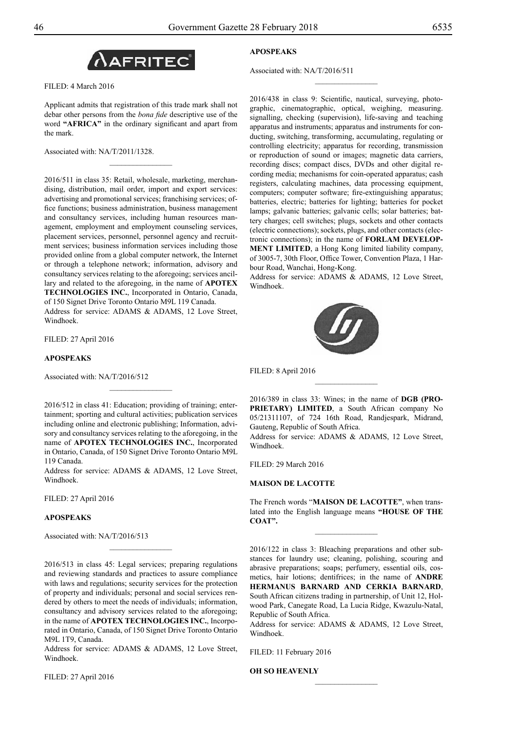AFRITEC

FILED: 4 March 2016

Applicant admits that registration of this trade mark shall not debar other persons from the *bona fide* descriptive use of the word **"AFRICA"** in the ordinary significant and apart from the mark.

Associated with: NA/T/2011/1328.

---

2016/511 in class 35: Retail, wholesale, marketing, merchandising, distribution, mail order, import and export services: advertising and promotional services; franchising services; office functions; business administration, business management and consultancy services, including human resources management, employment and employment counseling services, placement services, personnel, personnel agency and recruitment services; business information services including those provided online from a global computer network, the Internet or through a telephone network; information, advisory and consultancy services relating to the aforegoing; services ancillary and related to the aforegoing, in the name of **APOTEX TECHNOLOGIES INC.**, Incorporated in Ontario, Canada, of 150 Signet Drive Toronto Ontario M9L 119 Canada.
Address for service: ADAMS & ADAMS, 12 Love Street, Windhoek.

FILED: 27 April 2016

**APOSPEAKS**

Associated with: NA/T/2016/512

---

2016/512 in class 41: Education; providing of training; entertainment; sporting and cultural activities; publication services including online and electronic publishing; Information, advisory and consultancy services relating to the aforegoing, in the name of **APOTEX TECHNOLOGIES INC.**, Incorporated in Ontario, Canada, of 150 Signet Drive Toronto Ontario M9L 119 Canada.
Address for service: ADAMS & ADAMS, 12 Love Street, Windhoek.

FILED: 27 April 2016

**APOSPEAKS**

Associated with: NA/T/2016/513

---

2016/513 in class 45: Legal services; preparing regulations and reviewing standards and practices to assure compliance with laws and regulations; security services for the protection of property and individuals; personal and social services rendered by others to meet the needs of individuals; information, consultancy and advisory services related to the aforegoing; in the name of **APOTEX TECHNOLOGIES INC.**, Incorporated in Ontario, Canada, of 150 Signet Drive Toronto Ontario M9L 1T9, Canada.
Address for service: ADAMS & ADAMS, 12 Love Street, Windhoek.

FILED: 27 April 2016

**APOSPEAKS**

Associated with: NA/T/2016/511

---

2016/438 in class 9: Scientific, nautical, surveying, photographic, cinematographic, optical, weighing, measuring. signalling, checking (supervision), life-saving and teaching apparatus and instruments; apparatus and instruments for conducting, switching, transforming, accumulating, regulating or controlling electricity; apparatus for recording, transmission or reproduction of sound or images; magnetic data carriers, recording discs; compact discs, DVDs and other digital recording media; mechanisms for coin-operated apparatus; cash registers, calculating machines, data processing equipment, computers; computer software; fire-extinguishing apparatus; batteries, electric; batteries for lighting; batteries for pocket lamps; galvanic batteries; galvanic cells; solar batteries; battery charges; cell switches; plugs, sockets and other contacts (electric connections); sockets, plugs, and other contacts (electronic connections); in the name of **FORLAM DEVELOPMENT LIMITED**, a Hong Kong limited liability company, of 3005-7, 30th Floor, Office Tower, Convention Plaza, 1 Harbour Road, Wanchai, Hong-Kong.
Address for service: ADAMS & ADAMS, 12 Love Street, Windhoek.

FILED: 8 April 2016

---

2016/389 in class 33: Wines; in the name of **DGB (PROPRIETARY) LIMITED**, a South African company No 05/21311107, of 724 16th Road, Randjespark, Midrand, Gauteng, Republic of South Africa.
Address for service: ADAMS & ADAMS, 12 Love Street, Windhoek.

FILED: 29 March 2016

**MAISON DE LACOTTE**

The French words "**MAISON DE LACOTTE"**, when translated into the English language means **"HOUSE OF THE COAT".**

---

2016/122 in class 3: Bleaching preparations and other substances for laundry use; cleaning, polishing, scouring and abrasive preparations; soaps; perfumery, essential oils, cosmetics, hair lotions; dentifrices; in the name of **ANDRE HERMANUS BARNARD AND CERKIA BARNARD**, South African citizens trading in partnership, of Unit 12, Holwood Park, Canegate Road, La Lucia Ridge, Kwazulu-Natal, Republic of South Africa.
Address for service: ADAMS & ADAMS, 12 Love Street, Windhoek.

FILED: 11 February 2016

**OH SO HEAVENLY**

---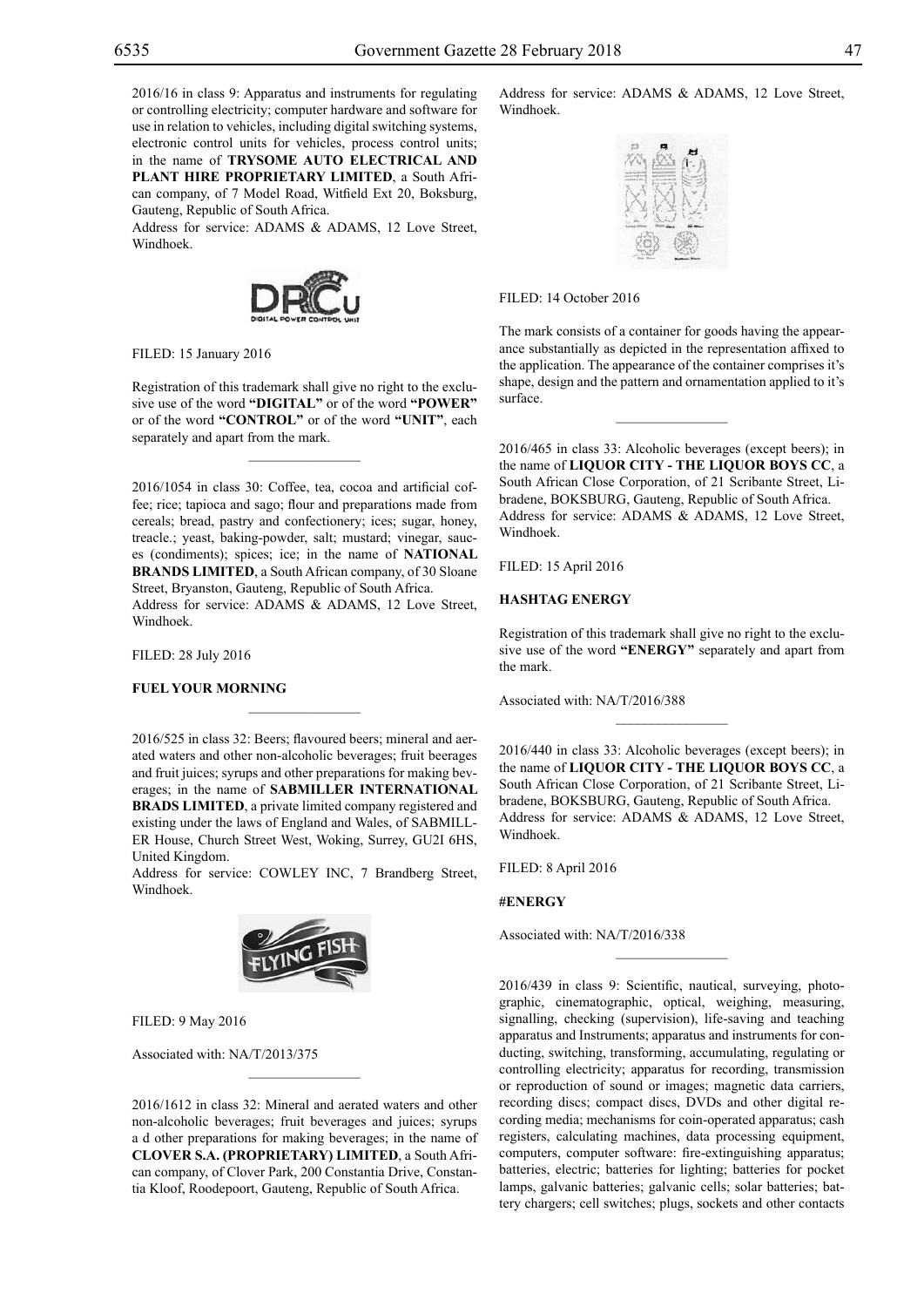2016/16 in class 9: Apparatus and instruments for regulating or controlling electricity; computer hardware and software for use in relation to vehicles, including digital switching systems, electronic control units for vehicles, process control units; in the name of **TRYSOME AUTO ELECTRICAL AND PLANT HIRE PROPRIETARY LIMITED**, a South African company, of 7 Model Road, Witfield Ext 20, Boksburg, Gauteng, Republic of South Africa.
Address for service: ADAMS & ADAMS, 12 Love Street, Windhoek.

FILED: 15 January 2016

Registration of this trademark shall give no right to the exclusive use of the word **"DIGITAL"** or of the word **"POWER"** or of the word **"CONTROL"** or of the word **"UNIT"**, each separately and apart from the mark.

---

2016/1054 in class 30: Coffee, tea, cocoa and artificial coffee; rice; tapioca and sago; flour and preparations made from cereals; bread, pastry and confectionery; ices; sugar, honey, treacle.; yeast, baking-powder, salt; mustard; vinegar, sauces (condiments); spices; ice; in the name of **NATIONAL BRANDS LIMITED**, a South African company, of 30 Sloane Street, Bryanston, Gauteng, Republic of South Africa.
Address for service: ADAMS & ADAMS, 12 Love Street, Windhoek.

FILED: 28 July 2016

**FUEL YOUR MORNING**

---

2016/525 in class 32: Beers; flavoured beers; mineral and aerated waters and other non-alcoholic beverages; fruit beerages and fruit juices; syrups and other preparations for making beverages; in the name of **SABMILLER INTERNATIONAL BRADS LIMITED**, a private limited company registered and existing under the laws of England and Wales, of SABMILLER House, Church Street West, Woking, Surrey, GU2I 6HS, United Kingdom.
Address for service: COWLEY INC, 7 Brandberg Street, Windhoek.

FILED: 9 May 2016

Associated with: NA/T/2013/375

---

2016/1612 in class 32: Mineral and aerated waters and other non-alcoholic beverages; fruit beverages and juices; syrups a d other preparations for making beverages; in the name of **CLOVER S.A. (PROPRIETARY) LIMITED**, a South African company, of Clover Park, 200 Constantia Drive, Constantia Kloof, Roodepoort, Gauteng, Republic of South Africa.
Address for service: ADAMS & ADAMS, 12 Love Street, Windhoek.

FILED: 14 October 2016

The mark consists of a container for goods having the appearance substantially as depicted in the representation affixed to the application. The appearance of the container comprises it's shape, design and the pattern and ornamentation applied to it's surface.

---

2016/465 in class 33: Alcoholic beverages (except beers); in the name of **LIQUOR CITY - THE LIQUOR BOYS CC**, a South African Close Corporation, of 21 Scribante Street, Libradene, BOKSBURG, Gauteng, Republic of South Africa.
Address for service: ADAMS & ADAMS, 12 Love Street, Windhoek.

FILED: 15 April 2016

**HASHTAG ENERGY**

Registration of this trademark shall give no right to the exclusive use of the word **"ENERGY"** separately and apart from the mark.

Associated with: NA/T/2016/388

---

2016/440 in class 33: Alcoholic beverages (except beers); in the name of **LIQUOR CITY - THE LIQUOR BOYS CC**, a South African Close Corporation, of 21 Scribante Street, Libradene, BOKSBURG, Gauteng, Republic of South Africa.
Address for service: ADAMS & ADAMS, 12 Love Street, Windhoek.

FILED: 8 April 2016

**#ENERGY**

Associated with: NA/T/2016/338

---

2016/439 in class 9: Scientific, nautical, surveying, photographic, cinematographic, optical, weighing, measuring, signalling, checking (supervision), life-saving and teaching apparatus and Instruments; apparatus and instruments for conducting, switching, transforming, accumulating, regulating or controlling electricity; apparatus for recording, transmission or reproduction of sound or images; magnetic data carriers, recording discs; compact discs, DVDs and other digital recording media; mechanisms for coin-operated apparatus; cash registers, calculating machines, data processing equipment, computers, computer software: fire-extinguishing apparatus; batteries, electric; batteries for lighting; batteries for pocket lamps, galvanic batteries; galvanic cells; solar batteries; battery chargers; cell switches; plugs, sockets and other contacts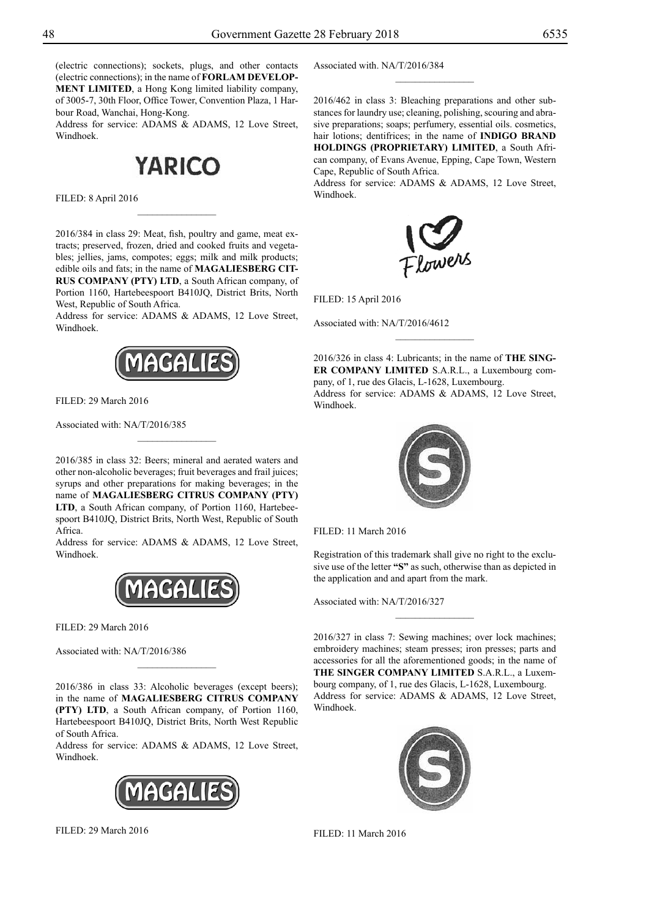(electric connections); sockets, plugs, and other contacts (electric connections); in the name of **FORLAM DEVELOPMENT LIMITED**, a Hong Kong limited liability company, of 3005-7, 30th Floor, Office Tower, Convention Plaza, 1 Harbour Road, Wanchai, Hong-Kong.
Address for service: ADAMS & ADAMS, 12 Love Street, Windhoek.

**YARICO**

FILED: 8 April 2016

________________

2016/384 in class 29: Meat, fish, poultry and game, meat extracts; preserved, frozen, dried and cooked fruits and vegetables; jellies, jams, compotes; eggs; milk and milk products; edible oils and fats; in the name of **MAGALIESBERG CITRUS COMPANY (PTY) LTD**, a South African company, of Portion 1160, Hartebeespoort B410JQ, District Brits, North West, Republic of South Africa.
Address for service: ADAMS & ADAMS, 12 Love Street, Windhoek.

**MAGALIES**

FILED: 29 March 2016

Associated with: NA/T/2016/385

________________

2016/385 in class 32: Beers; mineral and aerated waters and other non-alcoholic beverages; fruit beverages and frail juices; syrups and other preparations for making beverages; in the name of **MAGALIESBERG CITRUS COMPANY (PTY) LTD**, a South African company, of Portion 1160, Hartebeespoort B410JQ, District Brits, North West, Republic of South Africa.
Address for service: ADAMS & ADAMS, 12 Love Street, Windhoek.

**MAGALIES**

FILED: 29 March 2016

Associated with: NA/T/2016/386

________________

2016/386 in class 33: Alcoholic beverages (except beers); in the name of **MAGALIESBERG CITRUS COMPANY (PTY) LTD**, a South African company, of Portion 1160, Hartebeespoort B410JQ, District Brits, North West Republic of South Africa.
Address for service: ADAMS & ADAMS, 12 Love Street, Windhoek.

**MAGALIES**

FILED: 29 March 2016

Associated with. NA/T/2016/384

________________

2016/462 in class 3: Bleaching preparations and other substances for laundry use; cleaning, polishing, scouring and abrasive preparations; soaps; perfumery, essential oils. cosmetics, hair lotions; dentifrices; in the name of **INDIGO BRAND HOLDINGS (PROPRIETARY) LIMITED**, a South African company, of Evans Avenue, Epping, Cape Town, Western Cape, Republic of South Africa.
Address for service: ADAMS & ADAMS, 12 Love Street, Windhoek.

**I ♥ Flowers**

FILED: 15 April 2016

Associated with: NA/T/2016/4612

________________

2016/326 in class 4: Lubricants; in the name of **THE SINGER COMPANY LIMITED** S.A.R.L., a Luxembourg company, of 1, rue des Glacis, L-1628, Luxembourg.
Address for service: ADAMS & ADAMS, 12 Love Street, Windhoek.

**S**

FILED: 11 March 2016

Registration of this trademark shall give no right to the exclusive use of the letter **"S"** as such, otherwise than as depicted in the application and and apart from the mark.

Associated with: NA/T/2016/327

________________

2016/327 in class 7: Sewing machines; over lock machines; embroidery machines; steam presses; iron presses; parts and accessories for all the aforementioned goods; in the name of **THE SINGER COMPANY LIMITED** S.A.R.L., a Luxembourg company, of 1, rue des Glacis, L-1628, Luxembourg.
Address for service: ADAMS & ADAMS, 12 Love Street, Windhoek.

**S**

FILED: 11 March 2016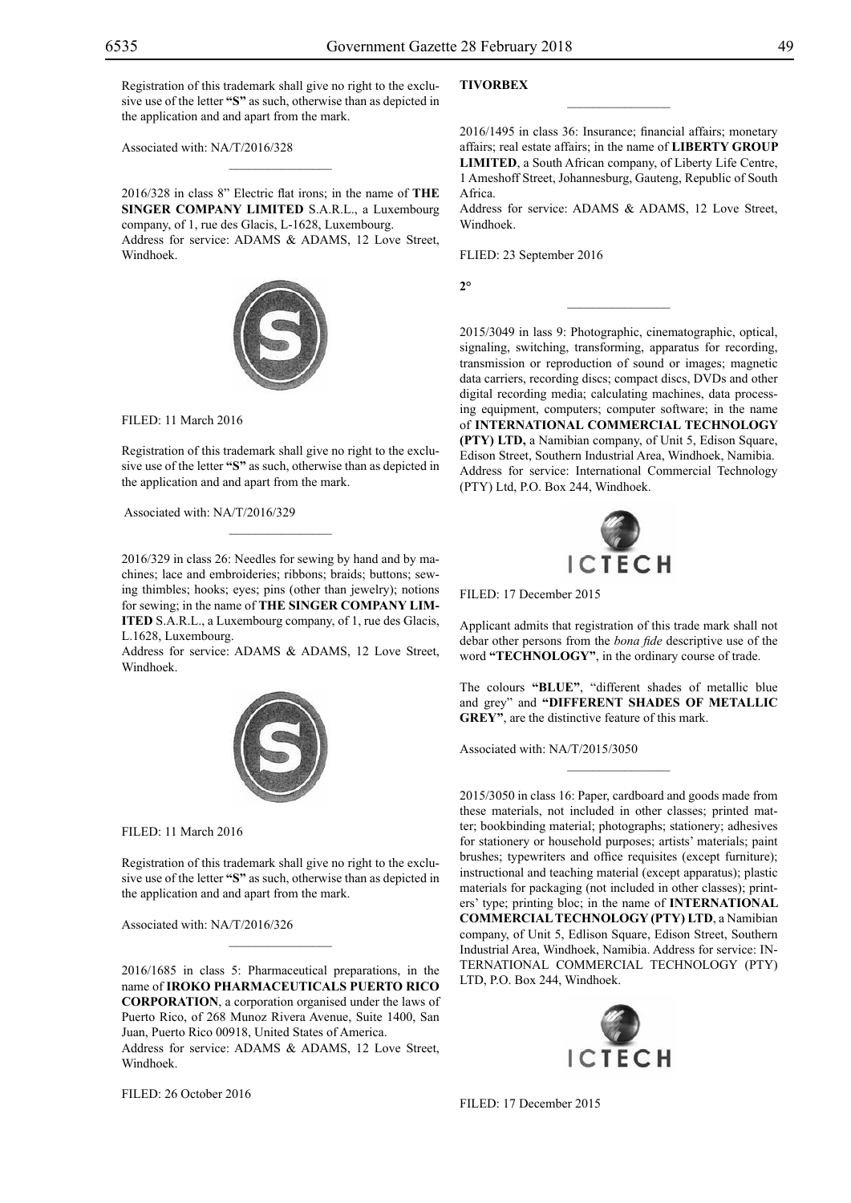Registration of this trademark shall give no right to the exclusive use of the letter **"S"** as such, otherwise than as depicted in the application and and apart from the mark.

Associated with: NA/T/2016/328

---

2016/328 in class 8" Electric flat irons; in the name of **THE SINGER COMPANY LIMITED** S.A.R.L., a Luxembourg company, of 1, rue des Glacis, L-1628, Luxembourg.
Address for service: ADAMS & ADAMS, 12 Love Street, Windhoek.

FILED: 11 March 2016

Registration of this trademark shall give no right to the exclusive use of the letter **"S"** as such, otherwise than as depicted in the application and and apart from the mark.

Associated with: NA/T/2016/329

---

2016/329 in class 26: Needles for sewing by hand and by machines; lace and embroideries; ribbons; braids; buttons; sewing thimbles; hooks; eyes; pins (other than jewelry); notions for sewing; in the name of **THE SINGER COMPANY LIMITED** S.A.R.L., a Luxembourg company, of 1, rue des Glacis, L.1628, Luxembourg.
Address for service: ADAMS & ADAMS, 12 Love Street, Windhoek.

FILED: 11 March 2016

Registration of this trademark shall give no right to the exclusive use of the letter **"S"** as such, otherwise than as depicted in the application and and apart from the mark.

Associated with: NA/T/2016/326

---

2016/1685 in class 5: Pharmaceutical preparations, in the name of **IROKO PHARMACEUTICALS PUERTO RICO CORPORATION**, a corporation organised under the laws of Puerto Rico, of 268 Munoz Rivera Avenue, Suite 1400, San Juan, Puerto Rico 00918, United States of America.
Address for service: ADAMS & ADAMS, 12 Love Street, Windhoek.

FILED: 26 October 2016

**TIVORBEX**

---

2016/1495 in class 36: Insurance; financial affairs; monetary affairs; real estate affairs; in the name of **LIBERTY GROUP LIMITED**, a South African company, of Liberty Life Centre, 1 Ameshoff Street, Johannesburg, Gauteng, Republic of South Africa.
Address for service: ADAMS & ADAMS, 12 Love Street, Windhoek.

FLIED: 23 September 2016

**2°**

---

2015/3049 in lass 9: Photographic, cinematographic, optical, signaling, switching, transforming, apparatus for recording, transmission or reproduction of sound or images; magnetic data carriers, recording discs; compact discs, DVDs and other digital recording media; calculating machines, data processing equipment, computers; computer software; in the name of **INTERNATIONAL COMMERCIAL TECHNOLOGY (PTY) LTD,** a Namibian company, of Unit 5, Edison Square, Edison Street, Southern Industrial Area, Windhoek, Namibia. Address for service: International Commercial Technology (PTY) Ltd, P.O. Box 244, Windhoek.

ICTECH

FILED: 17 December 2015

Applicant admits that registration of this trade mark shall not debar other persons from the *bona fide* descriptive use of the word **"TECHNOLOGY"**, in the ordinary course of trade.

The colours **"BLUE"**, "different shades of metallic blue and grey" and **"DIFFERENT SHADES OF METALLIC GREY"**, are the distinctive feature of this mark.

Associated with: NA/T/2015/3050

---

2015/3050 in class 16: Paper, cardboard and goods made from these materials, not included in other classes; printed matter; bookbinding material; photographs; stationery; adhesives for stationery or household purposes; artists' materials; paint brushes; typewriters and office requisites (except furniture); instructional and teaching material (except apparatus); plastic materials for packaging (not included in other classes); printers' type; printing bloc; in the name of **INTERNATIONAL COMMERCIAL TECHNOLOGY (PTY) LTD**, a Namibian company, of Unit 5, Edlison Square, Edison Street, Southern Industrial Area, Windhoek, Namibia. Address for service: INTERNATIONAL COMMERCIAL TECHNOLOGY (PTY) LTD, P.O. Box 244, Windhoek.

ICTECH

FILED: 17 December 2015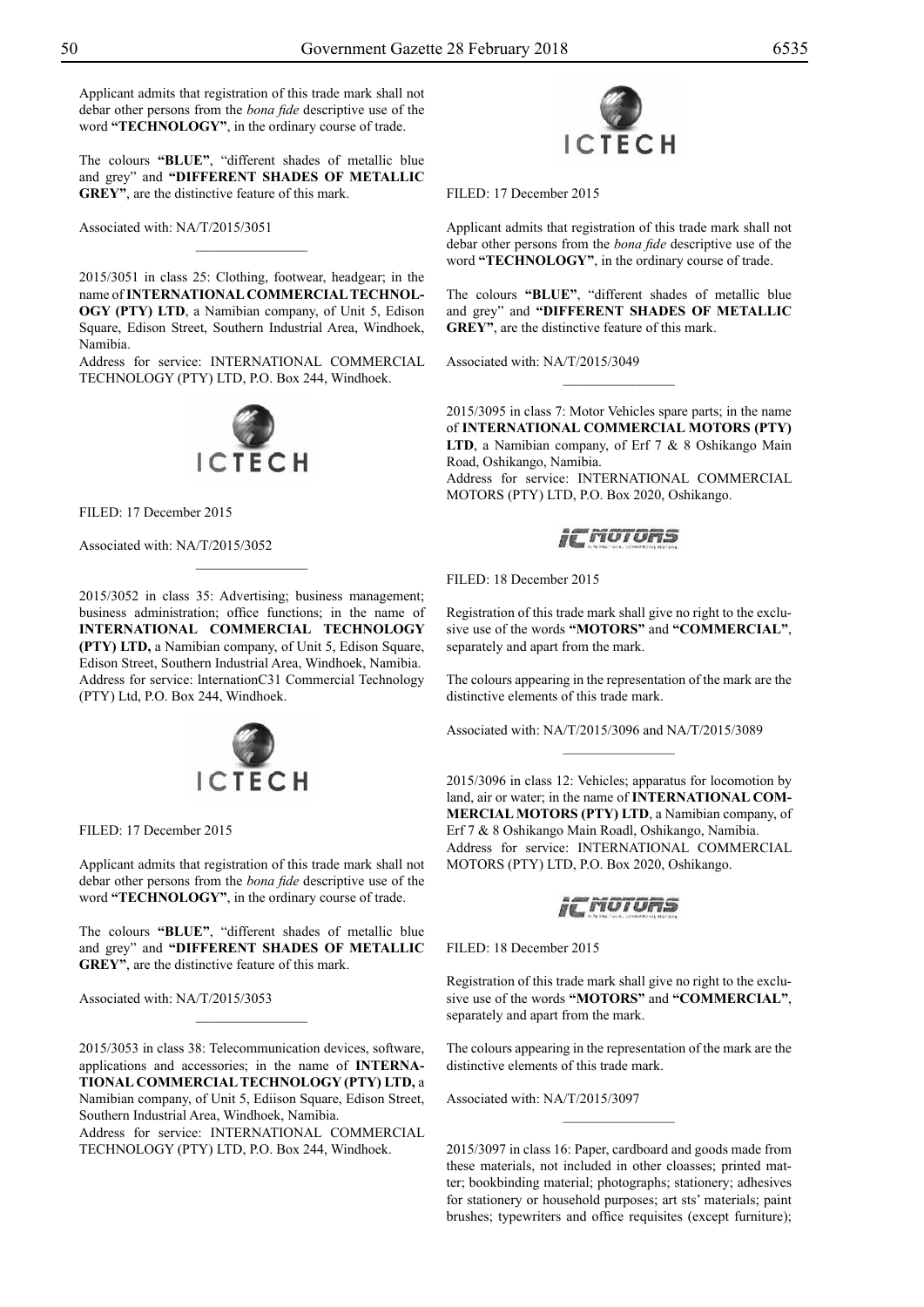Applicant admits that registration of this trade mark shall not debar other persons from the *bona fide* descriptive use of the word **"TECHNOLOGY"**, in the ordinary course of trade.

The colours **"BLUE"**, "different shades of metallic blue and grey" and **"DIFFERENT SHADES OF METALLIC GREY"**, are the distinctive feature of this mark.

Associated with: NA/T/2015/3051

---

2015/3051 in class 25: Clothing, footwear, headgear; in the name of **INTERNATIONAL COMMERCIAL TECHNOLOGY (PTY) LTD**, a Namibian company, of Unit 5, Edison Square, Edison Street, Southern Industrial Area, Windhoek, Namibia.
Address for service: INTERNATIONAL COMMERCIAL TECHNOLOGY (PTY) LTD, P.O. Box 244, Windhoek.

ICTECH

FILED: 17 December 2015

Associated with: NA/T/2015/3052

---

2015/3052 in class 35: Advertising; business management; business administration; office functions; in the name of **INTERNATIONAL COMMERCIAL TECHNOLOGY (PTY) LTD,** a Namibian company, of Unit 5, Edison Square, Edison Street, Southern Industrial Area, Windhoek, Namibia.
Address for service: lnternationC31 Commercial Technology (PTY) Ltd, P.O. Box 244, Windhoek.

ICTECH

FILED: 17 December 2015

Applicant admits that registration of this trade mark shall not debar other persons from the *bona fide* descriptive use of the word **"TECHNOLOGY"**, in the ordinary course of trade.

The colours **"BLUE"**, "different shades of metallic blue and grey" and **"DIFFERENT SHADES OF METALLIC GREY"**, are the distinctive feature of this mark.

Associated with: NA/T/2015/3053

---

2015/3053 in class 38: Telecommunication devices, software, applications and accessories; in the name of **INTERNATIONAL COMMERCIAL TECHNOLOGY (PTY) LTD,** a Namibian company, of Unit 5, Ediison Square, Edison Street, Southern Industrial Area, Windhoek, Namibia.
Address for service: INTERNATIONAL COMMERCIAL TECHNOLOGY (PTY) LTD, P.O. Box 244, Windhoek.

ICTECH

FILED: 17 December 2015

Applicant admits that registration of this trade mark shall not debar other persons from the *bona fide* descriptive use of the word **"TECHNOLOGY"**, in the ordinary course of trade.

The colours **"BLUE"**, "different shades of metallic blue and grey" and **"DIFFERENT SHADES OF METALLIC GREY"**, are the distinctive feature of this mark.

Associated with: NA/T/2015/3049

---

2015/3095 in class 7: Motor Vehicles spare parts; in the name of **INTERNATIONAL COMMERCIAL MOTORS (PTY) LTD**, a Namibian company, of Erf 7 & 8 Oshikango Main Road, Oshikango, Namibia.
Address for service: INTERNATIONAL COMMERCIAL MOTORS (PTY) LTD, P.O. Box 2020, Oshikango.

IC MOTORS

FILED: 18 December 2015

Registration of this trade mark shall give no right to the exclusive use of the words **"MOTORS"** and **"COMMERCIAL"**, separately and apart from the mark.

The colours appearing in the representation of the mark are the distinctive elements of this trade mark.

Associated with: NA/T/2015/3096 and NA/T/2015/3089

---

2015/3096 in class 12: Vehicles; apparatus for locomotion by land, air or water; in the name of **INTERNATIONAL COMMERCIAL MOTORS (PTY) LTD**, a Namibian company, of Erf 7 & 8 Oshikango Main Roadl, Oshikango, Namibia.
Address for service: INTERNATIONAL COMMERCIAL MOTORS (PTY) LTD, P.O. Box 2020, Oshikango.

IC MOTORS

FILED: 18 December 2015

Registration of this trade mark shall give no right to the exclusive use of the words **"MOTORS"** and **"COMMERCIAL"**, separately and apart from the mark.

The colours appearing in the representation of the mark are the distinctive elements of this trade mark.

Associated with: NA/T/2015/3097

---

2015/3097 in class 16: Paper, cardboard and goods made from these materials, not included in other cloasses; printed matter; bookbinding material; photographs; stationery; adhesives for stationery or household purposes; art sts' materials; paint brushes; typewriters and office requisites (except furniture);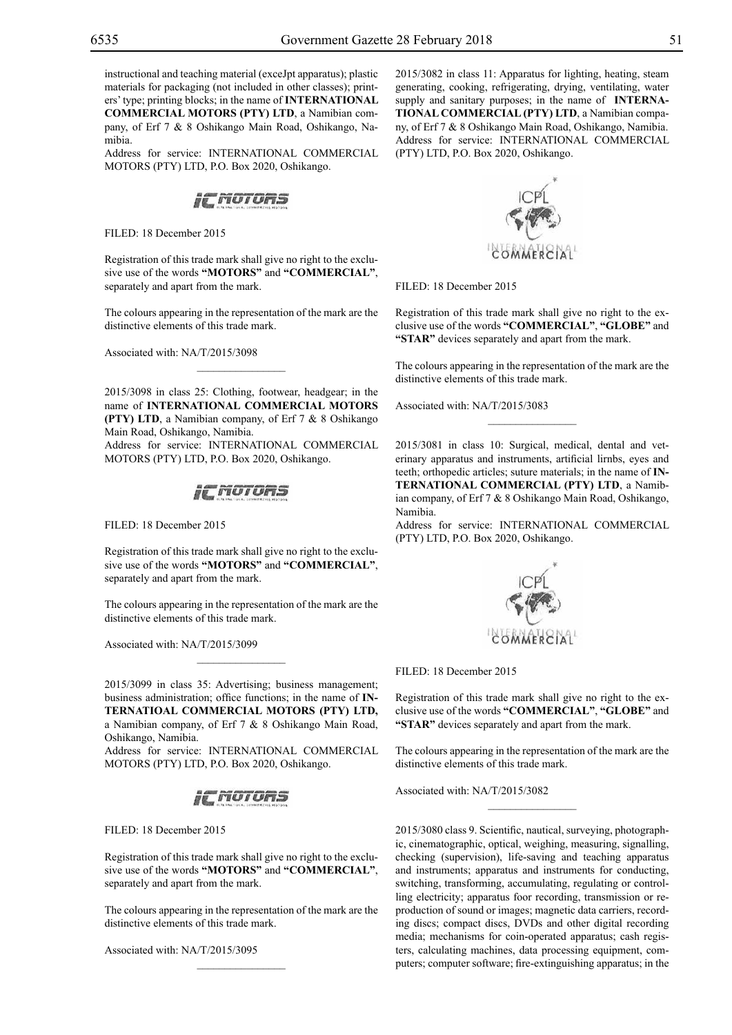instructional and teaching material (exceJpt apparatus); plastic materials for packaging (not included in other classes); printers' type; printing blocks; in the name of **INTERNATIONAL COMMERCIAL MOTORS (PTY) LTD**, a Namibian company, of Erf 7 & 8 Oshikango Main Road, Oshikango, Namibia.

Address for service: INTERNATIONAL COMMERCIAL MOTORS (PTY) LTD, P.O. Box 2020, Oshikango.

FILED: 18 December 2015

Registration of this trade mark shall give no right to the exclusive use of the words **"MOTORS"** and **"COMMERCIAL"**, separately and apart from the mark.

The colours appearing in the representation of the mark are the distinctive elements of this trade mark.

Associated with: NA/T/2015/3098

---

2015/3098 in class 25: Clothing, footwear, headgear; in the name of **INTERNATIONAL COMMERCIAL MOTORS (PTY) LTD**, a Namibian company, of Erf 7 & 8 Oshikango Main Road, Oshikango, Namibia.

Address for service: INTERNATIONAL COMMERCIAL MOTORS (PTY) LTD, P.O. Box 2020, Oshikango.

FILED: 18 December 2015

Registration of this trade mark shall give no right to the exclusive use of the words **"MOTORS"** and **"COMMERCIAL"**, separately and apart from the mark.

The colours appearing in the representation of the mark are the distinctive elements of this trade mark.

Associated with: NA/T/2015/3099

---

2015/3099 in class 35: Advertising; business management; business administration; office functions; in the name of **INTERNATIOAL COMMERCIAL MOTORS (PTY) LTD,** a Namibian company, of Erf 7 & 8 Oshikango Main Road, Oshikango, Namibia.

Address for service: INTERNATIONAL COMMERCIAL MOTORS (PTY) LTD, P.O. Box 2020, Oshikango.

FILED: 18 December 2015

Registration of this trade mark shall give no right to the exclusive use of the words **"MOTORS"** and **"COMMERCIAL"**, separately and apart from the mark.

The colours appearing in the representation of the mark are the distinctive elements of this trade mark.

Associated with: NA/T/2015/3095

---

2015/3082 in class 11: Apparatus for lighting, heating, steam generating, cooking, refrigerating, drying, ventilating, water supply and sanitary purposes; in the name of **INTERNATIONAL COMMERCIAL (PTY) LTD**, a Namibian company, of Erf 7 & 8 Oshikango Main Road, Oshikango, Namibia.

Address for service: INTERNATIONAL COMMERCIAL (PTY) LTD, P.O. Box 2020, Oshikango.

FILED: 18 December 2015

Registration of this trade mark shall give no right to the exclusive use of the words **"COMMERCIAL"**, **"GLOBE"** and **"STAR"** devices separately and apart from the mark.

The colours appearing in the representation of the mark are the distinctive elements of this trade mark.

Associated with: NA/T/2015/3083

---

2015/3081 in class 10: Surgical, medical, dental and veterinary apparatus and instruments, artificial limbs, eyes and teeth; orthopedic articles; suture materials; in the name of **INTERNATIONAL COMMERCIAL (PTY) LTD**, a Namibian company, of Erf 7 & 8 Oshikango Main Road, Oshikango, Namibia.

Address for service: INTERNATIONAL COMMERCIAL (PTY) LTD, P.O. Box 2020, Oshikango.

FILED: 18 December 2015

Registration of this trade mark shall give no right to the exclusive use of the words **"COMMERCIAL"**, **"GLOBE"** and **"STAR"** devices separately and apart from the mark.

The colours appearing in the representation of the mark are the distinctive elements of this trade mark.

Associated with: NA/T/2015/3082

---

2015/3080 class 9. Scientific, nautical, surveying, photographic, cinematographic, optical, weighing, measuring, signalling, checking (supervision), life-saving and teaching apparatus and instruments; apparatus and instruments for conducting, switching, transforming, accumulating, regulating or controlling electricity; apparatus foor recording, transmission or reproduction of sound or images; magnetic data carriers, recording discs; compact discs, DVDs and other digital recording media; mechanisms for coin-operated apparatus; cash registers, calculating machines, data processing equipment, computers; computer software; fire-extinguishing apparatus; in the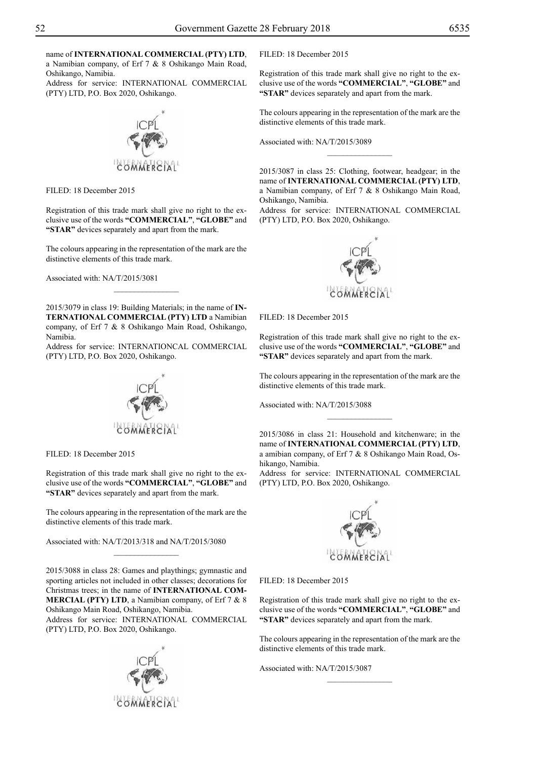name of **INTERNATIONAL COMMERCIAL (PTY) LTD**, a Namibian company, of Erf 7 & 8 Oshikango Main Road, Oshikango, Namibia.

Address for service: INTERNATIONAL COMMERCIAL (PTY) LTD, P.O. Box 2020, Oshikango.

FILED: 18 December 2015

Registration of this trade mark shall give no right to the exclusive use of the words **"COMMERCIAL"**, **"GLOBE"** and **"STAR"** devices separately and apart from the mark.

The colours appearing in the representation of the mark are the distinctive elements of this trade mark.

Associated with: NA/T/2015/3081

---

2015/3079 in class 19: Building Materials; in the name of **INTERNATIONAL COMMERCIAL (PTY) LTD** a Namibian company, of Erf 7 & 8 Oshikango Main Road, Oshikango, Namibia.

Address for service: INTERNATIONCAL COMMERCIAL (PTY) LTD, P.O. Box 2020, Oshikango.

FILED: 18 December 2015

Registration of this trade mark shall give no right to the exclusive use of the words **"COMMERCIAL"**, **"GLOBE"** and **"STAR"** devices separately and apart from the mark.

The colours appearing in the representation of the mark are the distinctive elements of this trade mark.

Associated with: NA/T/2013/318 and NA/T/2015/3080

---

2015/3088 in class 28: Games and playthings; gymnastic and sporting articles not included in other classes; decorations for Christmas trees; in the name of **INTERNATIONAL COMMERCIAL (PTY) LTD**, a Namibian company, of Erf 7 & 8 Oshikango Main Road, Oshikango, Namibia.

Address for service: INTERNATIONAL COMMERCIAL (PTY) LTD, P.O. Box 2020, Oshikango.

FILED: 18 December 2015

Registration of this trade mark shall give no right to the exclusive use of the words **"COMMERCIAL"**, **"GLOBE"** and **"STAR"** devices separately and apart from the mark.

The colours appearing in the representation of the mark are the distinctive elements of this trade mark.

Associated with: NA/T/2015/3089

---

2015/3087 in class 25: Clothing, footwear, headgear; in the name of **INTERNATIONAL COMMERCIAL (PTY) LTD**, a Namibian company, of Erf 7 & 8 Oshikango Main Road, Oshikango, Namibia.

Address for service: INTERNATIONAL COMMERCIAL (PTY) LTD, P.O. Box 2020, Oshikango.

FILED: 18 December 2015

Registration of this trade mark shall give no right to the exclusive use of the words **"COMMERCIAL"**, **"GLOBE"** and **"STAR"** devices separately and apart from the mark.

The colours appearing in the representation of the mark are the distinctive elements of this trade mark.

Associated with: NA/T/2015/3088

---

2015/3086 in class 21: Household and kitchenware; in the name of **INTERNATIONAL COMMERCIAL (PTY) LTD**, a amibian company, of Erf 7 & 8 Oshikango Main Road, Oshikango, Namibia.

Address for service: INTERNATIONAL COMMERCIAL (PTY) LTD, P.O. Box 2020, Oshikango.

FILED: 18 December 2015

Registration of this trade mark shall give no right to the exclusive use of the words **"COMMERCIAL"**, **"GLOBE"** and **"STAR"** devices separately and apart from the mark.

The colours appearing in the representation of the mark are the distinctive elements of this trade mark.

Associated with: NA/T/2015/3087

---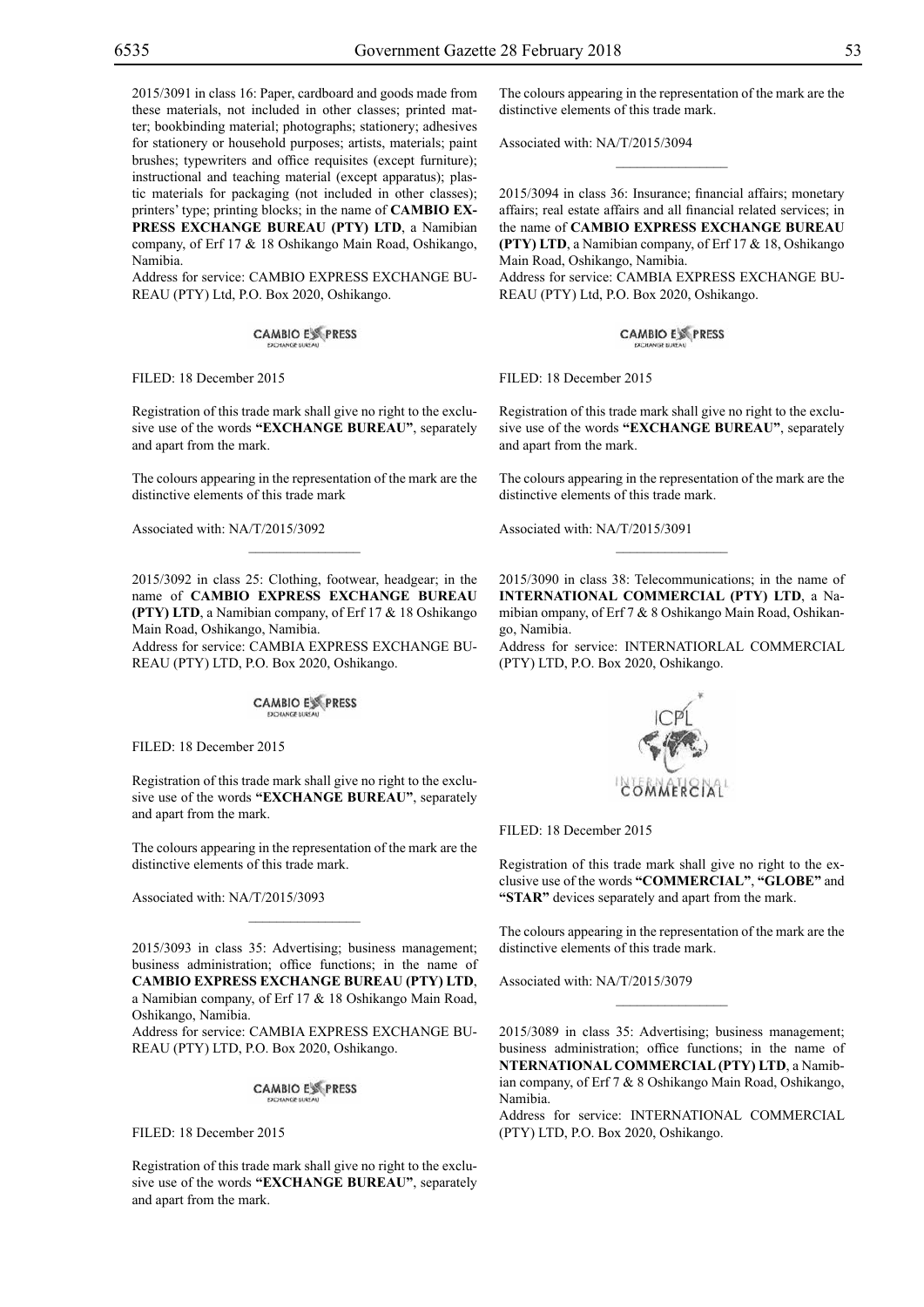2015/3091 in class 16: Paper, cardboard and goods made from these materials, not included in other classes; printed matter; bookbinding material; photographs; stationery; adhesives for stationery or household purposes; artists, materials; paint brushes; typewriters and office requisites (except furniture); instructional and teaching material (except apparatus); plastic materials for packaging (not included in other classes); printers' type; printing blocks; in the name of **CAMBIO EXPRESS EXCHANGE BUREAU (PTY) LTD**, a Namibian company, of Erf 17 & 18 Oshikango Main Road, Oshikango, Namibia.
Address for service: CAMBIO EXPRESS EXCHANGE BUREAU (PTY) Ltd, P.O. Box 2020, Oshikango.

CAMBIO EXPRESS EXCHANGE BUREAU

FILED: 18 December 2015

Registration of this trade mark shall give no right to the exclusive use of the words **"EXCHANGE BUREAU"**, separately and apart from the mark.

The colours appearing in the representation of the mark are the distinctive elements of this trade mark

Associated with: NA/T/2015/3092

---

2015/3092 in class 25: Clothing, footwear, headgear; in the name of **CAMBIO EXPRESS EXCHANGE BUREAU (PTY) LTD**, a Namibian company, of Erf 17 & 18 Oshikango Main Road, Oshikango, Namibia.
Address for service: CAMBIA EXPRESS EXCHANGE BUREAU (PTY) LTD, P.O. Box 2020, Oshikango.

CAMBIO EXPRESS EXCHANGE BUREAU

FILED: 18 December 2015

Registration of this trade mark shall give no right to the exclusive use of the words **"EXCHANGE BUREAU"**, separately and apart from the mark.

The colours appearing in the representation of the mark are the distinctive elements of this trade mark.

Associated with: NA/T/2015/3093

---

2015/3093 in class 35: Advertising; business management; business administration; office functions; in the name of **CAMBIO EXPRESS EXCHANGE BUREAU (PTY) LTD**, a Namibian company, of Erf 17 & 18 Oshikango Main Road, Oshikango, Namibia.
Address for service: CAMBIA EXPRESS EXCHANGE BUREAU (PTY) LTD, P.O. Box 2020, Oshikango.

CAMBIO EXPRESS EXCHANGE BUREAU

FILED: 18 December 2015

Registration of this trade mark shall give no right to the exclusive use of the words **"EXCHANGE BUREAU"**, separately and apart from the mark.

The colours appearing in the representation of the mark are the distinctive elements of this trade mark.

Associated with: NA/T/2015/3094

---

2015/3094 in class 36: Insurance; financial affairs; monetary affairs; real estate affairs and all financial related services; in the name of **CAMBIO EXPRESS EXCHANGE BUREAU (PTY) LTD**, a Namibian company, of Erf 17 & 18, Oshikango Main Road, Oshikango, Namibia.
Address for service: CAMBIA EXPRESS EXCHANGE BUREAU (PTY) Ltd, P.O. Box 2020, Oshikango.

CAMBIO EXPRESS EXCHANGE BUREAU

FILED: 18 December 2015

Registration of this trade mark shall give no right to the exclusive use of the words **"EXCHANGE BUREAU"**, separately and apart from the mark.

The colours appearing in the representation of the mark are the distinctive elements of this trade mark.

Associated with: NA/T/2015/3091

---

2015/3090 in class 38: Telecommunications; in the name of **INTERNATIONAL COMMERCIAL (PTY) LTD**, a Namibian ompany, of Erf 7 & 8 Oshikango Main Road, Oshikango, Namibia.
Address for service: INTERNATIORLAL COMMERCIAL (PTY) LTD, P.O. Box 2020, Oshikango.

ICPL INTERNATIONAL COMMERCIAL

FILED: 18 December 2015

Registration of this trade mark shall give no right to the exclusive use of the words **"COMMERCIAL"**, **"GLOBE"** and **"STAR"** devices separately and apart from the mark.

The colours appearing in the representation of the mark are the distinctive elements of this trade mark.

Associated with: NA/T/2015/3079

---

2015/3089 in class 35: Advertising; business management; business administration; office functions; in the name of **NTERNATIONAL COMMERCIAL (PTY) LTD**, a Namibian company, of Erf 7 & 8 Oshikango Main Road, Oshikango, Namibia.
Address for service: INTERNATIONAL COMMERCIAL (PTY) LTD, P.O. Box 2020, Oshikango.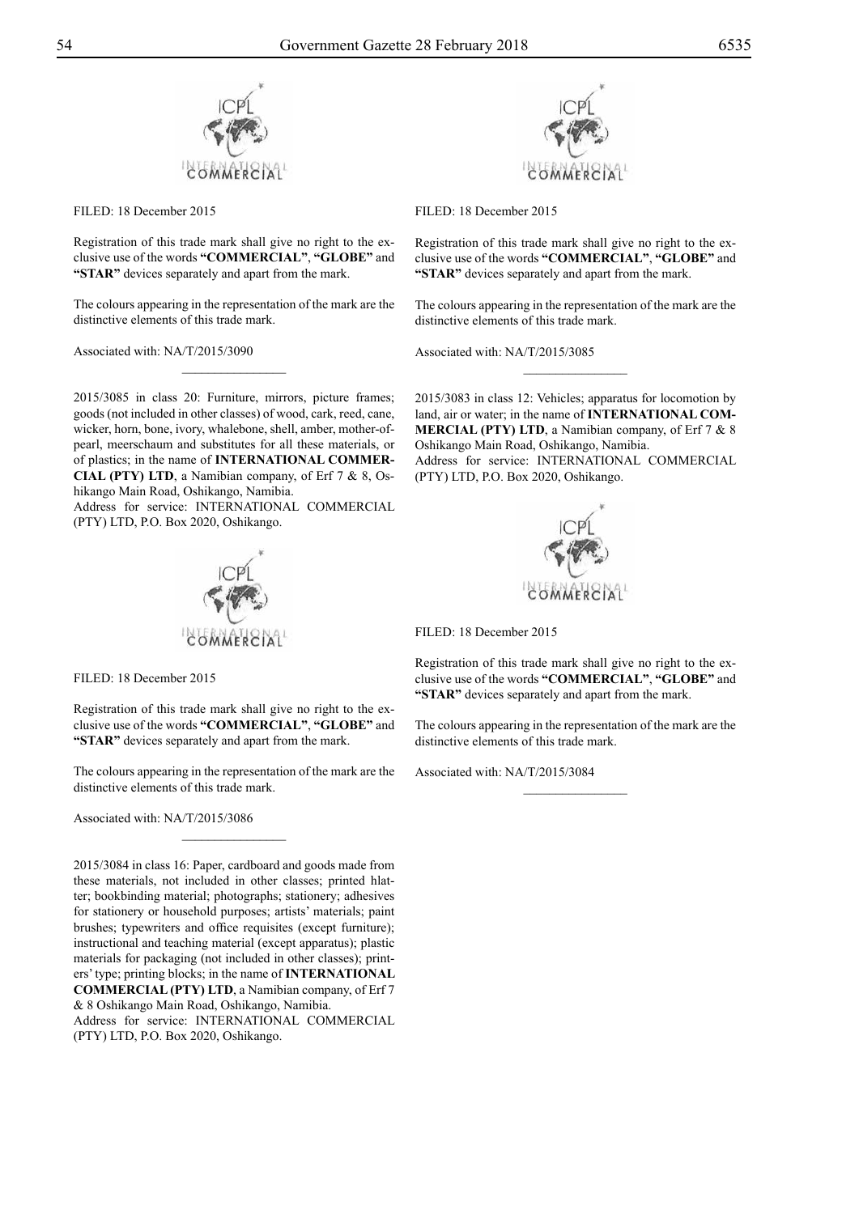FILED: 18 December 2015

Registration of this trade mark shall give no right to the exclusive use of the words **"COMMERCIAL"**, **"GLOBE"** and **"STAR"** devices separately and apart from the mark.

The colours appearing in the representation of the mark are the distinctive elements of this trade mark.

Associated with: NA/T/2015/3090

---

2015/3085 in class 20: Furniture, mirrors, picture frames; goods (not included in other classes) of wood, cark, reed, cane, wicker, horn, bone, ivory, whalebone, shell, amber, mother-of-pearl, meerschaum and substitutes for all these materials, or of plastics; in the name of **INTERNATIONAL COMMERCIAL (PTY) LTD**, a Namibian company, of Erf 7 & 8, Oshikango Main Road, Oshikango, Namibia.
Address for service: INTERNATIONAL COMMERCIAL (PTY) LTD, P.O. Box 2020, Oshikango.

FILED: 18 December 2015

Registration of this trade mark shall give no right to the exclusive use of the words **"COMMERCIAL"**, **"GLOBE"** and **"STAR"** devices separately and apart from the mark.

The colours appearing in the representation of the mark are the distinctive elements of this trade mark.

Associated with: NA/T/2015/3086

---

2015/3084 in class 16: Paper, cardboard and goods made from these materials, not included in other classes; printed hlatter; bookbinding material; photographs; stationery; adhesives for stationery or household purposes; artists' materials; paint brushes; typewriters and office requisites (except furniture); instructional and teaching material (except apparatus); plastic materials for packaging (not included in other classes); printers' type; printing blocks; in the name of **INTERNATIONAL COMMERCIAL (PTY) LTD**, a Namibian company, of Erf 7 & 8 Oshikango Main Road, Oshikango, Namibia.
Address for service: INTERNATIONAL COMMERCIAL (PTY) LTD, P.O. Box 2020, Oshikango.

FILED: 18 December 2015

Registration of this trade mark shall give no right to the exclusive use of the words **"COMMERCIAL"**, **"GLOBE"** and **"STAR"** devices separately and apart from the mark.

The colours appearing in the representation of the mark are the distinctive elements of this trade mark.

Associated with: NA/T/2015/3085

---

2015/3083 in class 12: Vehicles; apparatus for locomotion by land, air or water; in the name of **INTERNATIONAL COMMERCIAL (PTY) LTD**, a Namibian company, of Erf 7 & 8 Oshikango Main Road, Oshikango, Namibia.
Address for service: INTERNATIONAL COMMERCIAL (PTY) LTD, P.O. Box 2020, Oshikango.

FILED: 18 December 2015

Registration of this trade mark shall give no right to the exclusive use of the words **"COMMERCIAL"**, **"GLOBE"** and **"STAR"** devices separately and apart from the mark.

The colours appearing in the representation of the mark are the distinctive elements of this trade mark.

Associated with: NA/T/2015/3084

---